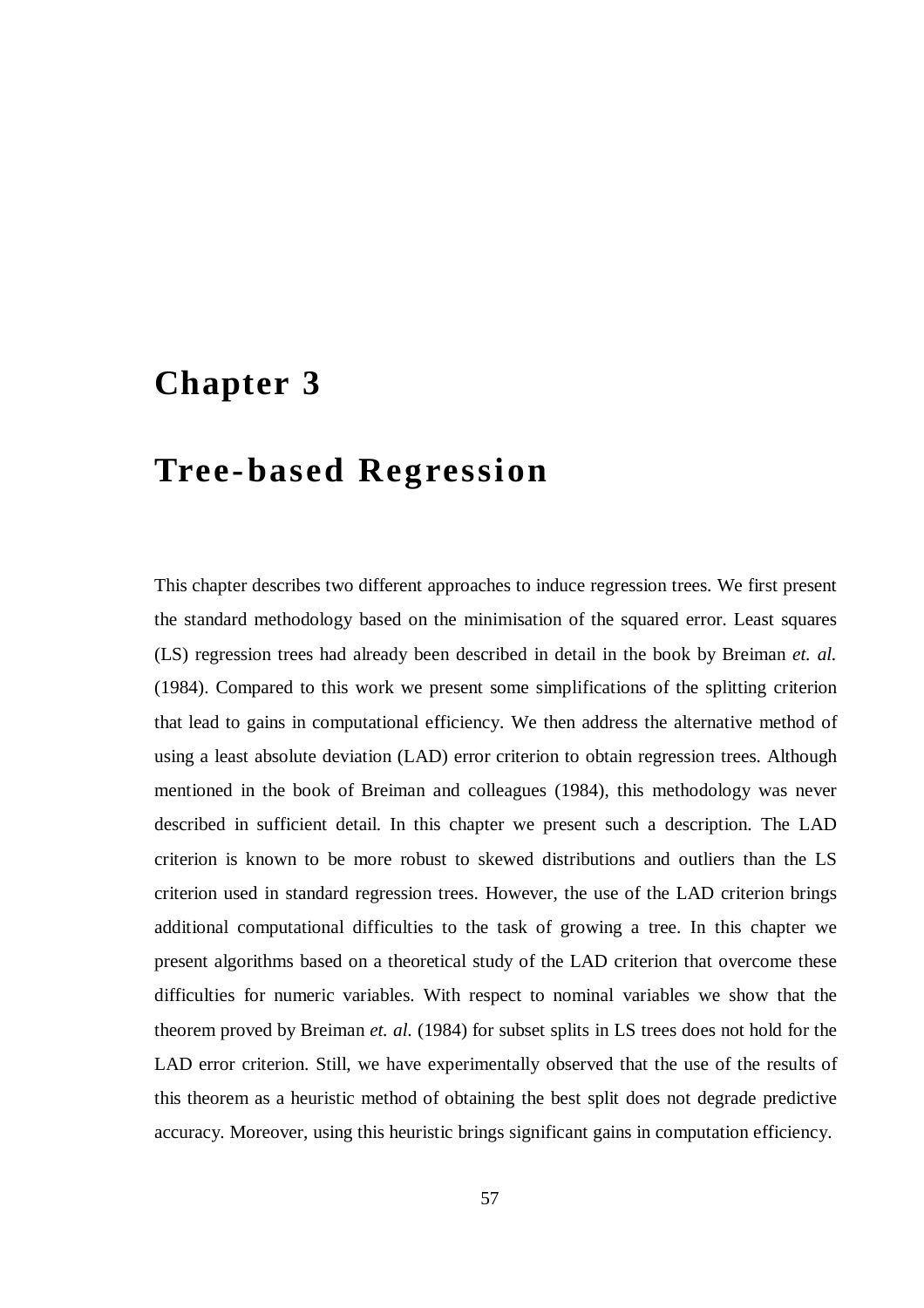# Chapter 3

# Tree-based Regression

This chapter describes two different approaches to induce regression trees. We first present the standard methodology based on the minimisation of the squared error. Least squares (LS) regression trees had already been described in detail in the book by Breiman *et. al.* (1984). Compared to this work we present some simplifications of the splitting criterion that lead to gains in computational efficiency. We then address the alternative method of using a least absolute deviation (LAD) error criterion to obtain regression trees. Although mentioned in the book of Breiman and colleagues (1984), this methodology was never described in sufficient detail. In this chapter we present such a description. The LAD criterion is known to be more robust to skewed distributions and outliers than the LS criterion used in standard regression trees. However, the use of the LAD criterion brings additional computational difficulties to the task of growing a tree. In this chapter we present algorithms based on a theoretical study of the LAD criterion that overcome these difficulties for numeric variables. With respect to nominal variables we show that the theorem proved by Breiman *et. al.* (1984) for subset splits in LS trees does not hold for the LAD error criterion. Still, we have experimentally observed that the use of the results of this theorem as a heuristic method of obtaining the best split does not degrade predictive accuracy. Moreover, using this heuristic brings significant gains in computation efficiency.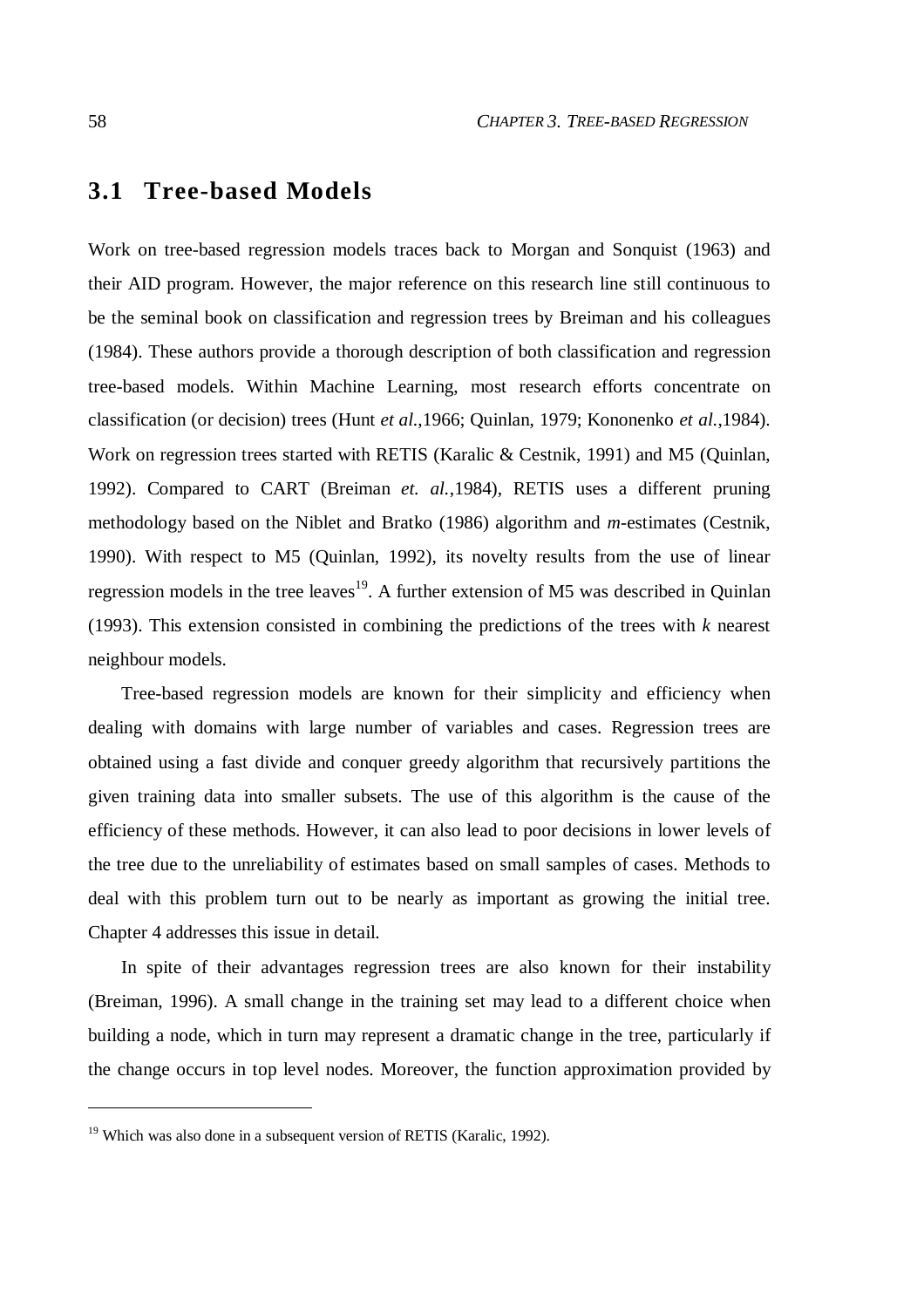## 3.1 Tree-based Models

Work on tree-based regression models traces back to Morgan and Sonquist (1963) and their AID program. However, the major reference on this research line still continuous to be the seminal book on classification and regression trees by Breiman and his colleagues (1984). These authors provide a thorough description of both classification and regression tree-based models. Within Machine Learning, most research efforts concentrate on classification (or decision) trees (Hunt *et al.*,1966; Quinlan, 1979; Kononenko *et al.*,1984). Work on regression trees started with RETIS (Karalic & Cestnik, 1991) and M5 (Quinlan, 1992). Compared to CART (Breiman *et. al.*,1984), RETIS uses a different pruning methodology based on the Niblet and Bratko (1986) algorithm and *m*-estimates (Cestnik, 1990). With respect to M5 (Quinlan, 1992), its novelty results from the use of linear regression models in the tree leaves[19]. A further extension of M5 was described in Quinlan (1993). This extension consisted in combining the predictions of the trees with *k* nearest neighbour models.

Tree-based regression models are known for their simplicity and efficiency when dealing with domains with large number of variables and cases. Regression trees are obtained using a fast divide and conquer greedy algorithm that recursively partitions the given training data into smaller subsets. The use of this algorithm is the cause of the efficiency of these methods. However, it can also lead to poor decisions in lower levels of the tree due to the unreliability of estimates based on small samples of cases. Methods to deal with this problem turn out to be nearly as important as growing the initial tree. Chapter 4 addresses this issue in detail.

In spite of their advantages regression trees are also known for their instability (Breiman, 1996). A small change in the training set may lead to a different choice when building a node, which in turn may represent a dramatic change in the tree, particularly if the change occurs in top level nodes. Moreover, the function approximation provided by

---

[19] Which was also done in a subsequent version of RETIS (Karalic, 1992).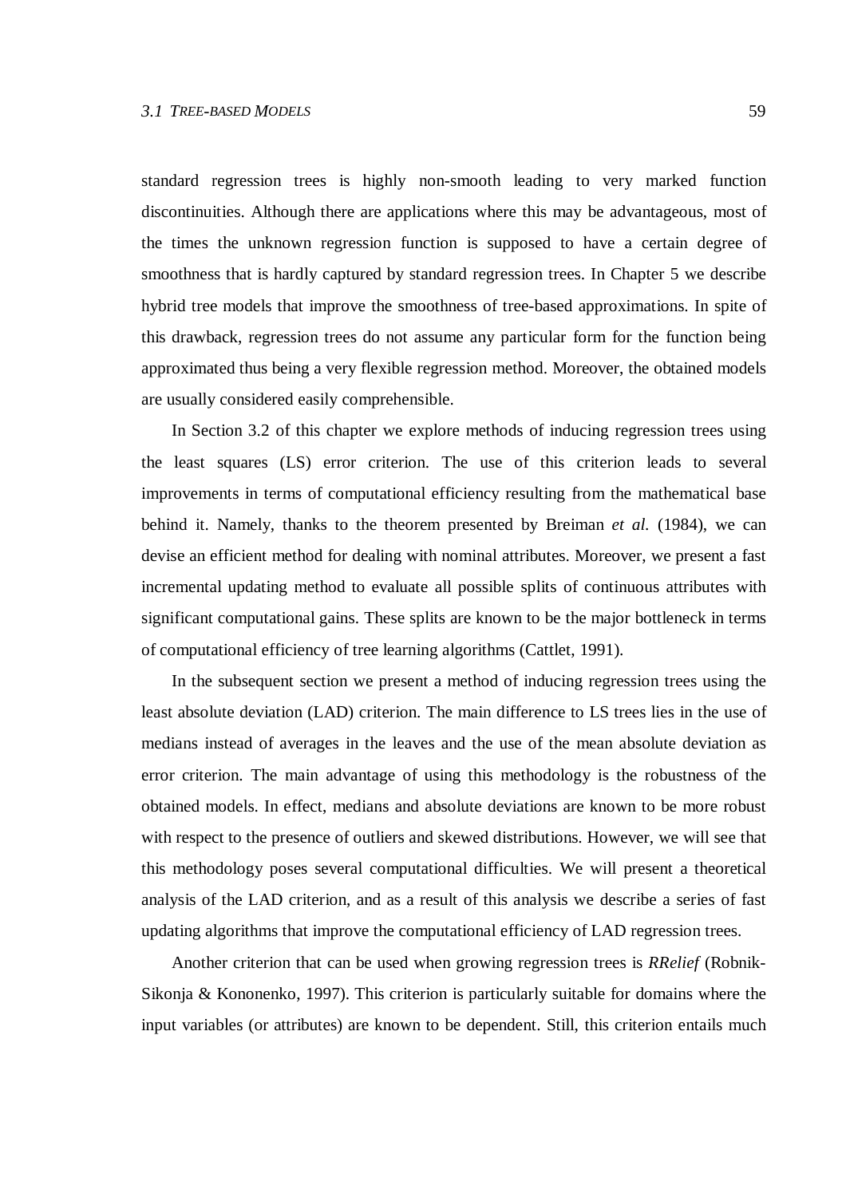standard regression trees is highly non-smooth leading to very marked function discontinuities. Although there are applications where this may be advantageous, most of the times the unknown regression function is supposed to have a certain degree of smoothness that is hardly captured by standard regression trees. In Chapter 5 we describe hybrid tree models that improve the smoothness of tree-based approximations. In spite of this drawback, regression trees do not assume any particular form for the function being approximated thus being a very flexible regression method. Moreover, the obtained models are usually considered easily comprehensible.

In Section 3.2 of this chapter we explore methods of inducing regression trees using the least squares (LS) error criterion. The use of this criterion leads to several improvements in terms of computational efficiency resulting from the mathematical base behind it. Namely, thanks to the theorem presented by Breiman *et al.* (1984), we can devise an efficient method for dealing with nominal attributes. Moreover, we present a fast incremental updating method to evaluate all possible splits of continuous attributes with significant computational gains. These splits are known to be the major bottleneck in terms of computational efficiency of tree learning algorithms (Cattlet, 1991).

In the subsequent section we present a method of inducing regression trees using the least absolute deviation (LAD) criterion. The main difference to LS trees lies in the use of medians instead of averages in the leaves and the use of the mean absolute deviation as error criterion. The main advantage of using this methodology is the robustness of the obtained models. In effect, medians and absolute deviations are known to be more robust with respect to the presence of outliers and skewed distributions. However, we will see that this methodology poses several computational difficulties. We will present a theoretical analysis of the LAD criterion, and as a result of this analysis we describe a series of fast updating algorithms that improve the computational efficiency of LAD regression trees.

Another criterion that can be used when growing regression trees is *RRelief* (Robnik-Sikonja & Kononenko, 1997). This criterion is particularly suitable for domains where the input variables (or attributes) are known to be dependent. Still, this criterion entails much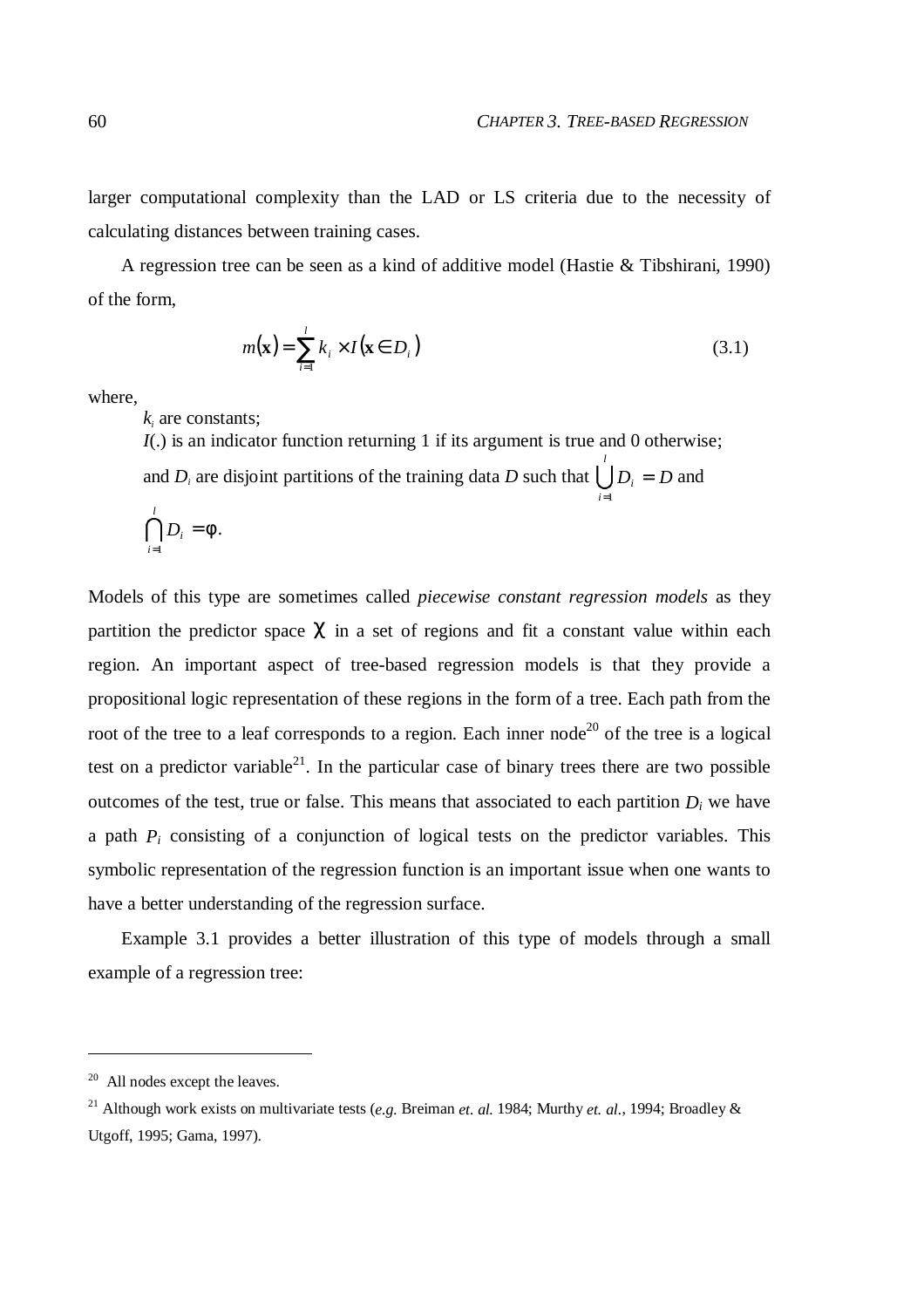larger computational complexity than the LAD or LS criteria due to the necessity of calculating distances between training cases.

A regression tree can be seen as a kind of additive model (Hastie & Tibshirani, 1990) of the form,

$$m(\mathbf{x}) = \sum_{i=1}^{l} k_i \times I(\mathbf{x} \in D_i) \tag{3.1}$$

where,

$k_i$ are constants;

$I(.)$ is an indicator function returning 1 if its argument is true and 0 otherwise;

and $D_i$ are disjoint partitions of the training data $D$ such that $\bigcup_{i=1}^{l} D_i = D$ and $\bigcap_{i=1}^{l} D_i = \phi$.

Models of this type are sometimes called *piecewise constant regression models* as they partition the predictor space $\chi$ in a set of regions and fit a constant value within each region. An important aspect of tree-based regression models is that they provide a propositional logic representation of these regions in the form of a tree. Each path from the root of the tree to a leaf corresponds to a region. Each inner node[20] of the tree is a logical test on a predictor variable[21]. In the particular case of binary trees there are two possible outcomes of the test, true or false. This means that associated to each partition $D_i$ we have a path $P_i$ consisting of a conjunction of logical tests on the predictor variables. This symbolic representation of the regression function is an important issue when one wants to have a better understanding of the regression surface.

Example 3.1 provides a better illustration of this type of models through a small example of a regression tree:

---

[20] All nodes except the leaves.

[21] Although work exists on multivariate tests (*e.g.* Breiman *et. al.* 1984; Murthy *et. al.*, 1994; Broadley & Utgoff, 1995; Gama, 1997).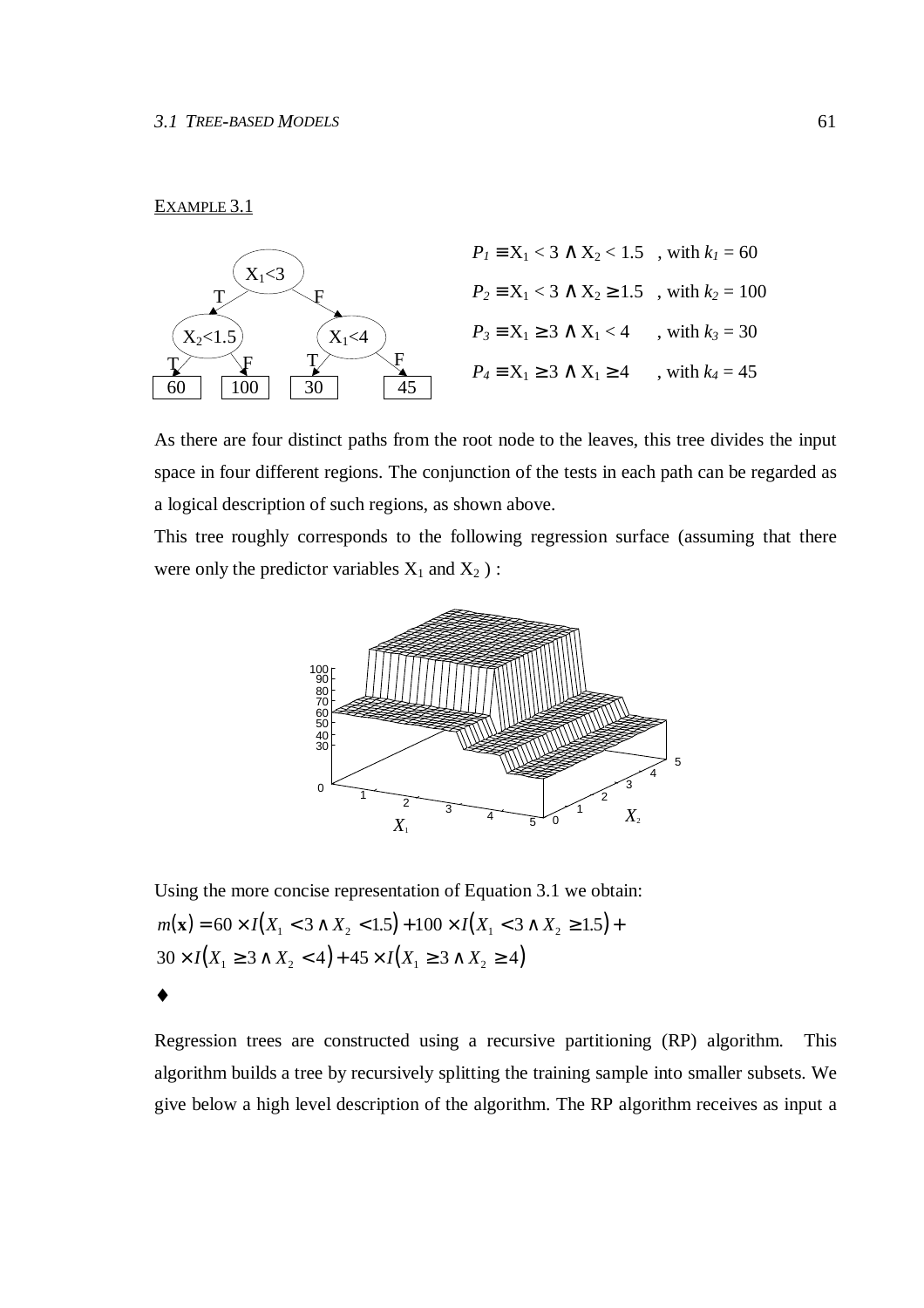EXAMPLE 3.1

$P_1 \equiv X_1 < 3 \wedge X_2 < 1.5$ , with $k_1 = 60$

$P_2 \equiv X_1 < 3 \wedge X_2 \geq 1.5$ , with $k_2 = 100$

$P_3 \equiv X_1 \geq 3 \wedge X_1 < 4$ , with $k_3 = 30$

$P_4 \equiv X_1 \geq 3 \wedge X_1 \geq 4$ , with $k_4 = 45$

As there are four distinct paths from the root node to the leaves, this tree divides the input space in four different regions. The conjunction of the tests in each path can be regarded as a logical description of such regions, as shown above.

This tree roughly corresponds to the following regression surface (assuming that there were only the predictor variables $X_1$ and $X_2$ ) :

Using the more concise representation of Equation 3.1 we obtain:

$$m(\mathbf{x}) = 60 \times I(X_1 < 3 \wedge X_2 < 1.5) + 100 \times I(X_1 < 3 \wedge X_2 \geq 1.5) +$$
$$30 \times I(X_1 \geq 3 \wedge X_2 < 4) + 45 \times I(X_1 \geq 3 \wedge X_2 \geq 4)$$

♦

Regression trees are constructed using a recursive partitioning (RP) algorithm. This algorithm builds a tree by recursively splitting the training sample into smaller subsets. We give below a high level description of the algorithm. The RP algorithm receives as input a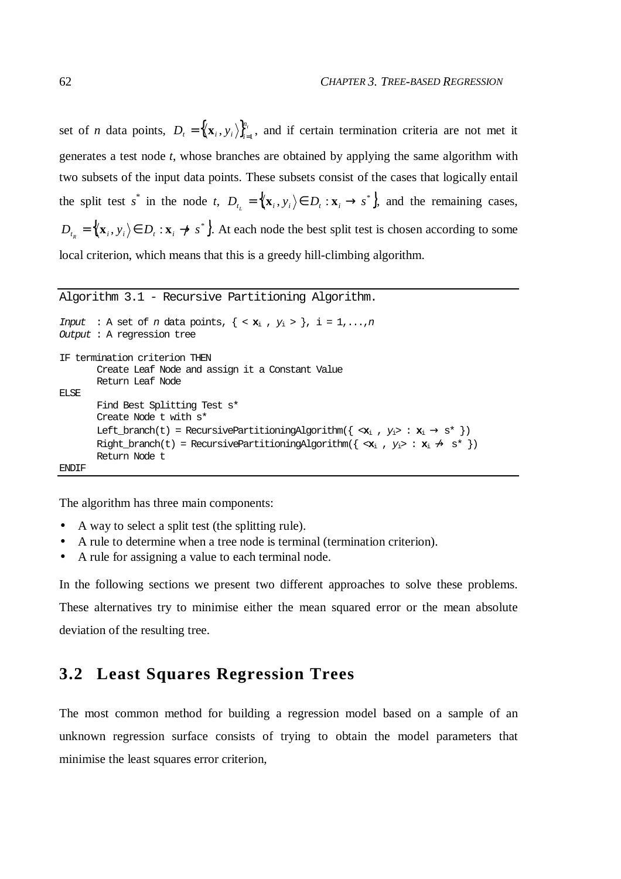set of $n$ data points, $D_t = \left\{ \langle \mathbf{x}_i, y_i \rangle \right\}_{i=1}^{n_t}$, and if certain termination criteria are not met it generates a test node $t$, whose branches are obtained by applying the same algorithm with two subsets of the input data points. These subsets consist of the cases that logically entail the split test $s^*$ in the node $t$, $D_{t_L} = \left\{ \langle \mathbf{x}_i, y_i \rangle \in D_t : \mathbf{x}_i \to s^* \right\}$, and the remaining cases, $D_{t_R} = \left\{ \langle \mathbf{x}_i, y_i \rangle \in D_t : \mathbf{x}_i \not\to s^* \right\}$. At each node the best split test is chosen according to some local criterion, which means that this is a greedy hill-climbing algorithm.

```
Algorithm 3.1 - Recursive Partitioning Algorithm.

Input  : A set of n data points, { < xi , yi > }, i = 1,...,n
Output : A regression tree

IF termination criterion THEN
       Create Leaf Node and assign it a Constant Value
       Return Leaf Node
ELSE
       Find Best Splitting Test s*
       Create Node t with s*
       Left_branch(t) = RecursivePartitioningAlgorithm({ <xi , yi> : xi → s* })
       Right_branch(t) = RecursivePartitioningAlgorithm({ <xi , yi> : xi ↛ s* })
       Return Node t
ENDIF
```

The algorithm has three main components:

- A way to select a split test (the splitting rule).
- A rule to determine when a tree node is terminal (termination criterion).
- A rule for assigning a value to each terminal node.

In the following sections we present two different approaches to solve these problems. These alternatives try to minimise either the mean squared error or the mean absolute deviation of the resulting tree.

## 3.2 Least Squares Regression Trees

The most common method for building a regression model based on a sample of an unknown regression surface consists of trying to obtain the model parameters that minimise the least squares error criterion,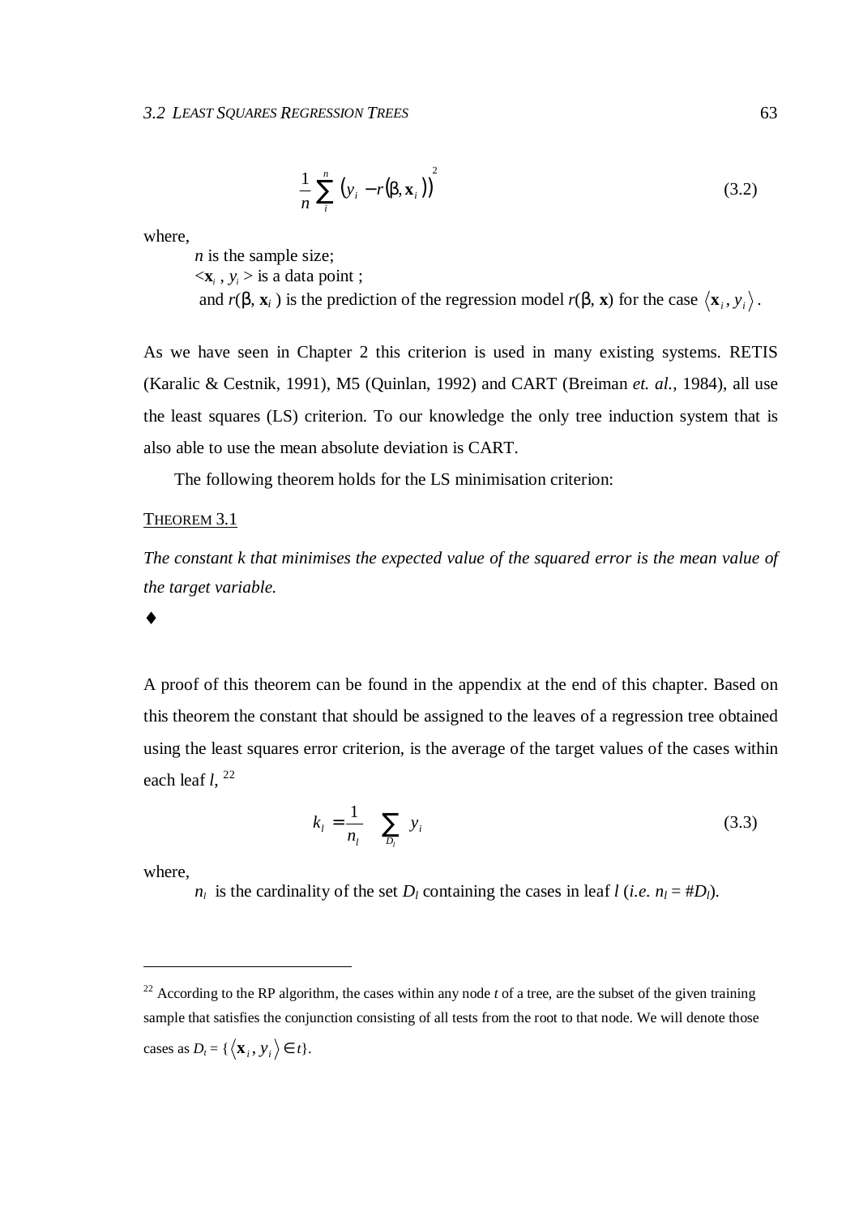$$\frac{1}{n}\sum_{i}^{n}\left(y_i - r(\beta, \mathbf{x}_i)\right)^2 \tag{3.2}$$

where,

$n$ is the sample size;

$<\mathbf{x}_i , y_i>$ is a data point ;

and $r(\beta, \mathbf{x}_i)$ is the prediction of the regression model $r(\beta, \mathbf{x})$ for the case $\langle \mathbf{x}_i, y_i \rangle$.

As we have seen in Chapter 2 this criterion is used in many existing systems. RETIS (Karalic & Cestnik, 1991), M5 (Quinlan, 1992) and CART (Breiman *et. al.*, 1984), all use the least squares (LS) criterion. To our knowledge the only tree induction system that is also able to use the mean absolute deviation is CART.

The following theorem holds for the LS minimisation criterion:

<u>THEOREM 3.1</u>

*The constant k that minimises the expected value of the squared error is the mean value of the target variable.*

♦

A proof of this theorem can be found in the appendix at the end of this chapter. Based on this theorem the constant that should be assigned to the leaves of a regression tree obtained using the least squares error criterion, is the average of the target values of the cases within each leaf $l$, [22]

$$k_l = \frac{1}{n_l}\sum_{D_l} y_i \tag{3.3}$$

where,

$n_l$ is the cardinality of the set $D_l$ containing the cases in leaf $l$ (*i.e.* $n_l = \#D_l$).

---

[22] According to the RP algorithm, the cases within any node $t$ of a tree, are the subset of the given training sample that satisfies the conjunction consisting of all tests from the root to that node. We will denote those cases as $D_t = \{\langle \mathbf{x}_i, y_i \rangle \in t\}$.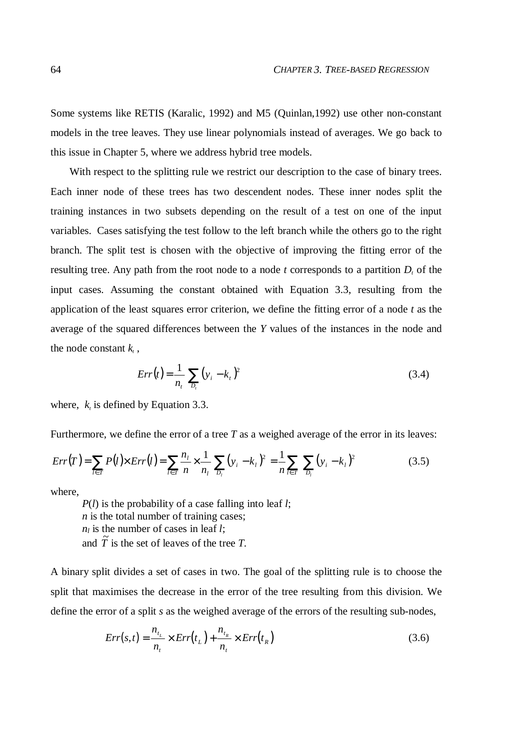Some systems like RETIS (Karalic, 1992) and M5 (Quinlan,1992) use other non-constant models in the tree leaves. They use linear polynomials instead of averages. We go back to this issue in Chapter 5, where we address hybrid tree models.

With respect to the splitting rule we restrict our description to the case of binary trees. Each inner node of these trees has two descendent nodes. These inner nodes split the training instances in two subsets depending on the result of a test on one of the input variables. Cases satisfying the test follow to the left branch while the others go to the right branch. The split test is chosen with the objective of improving the fitting error of the resulting tree. Any path from the root node to a node *t* corresponds to a partition $D_t$ of the input cases. Assuming the constant obtained with Equation 3.3, resulting from the application of the least squares error criterion, we define the fitting error of a node *t* as the average of the squared differences between the *Y* values of the instances in the node and the node constant $k_t$ ,

$$Err(t) = \frac{1}{n_t} \sum_{D_t} (y_i - k_t)^2 \tag{3.4}$$

where, $k_t$ is defined by Equation 3.3.

Furthermore, we define the error of a tree *T* as a weighed average of the error in its leaves:

$$Err(T) = \sum_{l \in \tilde{T}} P(l) \times Err(l) = \sum_{l \in \tilde{T}} \frac{n_l}{n} \times \frac{1}{n_l} \sum_{D_l} (y_i - k_l)^2 = \frac{1}{n} \sum_{l \in \tilde{T}} \sum_{D_l} (y_i - k_l)^2 \tag{3.5}$$

where,

$P(l)$ is the probability of a case falling into leaf *l*;
*n* is the total number of training cases;
$n_l$ is the number of cases in leaf *l*;
and $\tilde{T}$ is the set of leaves of the tree *T*.

A binary split divides a set of cases in two. The goal of the splitting rule is to choose the split that maximises the decrease in the error of the tree resulting from this division. We define the error of a split *s* as the weighed average of the errors of the resulting sub-nodes,

$$Err(s,t) = \frac{n_{t_L}}{n_t} \times Err(t_L) + \frac{n_{t_R}}{n_t} \times Err(t_R) \tag{3.6}$$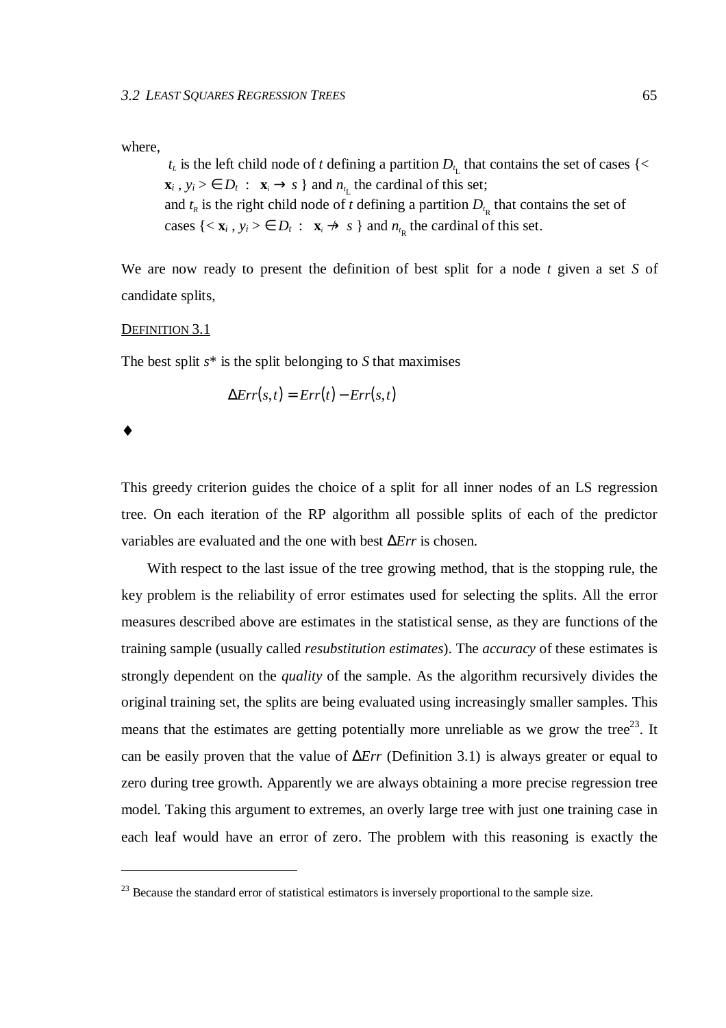where,

$t_L$ is the left child node of $t$ defining a partition $D_{t_L}$ that contains the set of cases $\{< \mathbf{x}_i , y_i > \in D_t \ : \ \mathbf{x}_i \to s \}$ and $n_{t_L}$ the cardinal of this set;

and $t_R$ is the right child node of $t$ defining a partition $D_{t_R}$ that contains the set of cases $\{< \mathbf{x}_i , y_i > \in D_t \ : \ \mathbf{x}_i \nrightarrow s \}$ and $n_{t_R}$ the cardinal of this set.

We are now ready to present the definition of best split for a node $t$ given a set $S$ of candidate splits,

DEFINITION 3.1

The best split $s^*$ is the split belonging to $S$ that maximises

$$\Delta Err(s,t) = Err(t) - Err(s,t)$$

♦

This greedy criterion guides the choice of a split for all inner nodes of an LS regression tree. On each iteration of the RP algorithm all possible splits of each of the predictor variables are evaluated and the one with best $\Delta Err$ is chosen.

With respect to the last issue of the tree growing method, that is the stopping rule, the key problem is the reliability of error estimates used for selecting the splits. All the error measures described above are estimates in the statistical sense, as they are functions of the training sample (usually called *resubstitution estimates*). The *accuracy* of these estimates is strongly dependent on the *quality* of the sample. As the algorithm recursively divides the original training set, the splits are being evaluated using increasingly smaller samples. This means that the estimates are getting potentially more unreliable as we grow the tree[23]. It can be easily proven that the value of $\Delta Err$ (Definition 3.1) is always greater or equal to zero during tree growth. Apparently we are always obtaining a more precise regression tree model. Taking this argument to extremes, an overly large tree with just one training case in each leaf would have an error of zero. The problem with this reasoning is exactly the

[23] Because the standard error of statistical estimators is inversely proportional to the sample size.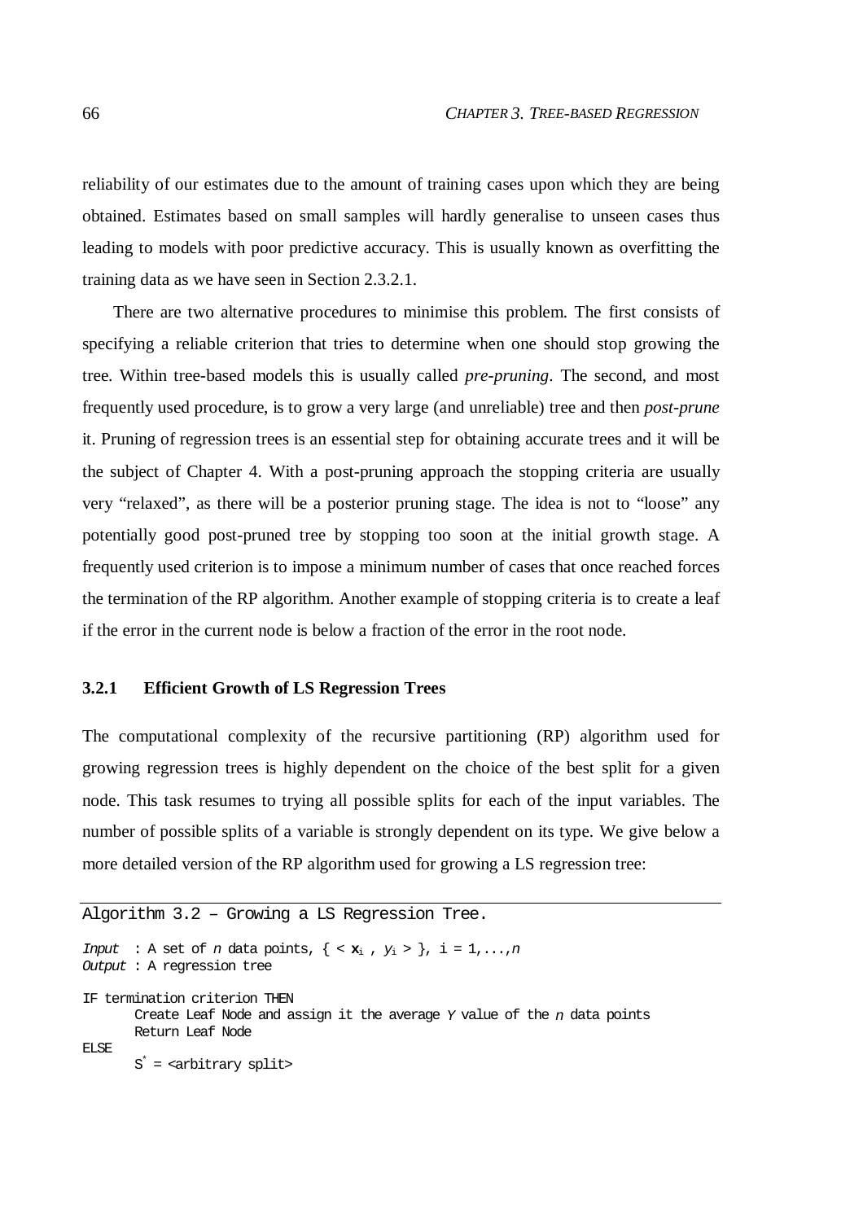reliability of our estimates due to the amount of training cases upon which they are being obtained. Estimates based on small samples will hardly generalise to unseen cases thus leading to models with poor predictive accuracy. This is usually known as overfitting the training data as we have seen in Section 2.3.2.1.

There are two alternative procedures to minimise this problem. The first consists of specifying a reliable criterion that tries to determine when one should stop growing the tree. Within tree-based models this is usually called *pre-pruning*. The second, and most frequently used procedure, is to grow a very large (and unreliable) tree and then *post-prune* it. Pruning of regression trees is an essential step for obtaining accurate trees and it will be the subject of Chapter 4. With a post-pruning approach the stopping criteria are usually very "relaxed", as there will be a posterior pruning stage. The idea is not to "loose" any potentially good post-pruned tree by stopping too soon at the initial growth stage. A frequently used criterion is to impose a minimum number of cases that once reached forces the termination of the RP algorithm. Another example of stopping criteria is to create a leaf if the error in the current node is below a fraction of the error in the root node.

### 3.2.1 Efficient Growth of LS Regression Trees

The computational complexity of the recursive partitioning (RP) algorithm used for growing regression trees is highly dependent on the choice of the best split for a given node. This task resumes to trying all possible splits for each of the input variables. The number of possible splits of a variable is strongly dependent on its type. We give below a more detailed version of the RP algorithm used for growing a LS regression tree:

Algorithm 3.2 – Growing a LS Regression Tree.

```
Input  : A set of n data points, { < xi , yi > }, i = 1,...,n
Output : A regression tree

IF termination criterion THEN
      Create Leaf Node and assign it the average Y value of the n data points
      Return Leaf Node
ELSE
      S* = <arbitrary split>
```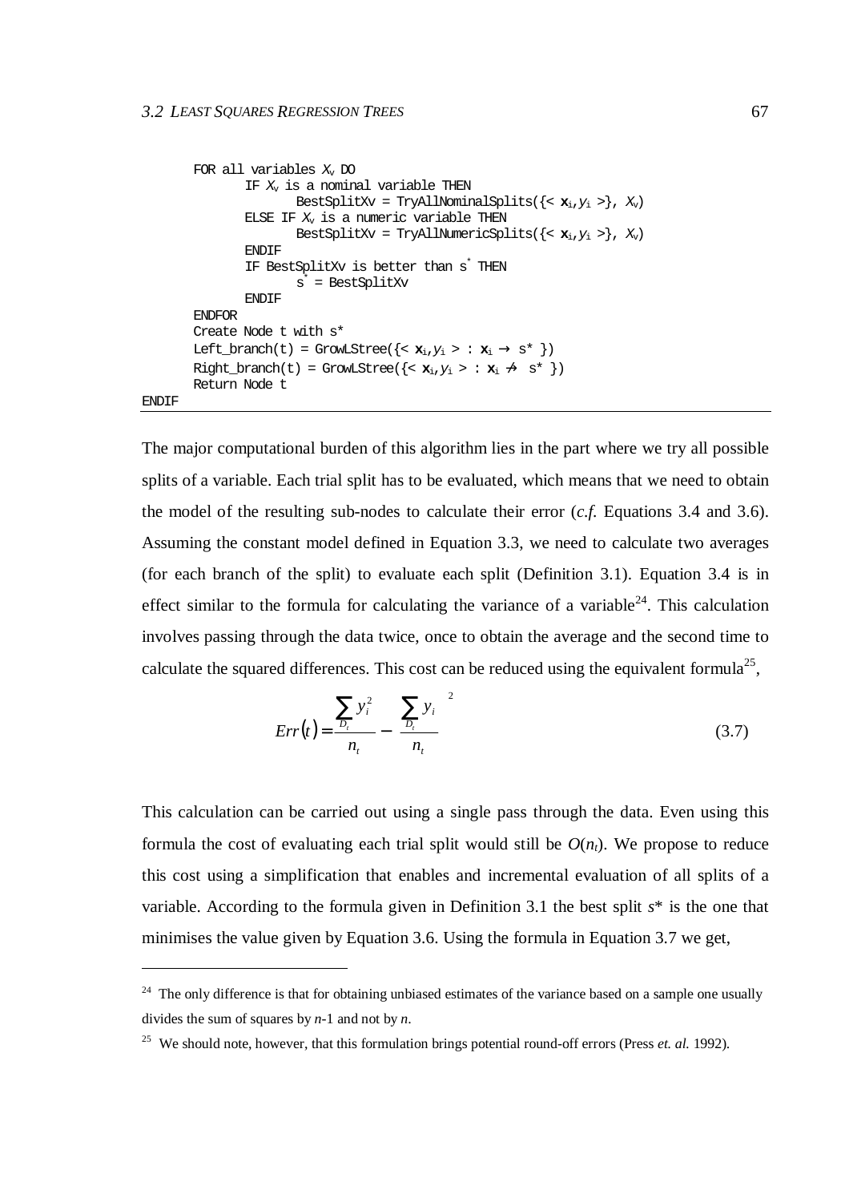```
        FOR all variables Xv DO
              IF Xv is a nominal variable THEN
                     BestSplitXv = TryAllNominalSplits({< xi,yi >}, Xv)
              ELSE IF Xv is a numeric variable THEN
                     BestSplitXv = TryAllNumericSplits({< xi,yi >}, Xv)
              ENDIF
              IF BestSplitXv is better than s* THEN
                     s* = BestSplitXv
              ENDIF
        ENDFOR
        Create Node t with s*
        Left_branch(t) = GrowLStree({< xi,yi > : xi → s* })
        Right_branch(t) = GrowLStree({< xi,yi > : xi ↛ s* })
        Return Node t
ENDIF
```

The major computational burden of this algorithm lies in the part where we try all possible splits of a variable. Each trial split has to be evaluated, which means that we need to obtain the model of the resulting sub-nodes to calculate their error (*c.f.* Equations 3.4 and 3.6). Assuming the constant model defined in Equation 3.3, we need to calculate two averages (for each branch of the split) to evaluate each split (Definition 3.1). Equation 3.4 is in effect similar to the formula for calculating the variance of a variable[24]. This calculation involves passing through the data twice, once to obtain the average and the second time to calculate the squared differences. This cost can be reduced using the equivalent formula[25],

$$Err(t) = \frac{\sum_{D_t} y_i^2}{n_t} - \left( \frac{\sum_{D_t} y_i}{n_t} \right)^2 \tag{3.7}$$

This calculation can be carried out using a single pass through the data. Even using this formula the cost of evaluating each trial split would still be $O(n_t)$. We propose to reduce this cost using a simplification that enables and incremental evaluation of all splits of a variable. According to the formula given in Definition 3.1 the best split $s^*$ is the one that minimises the value given by Equation 3.6. Using the formula in Equation 3.7 we get,

---

[24] The only difference is that for obtaining unbiased estimates of the variance based on a sample one usually divides the sum of squares by $n$-1 and not by $n$.

[25] We should note, however, that this formulation brings potential round-off errors (Press *et. al.* 1992).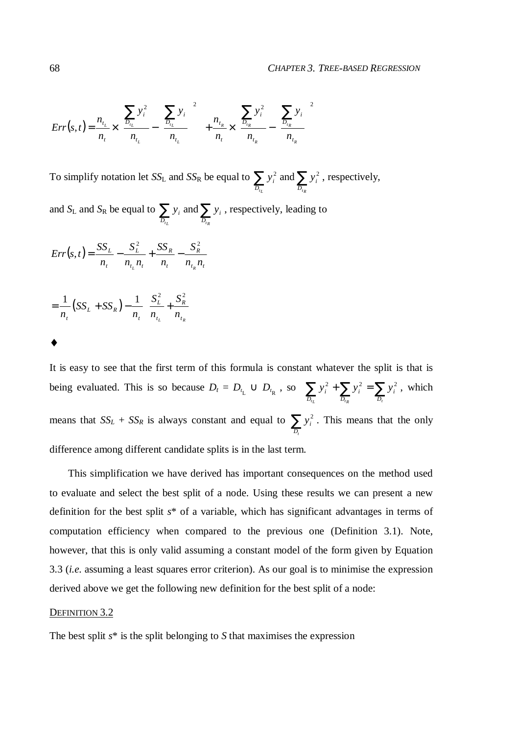$$Err(s,t) = \frac{n_{t_L}}{n_t} \times \left( \frac{\sum_{D_{t_L}} y_i^2}{n_{t_L}} - \left( \frac{\sum_{D_{t_L}} y_i}{n_{t_L}} \right)^2 \right) + \frac{n_{t_R}}{n_t} \times \left( \frac{\sum_{D_{t_R}} y_i^2}{n_{t_R}} - \left( \frac{\sum_{D_{t_R}} y_i}{n_{t_R}} \right)^2 \right)$$

To simplify notation let $SS_L$ and $SS_R$ be equal to $\sum_{D_{t_L}} y_i^2$ and $\sum_{D_{t_R}} y_i^2$, respectively, and $S_L$ and $S_R$ be equal to $\sum_{D_{t_L}} y_i$ and $\sum_{D_{t_R}} y_i$, respectively, leading to

$$Err(s,t) = \frac{SS_L}{n_t} - \frac{S_L^2}{n_{t_L} n_t} + \frac{SS_R}{n_t} - \frac{S_R^2}{n_{t_R} n_t}$$

$$= \frac{1}{n_t}\left(SS_L + SS_R\right) - \frac{1}{n_t}\left( \frac{S_L^2}{n_{t_L}} + \frac{S_R^2}{n_{t_R}} \right)$$

♦

It is easy to see that the first term of this formula is constant whatever the split is that is being evaluated. This is so because $D_t = D_{t_L} \cup D_{t_R}$, so $\sum_{D_{t_L}} y_i^2 + \sum_{D_{t_R}} y_i^2 = \sum_{D_t} y_i^2$, which means that $SS_L + SS_R$ is always constant and equal to $\sum_{D_t} y_i^2$. This means that the only difference among different candidate splits is in the last term.

This simplification we have derived has important consequences on the method used to evaluate and select the best split of a node. Using these results we can present a new definition for the best split $s^*$ of a variable, which has significant advantages in terms of computation efficiency when compared to the previous one (Definition 3.1). Note, however, that this is only valid assuming a constant model of the form given by Equation 3.3 (*i.e.* assuming a least squares error criterion). As our goal is to minimise the expression derived above we get the following new definition for the best split of a node:

DEFINITION 3.2

The best split $s^*$ is the split belonging to $S$ that maximises the expression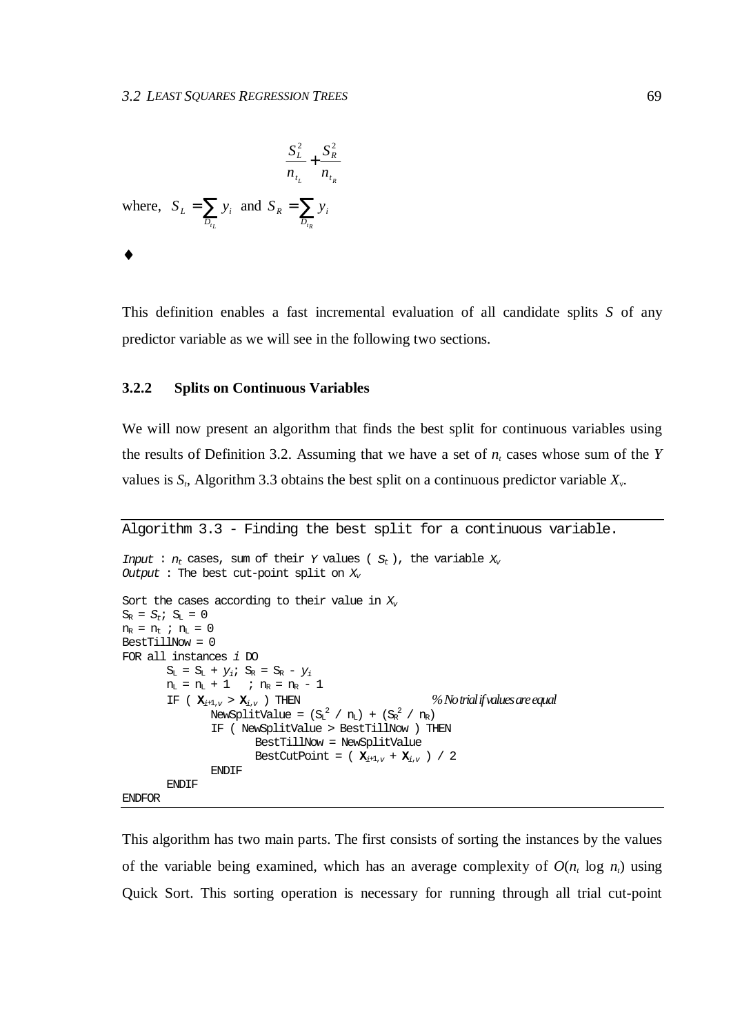$$\frac{S_L^2}{n_{t_L}} + \frac{S_R^2}{n_{t_R}}$$

where, $S_L = \sum_{D_{t_L}} y_i$ and $S_R = \sum_{D_{t_R}} y_i$

♦

This definition enables a fast incremental evaluation of all candidate splits $S$ of any predictor variable as we will see in the following two sections.

### 3.2.2 Splits on Continuous Variables

We will now present an algorithm that finds the best split for continuous variables using the results of Definition 3.2. Assuming that we have a set of $n_t$ cases whose sum of the $Y$ values is $S_t$, Algorithm 3.3 obtains the best split on a continuous predictor variable $X_v$.

**Algorithm 3.3 - Finding the best split for a continuous variable.**

```
Input : nt cases, sum of their Y values ( St ), the variable Xv
Output : The best cut-point split on Xv

Sort the cases according to their value in Xv
SR = St; SL = 0
nR = nt ; nL = 0
BestTillNow = 0
FOR all instances i DO
       SL = SL + yi; SR = SR - yi
       nL = nL + 1   ; nR = nR - 1
       IF ( Xi+1,v > Xi,v ) THEN                          % No trial if values are equal
              NewSplitValue = (SL^2 / nL) + (SR^2 / nR)
              IF ( NewSplitValue > BestTillNow ) THEN
                     BestTillNow = NewSplitValue
                     BestCutPoint = ( Xi+1,v + Xi,v ) / 2
              ENDIF
       ENDIF
ENDFOR
```

This algorithm has two main parts. The first consists of sorting the instances by the values of the variable being examined, which has an average complexity of $O(n_t \log n_t)$ using Quick Sort. This sorting operation is necessary for running through all trial cut-point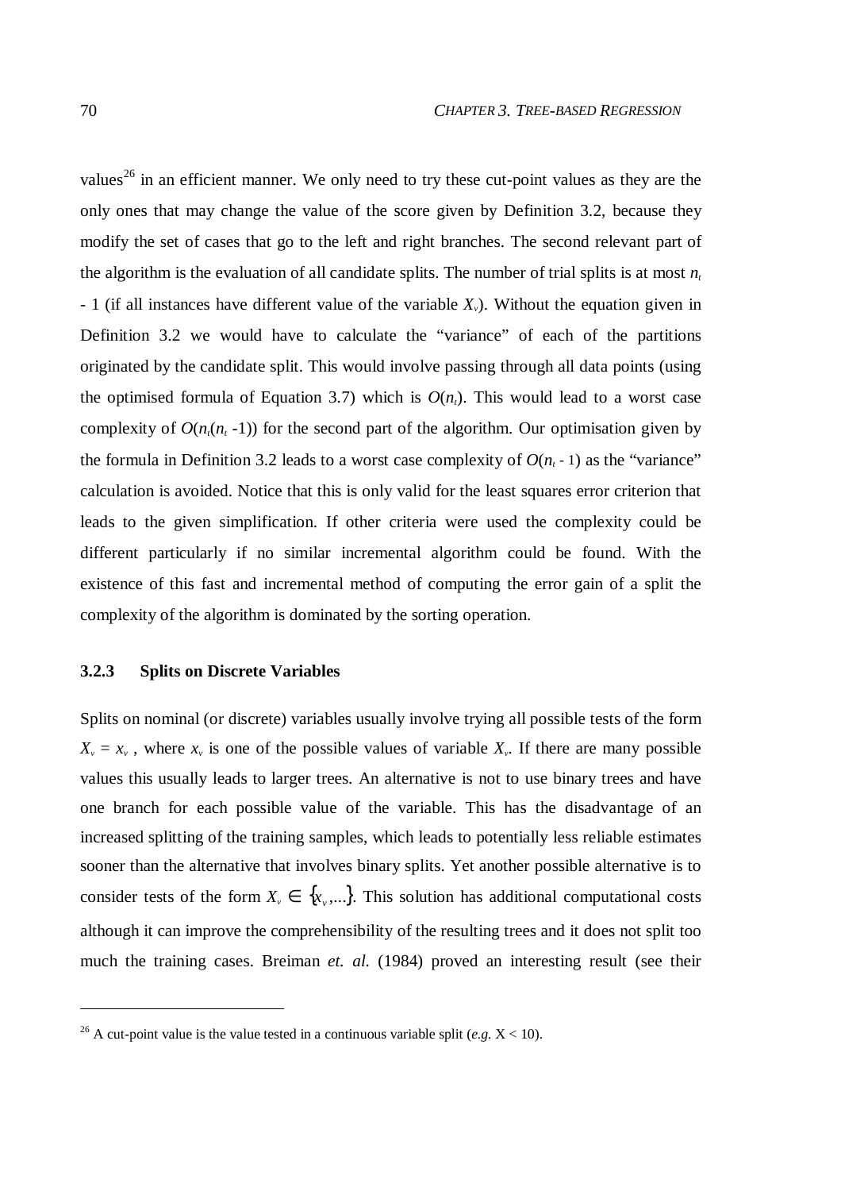values[26] in an efficient manner. We only need to try these cut-point values as they are the only ones that may change the value of the score given by Definition 3.2, because they modify the set of cases that go to the left and right branches. The second relevant part of the algorithm is the evaluation of all candidate splits. The number of trial splits is at most $n_t - 1$ (if all instances have different value of the variable $X_v$). Without the equation given in Definition 3.2 we would have to calculate the "variance" of each of the partitions originated by the candidate split. This would involve passing through all data points (using the optimised formula of Equation 3.7) which is $O(n_t)$. This would lead to a worst case complexity of $O(n_t(n_t - 1))$ for the second part of the algorithm. Our optimisation given by the formula in Definition 3.2 leads to a worst case complexity of $O(n_t - 1)$ as the "variance" calculation is avoided. Notice that this is only valid for the least squares error criterion that leads to the given simplification. If other criteria were used the complexity could be different particularly if no similar incremental algorithm could be found. With the existence of this fast and incremental method of computing the error gain of a split the complexity of the algorithm is dominated by the sorting operation.

### 3.2.3 Splits on Discrete Variables

Splits on nominal (or discrete) variables usually involve trying all possible tests of the form $X_v = x_v$ , where $x_v$ is one of the possible values of variable $X_v$. If there are many possible values this usually leads to larger trees. An alternative is not to use binary trees and have one branch for each possible value of the variable. This has the disadvantage of an increased splitting of the training samples, which leads to potentially less reliable estimates sooner than the alternative that involves binary splits. Yet another possible alternative is to consider tests of the form $X_v \in \{x_v, \ldots\}$. This solution has additional computational costs although it can improve the comprehensibility of the resulting trees and it does not split too much the training cases. Breiman *et. al.* (1984) proved an interesting result (see their

[26] A cut-point value is the value tested in a continuous variable split (*e.g.* $X < 10$).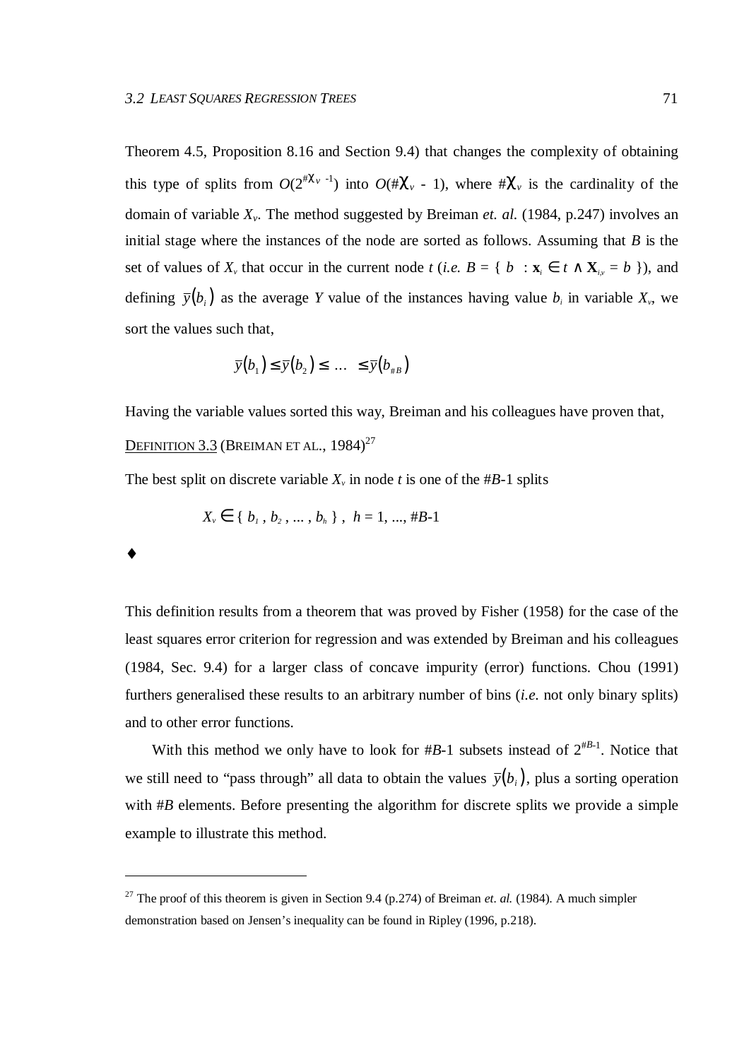Theorem 4.5, Proposition 8.16 and Section 9.4) that changes the complexity of obtaining this type of splits from $O(2^{\#\chi_v - 1})$ into $O(\#\chi_v - 1)$, where $\#\chi_v$ is the cardinality of the domain of variable $X_v$. The method suggested by Breiman *et. al.* (1984, p.247) involves an initial stage where the instances of the node are sorted as follows. Assuming that $B$ is the set of values of $X_v$ that occur in the current node $t$ (*i.e.* $B = \{ b : \mathbf{x}_i \in t \wedge \mathbf{X}_{i,v} = b \}$), and defining $\bar{y}(b_i)$ as the average $Y$ value of the instances having value $b_i$ in variable $X_v$, we sort the values such that,

$$\bar{y}(b_1) \leq \bar{y}(b_2) \leq \ldots \leq \bar{y}(b_{\#B})$$

Having the variable values sorted this way, Breiman and his colleagues have proven that,

<u>DEFINITION 3.3</u> (BREIMAN ET AL., 1984)[27]

The best split on discrete variable $X_v$ in node $t$ is one of the $\#B$-1 splits

$$X_v \in \{ b_1, b_2, \ldots, b_h \}, \quad h = 1, \ldots, \#B\text{-}1$$

♦

This definition results from a theorem that was proved by Fisher (1958) for the case of the least squares error criterion for regression and was extended by Breiman and his colleagues (1984, Sec. 9.4) for a larger class of concave impurity (error) functions. Chou (1991) furthers generalised these results to an arbitrary number of bins (*i.e.* not only binary splits) and to other error functions.

With this method we only have to look for $\#B$-1 subsets instead of $2^{\#B-1}$. Notice that we still need to "pass through" all data to obtain the values $\bar{y}(b_i)$, plus a sorting operation with $\#B$ elements. Before presenting the algorithm for discrete splits we provide a simple example to illustrate this method.

---

[27] The proof of this theorem is given in Section 9.4 (p.274) of Breiman *et. al.* (1984). A much simpler demonstration based on Jensen's inequality can be found in Ripley (1996, p.218).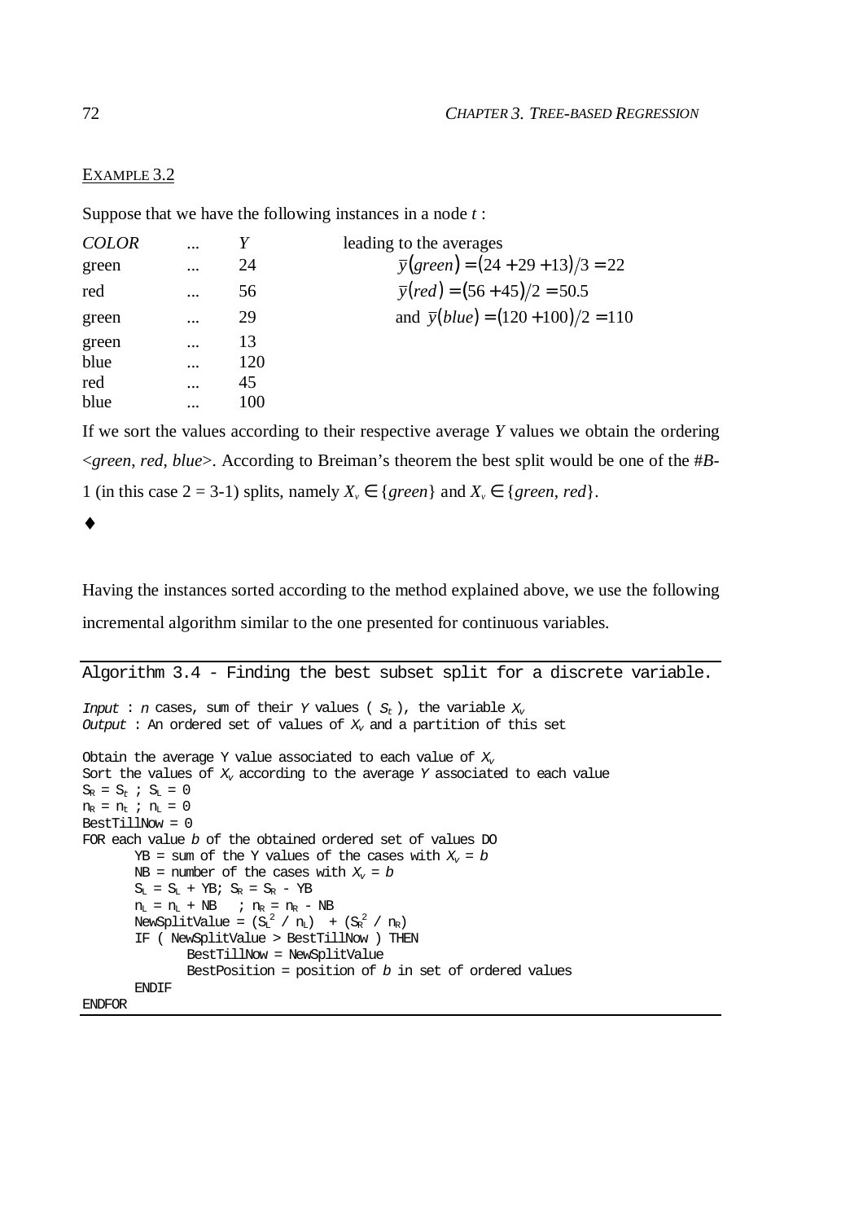EXAMPLE 3.2

Suppose that we have the following instances in a node $t$ :

| *COLOR* | ... | *Y* |
|---|---|---|
| green | ... | 24 |
| red | ... | 56 |
| green | ... | 29 |
| green | ... | 13 |
| blue | ... | 120 |
| red | ... | 45 |
| blue | ... | 100 |

leading to the averages

$$\bar{y}(green) = (24 + 29 + 13)/3 = 22$$

$$\bar{y}(red) = (56 + 45)/2 = 50.5$$

and $\bar{y}(blue) = (120 + 100)/2 = 110$

If we sort the values according to their respective average *Y* values we obtain the ordering <*green*, *red*, *blue*>. According to Breiman's theorem the best split would be one of the #*B*-1 (in this case 2 = 3-1) splits, namely $X_v \in \{green\}$ and $X_v \in \{green, red\}$.

♦

Having the instances sorted according to the method explained above, we use the following incremental algorithm similar to the one presented for continuous variables.

```
Algorithm 3.4 - Finding the best subset split for a discrete variable.

Input : n cases, sum of their Y values ( S_t ), the variable X_v
Output : An ordered set of values of X_v and a partition of this set

Obtain the average Y value associated to each value of X_v
Sort the values of X_v according to the average Y associated to each value
S_R = S_t ; S_L = 0
n_R = n_t ; n_L = 0
BestTillNow = 0
FOR each value b of the obtained ordered set of values DO
       YB = sum of the Y values of the cases with X_v = b
       NB = number of the cases with X_v = b
       S_L = S_L + YB; S_R = S_R - YB
       n_L = n_L + NB   ; n_R = n_R - NB
       NewSplitValue = (S_L^2 / n_L)  + (S_R^2 / n_R)
       IF ( NewSplitValue > BestTillNow ) THEN
              BestTillNow = NewSplitValue
              BestPosition = position of b in set of ordered values
       ENDIF
ENDFOR
```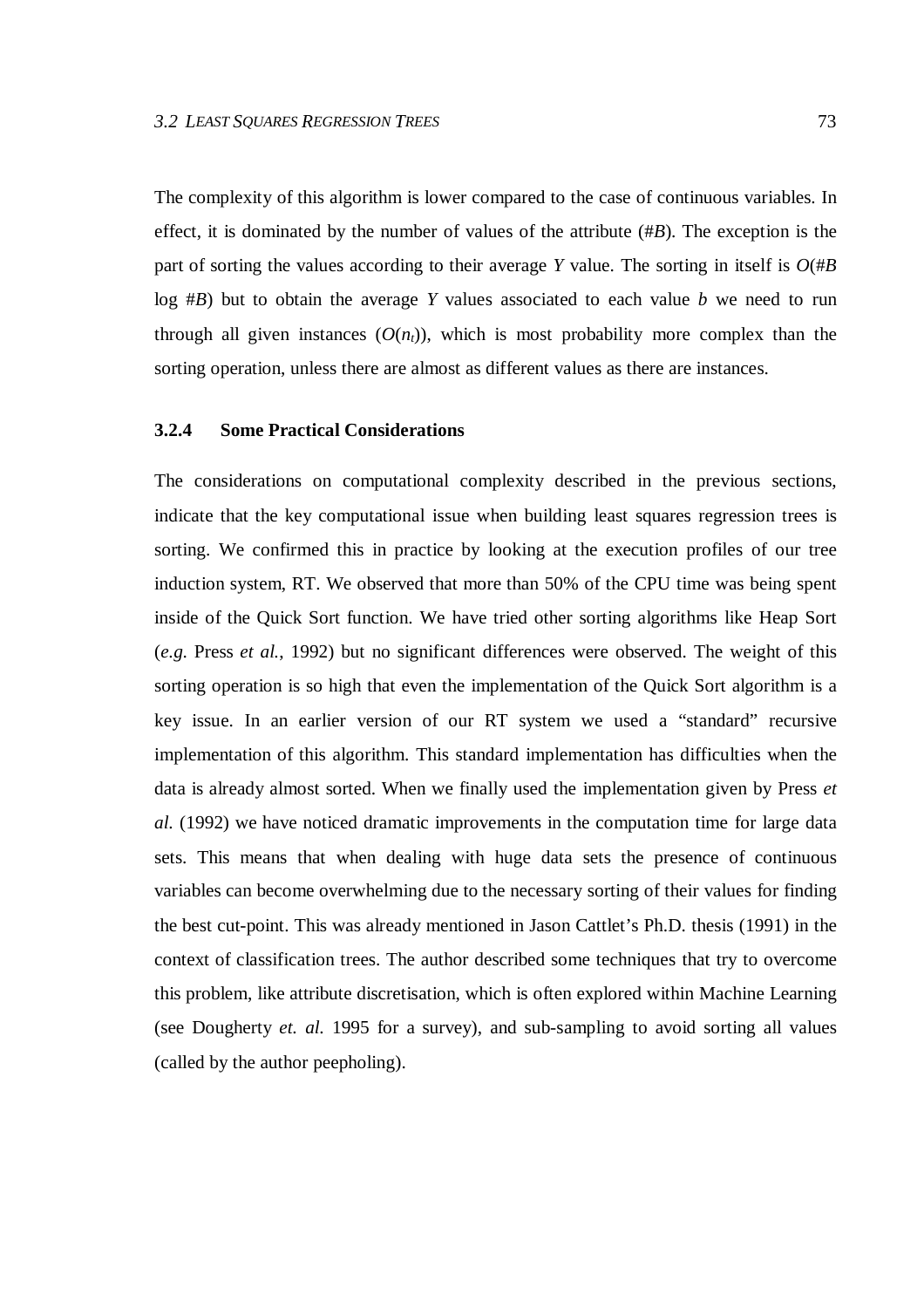The complexity of this algorithm is lower compared to the case of continuous variables. In effect, it is dominated by the number of values of the attribute (#*B*). The exception is the part of sorting the values according to their average *Y* value. The sorting in itself is *O*(#*B* log #*B*) but to obtain the average *Y* values associated to each value *b* we need to run through all given instances ($O(n_t)$), which is most probability more complex than the sorting operation, unless there are almost as different values as there are instances.

### 3.2.4 Some Practical Considerations

The considerations on computational complexity described in the previous sections, indicate that the key computational issue when building least squares regression trees is sorting. We confirmed this in practice by looking at the execution profiles of our tree induction system, RT. We observed that more than 50% of the CPU time was being spent inside of the Quick Sort function. We have tried other sorting algorithms like Heap Sort (*e.g.* Press *et al.*, 1992) but no significant differences were observed. The weight of this sorting operation is so high that even the implementation of the Quick Sort algorithm is a key issue. In an earlier version of our RT system we used a "standard" recursive implementation of this algorithm. This standard implementation has difficulties when the data is already almost sorted. When we finally used the implementation given by Press *et al.* (1992) we have noticed dramatic improvements in the computation time for large data sets. This means that when dealing with huge data sets the presence of continuous variables can become overwhelming due to the necessary sorting of their values for finding the best cut-point. This was already mentioned in Jason Cattlet's Ph.D. thesis (1991) in the context of classification trees. The author described some techniques that try to overcome this problem, like attribute discretisation, which is often explored within Machine Learning (see Dougherty *et. al.* 1995 for a survey), and sub-sampling to avoid sorting all values (called by the author peepholing).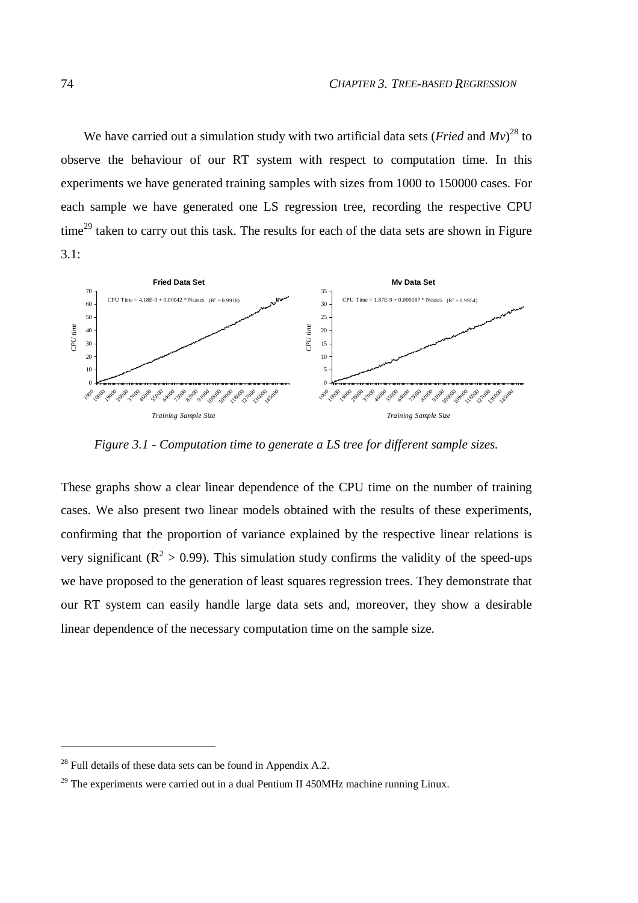We have carried out a simulation study with two artificial data sets (*Fried* and *Mv*)[28] to observe the behaviour of our RT system with respect to computation time. In this experiments we have generated training samples with sizes from 1000 to 150000 cases. For each sample we have generated one LS regression tree, recording the respective CPU time[29] taken to carry out this task. The results for each of the data sets are shown in Figure 3.1:

*Figure 3.1 - Computation time to generate a LS tree for different sample sizes.*

These graphs show a clear linear dependence of the CPU time on the number of training cases. We also present two linear models obtained with the results of these experiments, confirming that the proportion of variance explained by the respective linear relations is very significant ($R^2 > 0.99$). This simulation study confirms the validity of the speed-ups we have proposed to the generation of least squares regression trees. They demonstrate that our RT system can easily handle large data sets and, moreover, they show a desirable linear dependence of the necessary computation time on the sample size.

---

[28] Full details of these data sets can be found in Appendix A.2.

[29] The experiments were carried out in a dual Pentium II 450MHz machine running Linux.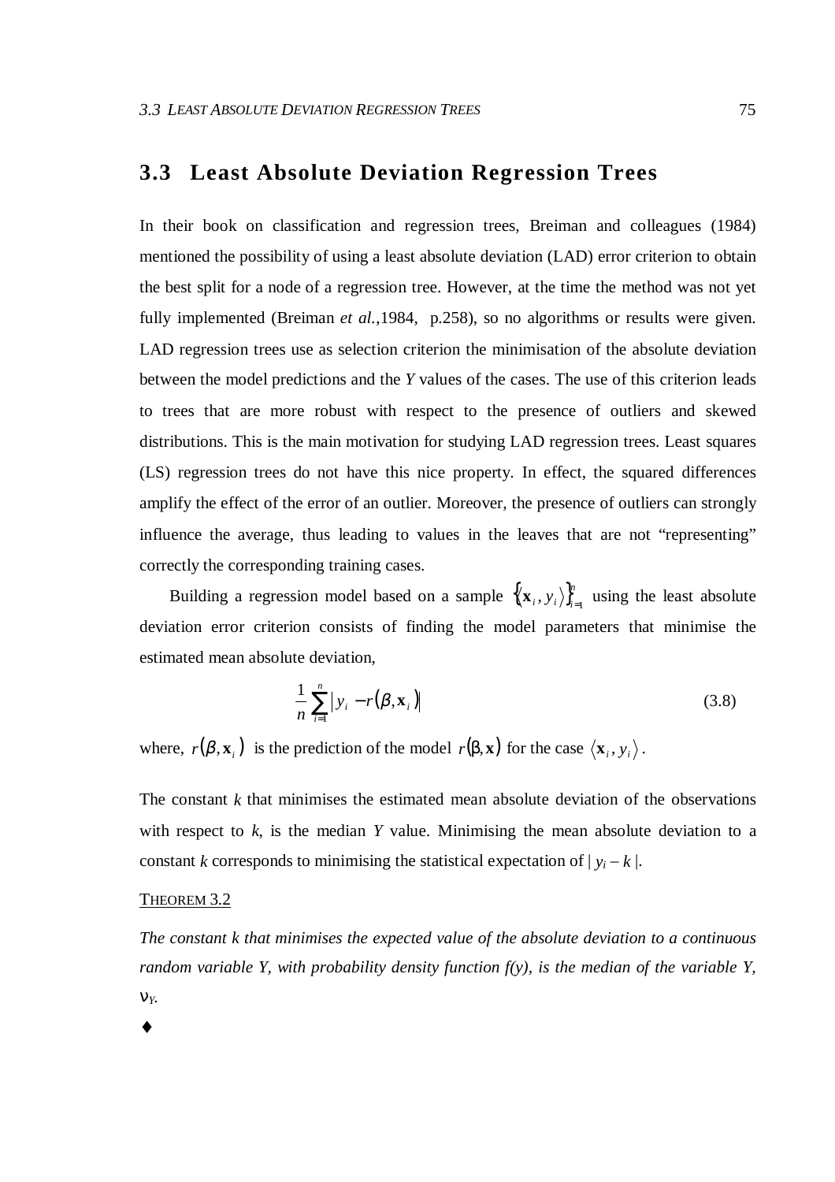## 3.3 Least Absolute Deviation Regression Trees

In their book on classification and regression trees, Breiman and colleagues (1984) mentioned the possibility of using a least absolute deviation (LAD) error criterion to obtain the best split for a node of a regression tree. However, at the time the method was not yet fully implemented (Breiman *et al.*,1984, p.258), so no algorithms or results were given. LAD regression trees use as selection criterion the minimisation of the absolute deviation between the model predictions and the *Y* values of the cases. The use of this criterion leads to trees that are more robust with respect to the presence of outliers and skewed distributions. This is the main motivation for studying LAD regression trees. Least squares (LS) regression trees do not have this nice property. In effect, the squared differences amplify the effect of the error of an outlier. Moreover, the presence of outliers can strongly influence the average, thus leading to values in the leaves that are not "representing" correctly the corresponding training cases.

Building a regression model based on a sample $\left\{\langle \mathbf{x}_i, y_i \rangle\right\}_{i=1}^{n}$ using the least absolute deviation error criterion consists of finding the model parameters that minimise the estimated mean absolute deviation,

$$\frac{1}{n}\sum_{i=1}^{n}\left| y_i - r(\beta, \mathbf{x}_i)\right| \tag{3.8}$$

where, $r(\beta, \mathbf{x}_i)$ is the prediction of the model $r(\beta, \mathbf{x})$ for the case $\langle \mathbf{x}_i, y_i \rangle$.

The constant *k* that minimises the estimated mean absolute deviation of the observations with respect to *k*, is the median *Y* value. Minimising the mean absolute deviation to a constant *k* corresponds to minimising the statistical expectation of $| y_i - k |$.

THEOREM 3.2

*The constant k that minimises the expected value of the absolute deviation to a continuous random variable Y, with probability density function f(y), is the median of the variable Y,* $\nu_Y$.

♦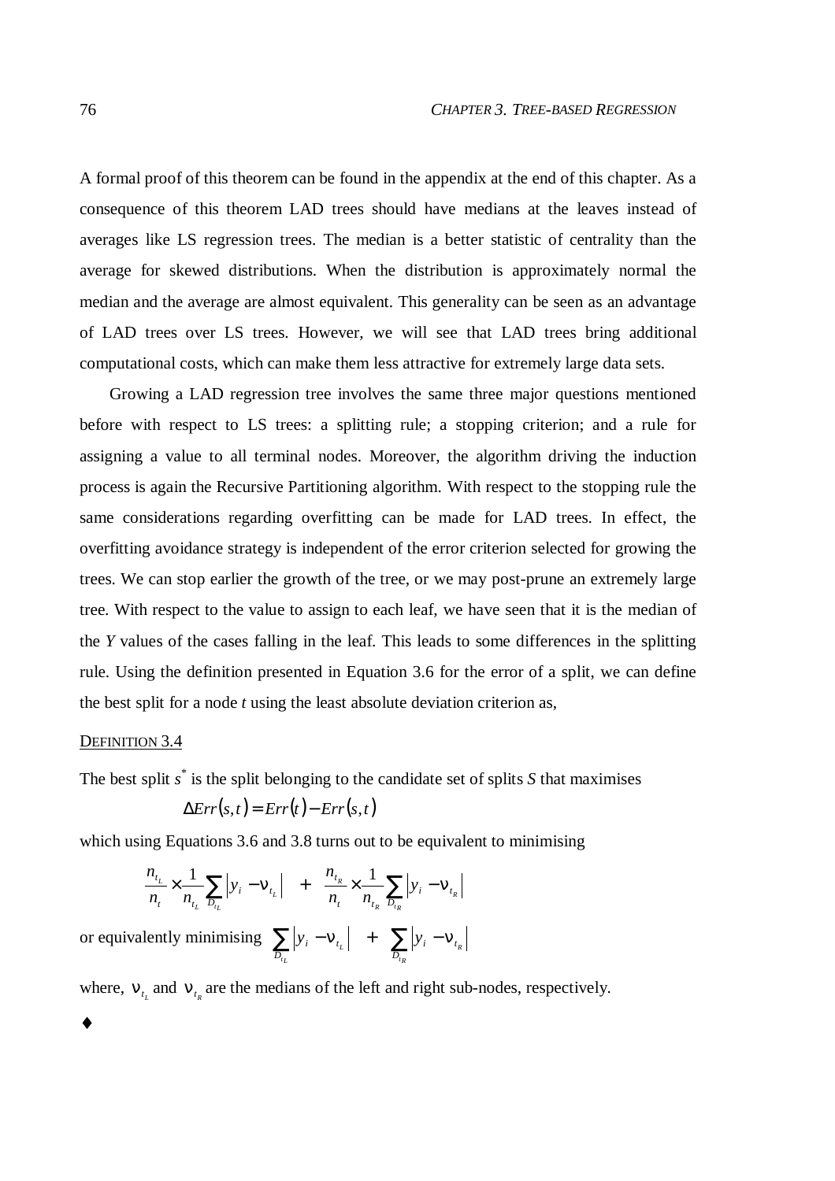A formal proof of this theorem can be found in the appendix at the end of this chapter. As a consequence of this theorem LAD trees should have medians at the leaves instead of averages like LS regression trees. The median is a better statistic of centrality than the average for skewed distributions. When the distribution is approximately normal the median and the average are almost equivalent. This generality can be seen as an advantage of LAD trees over LS trees. However, we will see that LAD trees bring additional computational costs, which can make them less attractive for extremely large data sets.

Growing a LAD regression tree involves the same three major questions mentioned before with respect to LS trees: a splitting rule; a stopping criterion; and a rule for assigning a value to all terminal nodes. Moreover, the algorithm driving the induction process is again the Recursive Partitioning algorithm. With respect to the stopping rule the same considerations regarding overfitting can be made for LAD trees. In effect, the overfitting avoidance strategy is independent of the error criterion selected for growing the trees. We can stop earlier the growth of the tree, or we may post-prune an extremely large tree. With respect to the value to assign to each leaf, we have seen that it is the median of the *Y* values of the cases falling in the leaf. This leads to some differences in the splitting rule. Using the definition presented in Equation 3.6 for the error of a split, we can define the best split for a node *t* using the least absolute deviation criterion as,

DEFINITION 3.4

The best split $s^*$ is the split belonging to the candidate set of splits *S* that maximises

$$\Delta Err(s,t) = Err(t) - Err(s,t)$$

which using Equations 3.6 and 3.8 turns out to be equivalent to minimising

$$\frac{n_{t_L}}{n_t} \times \frac{1}{n_{t_L}} \sum_{D_{t_L}} \left| y_i - \nu_{t_L} \right| \quad + \quad \frac{n_{t_R}}{n_t} \times \frac{1}{n_{t_R}} \sum_{D_{t_R}} \left| y_i - \nu_{t_R} \right|$$

or equivalently minimising $\sum_{D_{t_L}} \left| y_i - \nu_{t_L} \right| \quad + \quad \sum_{D_{t_R}} \left| y_i - \nu_{t_R} \right|$

where, $\nu_{t_L}$ and $\nu_{t_R}$ are the medians of the left and right sub-nodes, respectively.

♦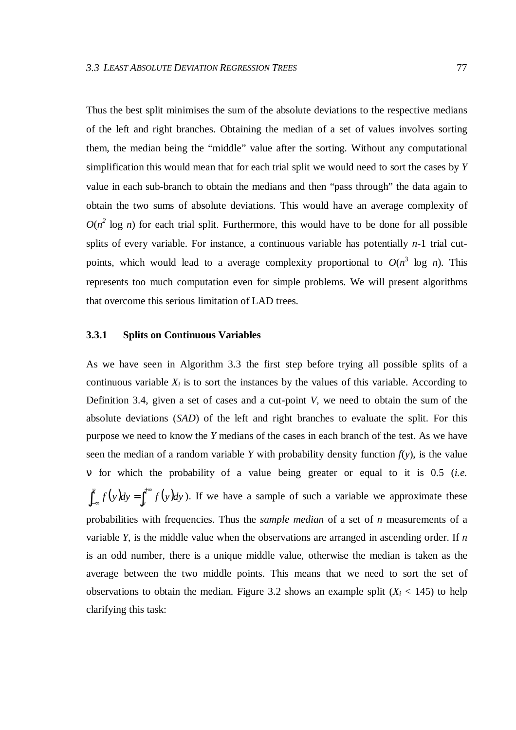Thus the best split minimises the sum of the absolute deviations to the respective medians of the left and right branches. Obtaining the median of a set of values involves sorting them, the median being the "middle" value after the sorting. Without any computational simplification this would mean that for each trial split we would need to sort the cases by *Y* value in each sub-branch to obtain the medians and then "pass through" the data again to obtain the two sums of absolute deviations. This would have an average complexity of $O(n^2 \log n)$ for each trial split. Furthermore, this would have to be done for all possible splits of every variable. For instance, a continuous variable has potentially $n$-1 trial cut-points, which would lead to a average complexity proportional to $O(n^3 \log n)$. This represents too much computation even for simple problems. We will present algorithms that overcome this serious limitation of LAD trees.

### 3.3.1 Splits on Continuous Variables

As we have seen in Algorithm 3.3 the first step before trying all possible splits of a continuous variable $X_i$ is to sort the instances by the values of this variable. According to Definition 3.4, given a set of cases and a cut-point *V*, we need to obtain the sum of the absolute deviations (*SAD*) of the left and right branches to evaluate the split. For this purpose we need to know the *Y* medians of the cases in each branch of the test. As we have seen the median of a random variable *Y* with probability density function $f(y)$, is the value $\nu$ for which the probability of a value being greater or equal to it is 0.5 (*i.e.* $\int_{-\infty}^{\nu} f(y)dy = \int_{\nu}^{+\infty} f(y)dy$). If we have a sample of such a variable we approximate these probabilities with frequencies. Thus the *sample median* of a set of $n$ measurements of a variable *Y*, is the middle value when the observations are arranged in ascending order. If $n$ is an odd number, there is a unique middle value, otherwise the median is taken as the average between the two middle points. This means that we need to sort the set of observations to obtain the median. Figure 3.2 shows an example split ($X_i < 145$) to help clarifying this task: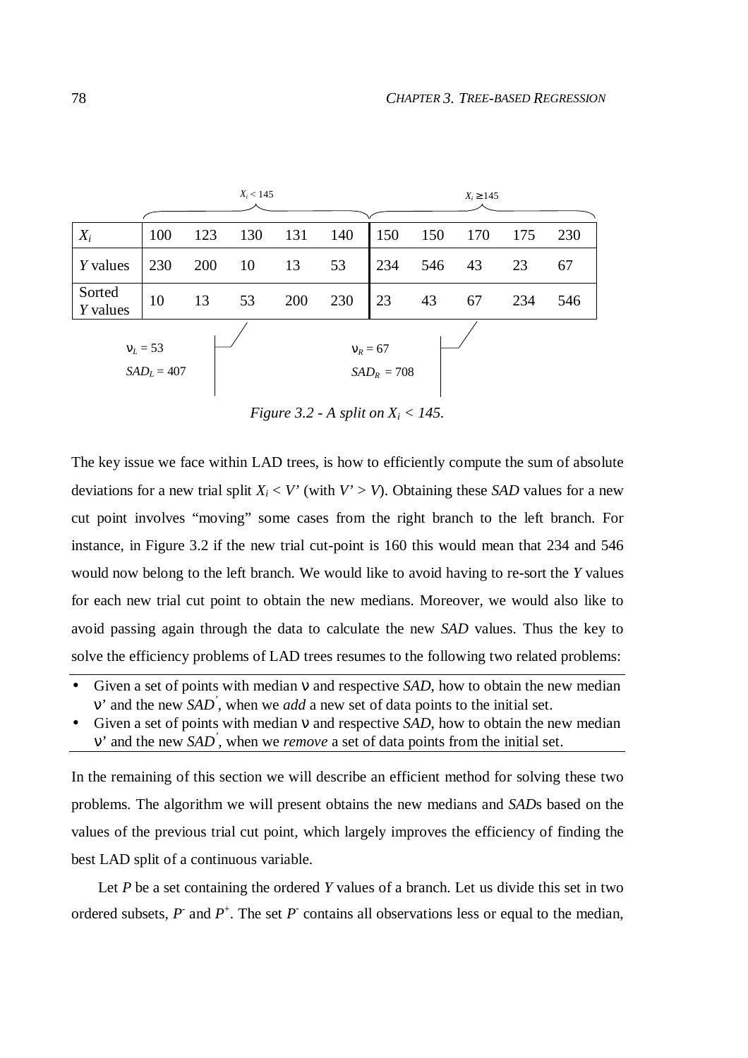| | $X_i < 145$ | | | | | $X_i \geq 145$ | | | | |
|---|---|---|---|---|---|---|---|---|---|---|
| $X_i$ | 100 | 123 | 130 | 131 | 140 | 150 | 150 | 170 | 175 | 230 |
| $Y$ values | 230 | 200 | 10 | 13 | 53 | 234 | 546 | 43 | 23 | 67 |
| Sorted $Y$ values | 10 | 13 | 53 | 200 | 230 | 23 | 43 | 67 | 234 | 546 |

$\nu_L = 53$

$SAD_L = 407$

$\nu_R = 67$

$SAD_R = 708$

*Figure 3.2 - A split on $X_i < 145$.*

The key issue we face within LAD trees, is how to efficiently compute the sum of absolute deviations for a new trial split $X_i < V'$ (with $V' > V$). Obtaining these *SAD* values for a new cut point involves "moving" some cases from the right branch to the left branch. For instance, in Figure 3.2 if the new trial cut-point is 160 this would mean that 234 and 546 would now belong to the left branch. We would like to avoid having to re-sort the *Y* values for each new trial cut point to obtain the new medians. Moreover, we would also like to avoid passing again through the data to calculate the new *SAD* values. Thus the key to solve the efficiency problems of LAD trees resumes to the following two related problems:

- Given a set of points with median $\nu$ and respective *SAD*, how to obtain the new median $\nu'$ and the new $SAD'$, when we *add* a new set of data points to the initial set.
- Given a set of points with median $\nu$ and respective *SAD*, how to obtain the new median $\nu'$ and the new $SAD'$, when we *remove* a set of data points from the initial set.

In the remaining of this section we will describe an efficient method for solving these two problems. The algorithm we will present obtains the new medians and *SAD*s based on the values of the previous trial cut point, which largely improves the efficiency of finding the best LAD split of a continuous variable.

Let $P$ be a set containing the ordered $Y$ values of a branch. Let us divide this set in two ordered subsets, $P^-$ and $P^+$. The set $P^-$ contains all observations less or equal to the median,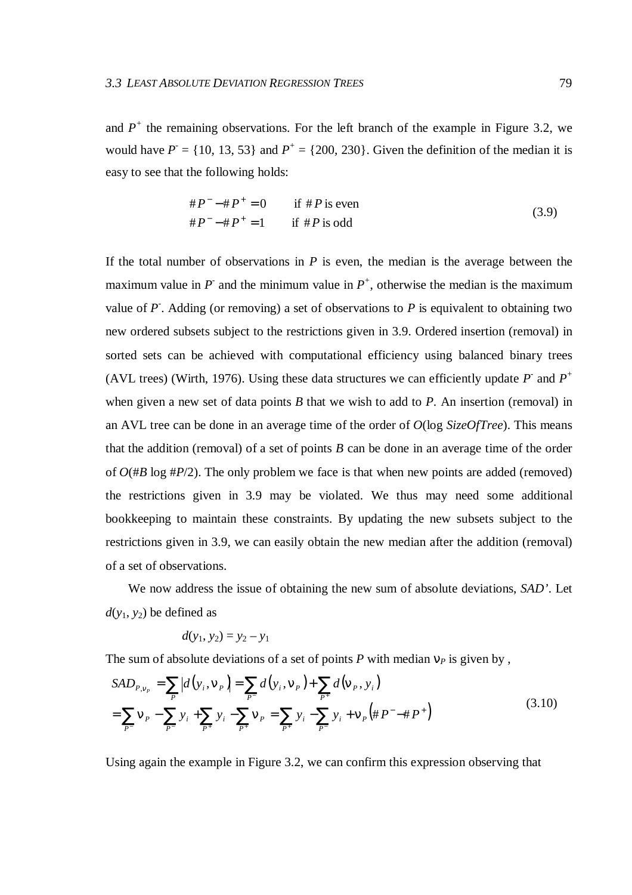and $P^+$ the remaining observations. For the left branch of the example in Figure 3.2, we would have $P^- = \{10, 13, 53\}$ and $P^+ = \{200, 230\}$. Given the definition of the median it is easy to see that the following holds:

$$
\begin{aligned}
\#P^- - \#P^+ &= 0 \qquad \text{if } \#P \text{ is even} \\
\#P^- - \#P^+ &= 1 \qquad \text{if } \#P \text{ is odd}
\end{aligned}
\tag{3.9}
$$

If the total number of observations in $P$ is even, the median is the average between the maximum value in $P^-$ and the minimum value in $P^+$, otherwise the median is the maximum value of $P^-$. Adding (or removing) a set of observations to $P$ is equivalent to obtaining two new ordered subsets subject to the restrictions given in 3.9. Ordered insertion (removal) in sorted sets can be achieved with computational efficiency using balanced binary trees (AVL trees) (Wirth, 1976). Using these data structures we can efficiently update $P^-$ and $P^+$ when given a new set of data points $B$ that we wish to add to $P$. An insertion (removal) in an AVL tree can be done in an average time of the order of $O(\log \textit{SizeOfTree})$. This means that the addition (removal) of a set of points $B$ can be done in an average time of the order of $O(\#B \log \#P/2)$. The only problem we face is that when new points are added (removed) the restrictions given in 3.9 may be violated. We thus may need some additional bookkeeping to maintain these constraints. By updating the new subsets subject to the restrictions given in 3.9, we can easily obtain the new median after the addition (removal) of a set of observations.

We now address the issue of obtaining the new sum of absolute deviations, *SAD'*. Let $d(y_1, y_2)$ be defined as

$$d(y_1, y_2) = y_2 - y_1$$

The sum of absolute deviations of a set of points $P$ with median $\nu_P$ is given by ,

$$
\begin{aligned}
SAD_{P,\nu_P} &= \sum_{P} \left| d(y_i, \nu_P) \right| = \sum_{P^-} d(y_i, \nu_P) + \sum_{P^+} d(\nu_P, y_i) \\
&= \sum_{P^-} \nu_P - \sum_{P^-} y_i + \sum_{P^+} y_i - \sum_{P^+} \nu_P = \sum_{P^+} y_i - \sum_{P^-} y_i + \nu_P \left( \#P^- - \#P^+ \right)
\end{aligned}
\tag{3.10}
$$

Using again the example in Figure 3.2, we can confirm this expression observing that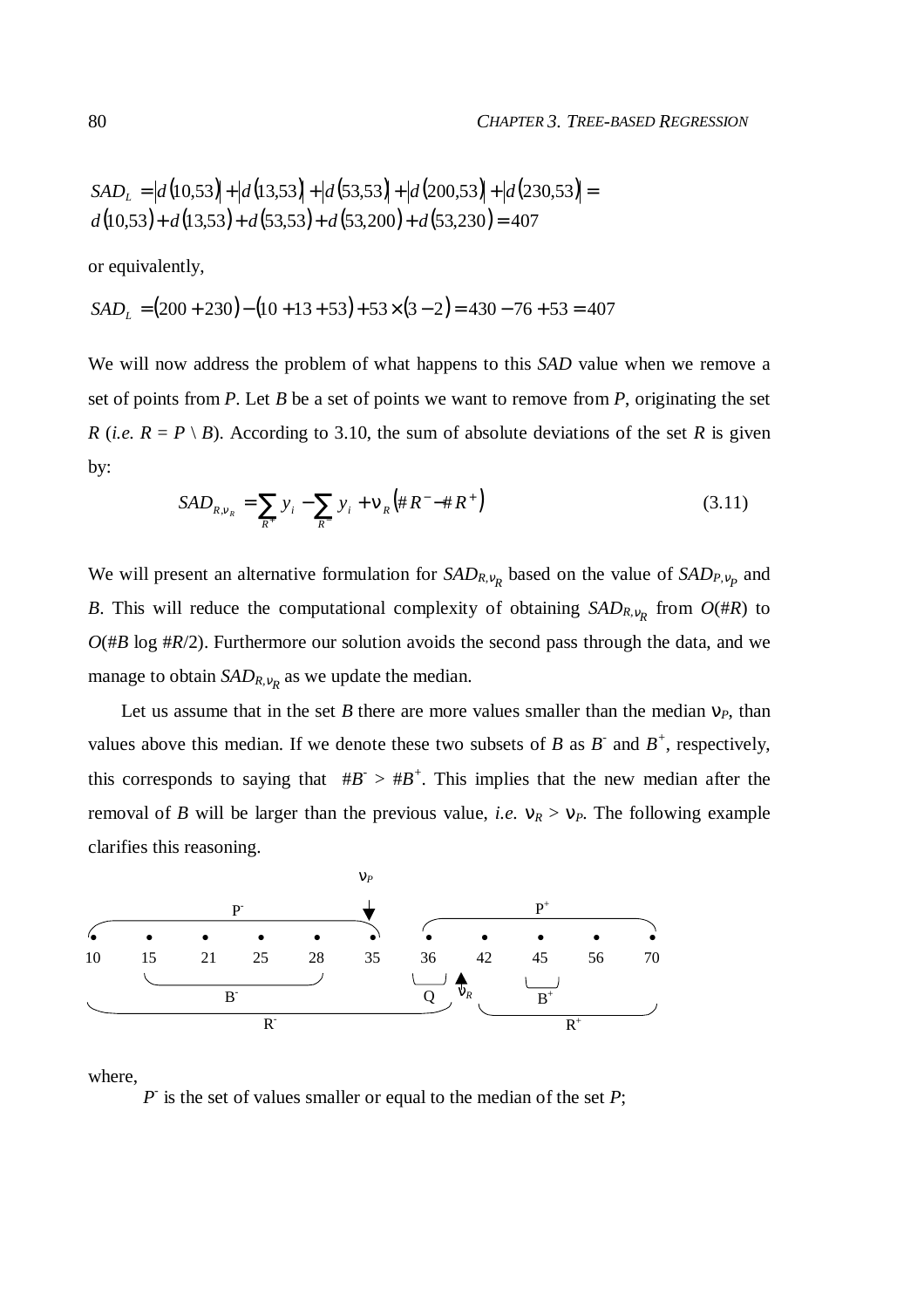$$SAD_L = |d(10{,}53)| + |d(13{,}53)| + |d(53{,}53)| + |d(200{,}53)| + |d(230{,}53)| =$$
$$d(10{,}53) + d(13{,}53) + d(53{,}53) + d(53{,}200) + d(53{,}230) = 407$$

or equivalently,

$$SAD_L = (200 + 230) - (10 + 13 + 53) + 53 \times (3 - 2) = 430 - 76 + 53 = 407$$

We will now address the problem of what happens to this *SAD* value when we remove a set of points from *P*. Let *B* be a set of points we want to remove from *P*, originating the set *R* (*i.e.* $R = P \setminus B$). According to 3.10, the sum of absolute deviations of the set *R* is given by:

$$SAD_{R,\nu_R} = \sum_{R^+} y_i - \sum_{R^-} y_i + \nu_R \left( \# R^- - \# R^+ \right) \tag{3.11}$$

We will present an alternative formulation for $SAD_{R,\nu_R}$ based on the value of $SAD_{P,\nu_P}$ and *B*. This will reduce the computational complexity of obtaining $SAD_{R,\nu_R}$ from $O(\#R)$ to $O(\#B \log \#R/2)$. Furthermore our solution avoids the second pass through the data, and we manage to obtain $SAD_{R,\nu_R}$ as we update the median.

Let us assume that in the set *B* there are more values smaller than the median $\nu_P$, than values above this median. If we denote these two subsets of *B* as $B^-$ and $B^+$, respectively, this corresponds to saying that $\#B^- > \#B^+$. This implies that the new median after the removal of *B* will be larger than the previous value, *i.e.* $\nu_R > \nu_P$. The following example clarifies this reasoning.

```
                                                νP
                         P-                     ↓                       P+
  ┌─────────────────────────────────────────────┐    ┌─────────────────────────────────┐
  •       •       •       •       •       •          •       •       •       •       •
  10      15      21      25      28      35         36      42      45      56      70
          └───────────────────────┘                  └─┘ ▲          └─┘
                    B-                                Q  νR          B+
  └──────────────────────────────────────────────────────┘    └──────────────────────┘
                              R-                                         R+
```

where,

$P^-$ is the set of values smaller or equal to the median of the set *P*;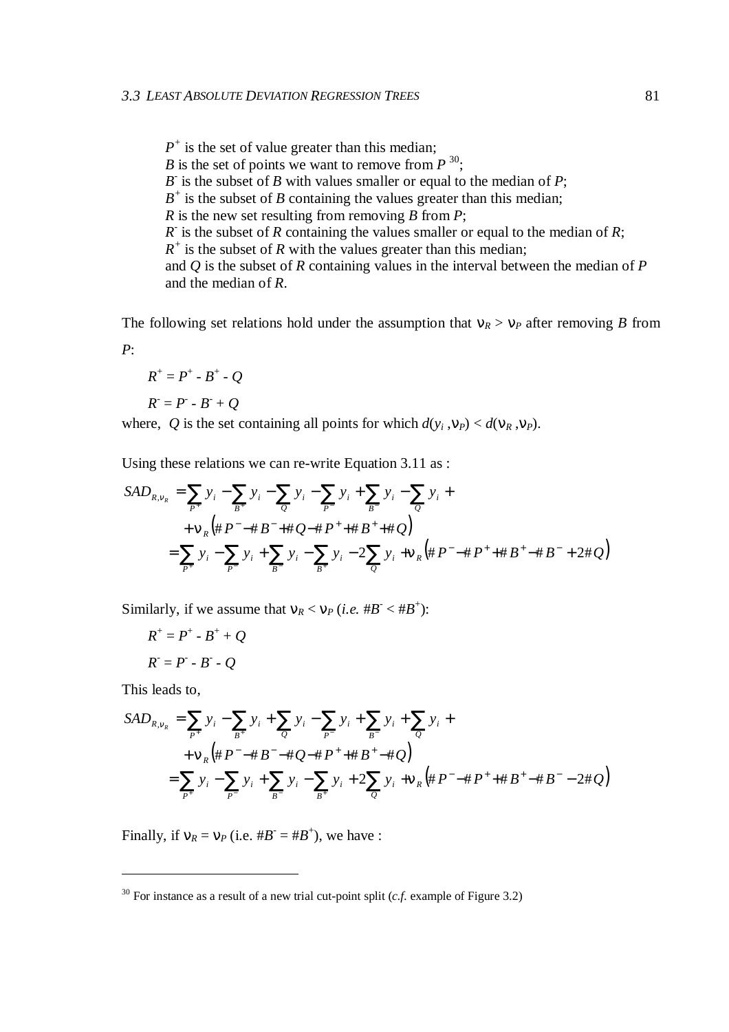$P^+$ is the set of value greater than this median;
$B$ is the set of points we want to remove from $P$ [30];
$B^-$ is the subset of $B$ with values smaller or equal to the median of $P$;
$B^+$ is the subset of $B$ containing the values greater than this median;
$R$ is the new set resulting from removing $B$ from $P$;
$R^-$ is the subset of $R$ containing the values smaller or equal to the median of $R$;
$R^+$ is the subset of $R$ with the values greater than this median;
and $Q$ is the subset of $R$ containing values in the interval between the median of $P$ and the median of $R$.

The following set relations hold under the assumption that $\nu_R > \nu_P$ after removing $B$ from $P$:

$$R^+ = P^+ - B^+ - Q$$

$$R^- = P^- - B^- + Q$$

where, $Q$ is the set containing all points for which $d(y_i, \nu_P) < d(\nu_R, \nu_P)$.

Using these relations we can re-write Equation 3.11 as :

$$\begin{aligned} SAD_{R,\nu_R} &= \sum_{P^+} y_i - \sum_{B^+} y_i - \sum_{Q} y_i - \sum_{P^-} y_i + \sum_{B^-} y_i - \sum_{Q} y_i + \\ &\quad + \nu_R \left( \#P^- - \#B^- + \#Q - \#P^+ + \#B^+ + \#Q \right) \\ &= \sum_{P^+} y_i - \sum_{P^-} y_i + \sum_{B^-} y_i - \sum_{B^+} y_i - 2\sum_{Q} y_i + \nu_R \left( \#P^- - \#P^+ + \#B^+ - \#B^- + 2\#Q \right) \end{aligned}$$

Similarly, if we assume that $\nu_R < \nu_P$ (*i.e.* $\#B^- < \#B^+$):

$$R^+ = P^+ - B^+ + Q$$

$$R^- = P^- - B^- - Q$$

This leads to,

$$\begin{aligned} SAD_{R,\nu_R} &= \sum_{P^+} y_i - \sum_{B^+} y_i + \sum_{Q} y_i - \sum_{P^-} y_i + \sum_{B^-} y_i + \sum_{Q} y_i + \\ &\quad + \nu_R \left( \#P^- - \#B^- - \#Q - \#P^+ + \#B^+ - \#Q \right) \\ &= \sum_{P^+} y_i - \sum_{P^-} y_i + \sum_{B^-} y_i - \sum_{B^+} y_i + 2\sum_{Q} y_i + \nu_R \left( \#P^- - \#P^+ + \#B^+ - \#B^- - 2\#Q \right) \end{aligned}$$

Finally, if $\nu_R = \nu_P$ (i.e. $\#B^- = \#B^+$), we have :

---

[30] For instance as a result of a new trial cut-point split (*c.f.* example of Figure 3.2)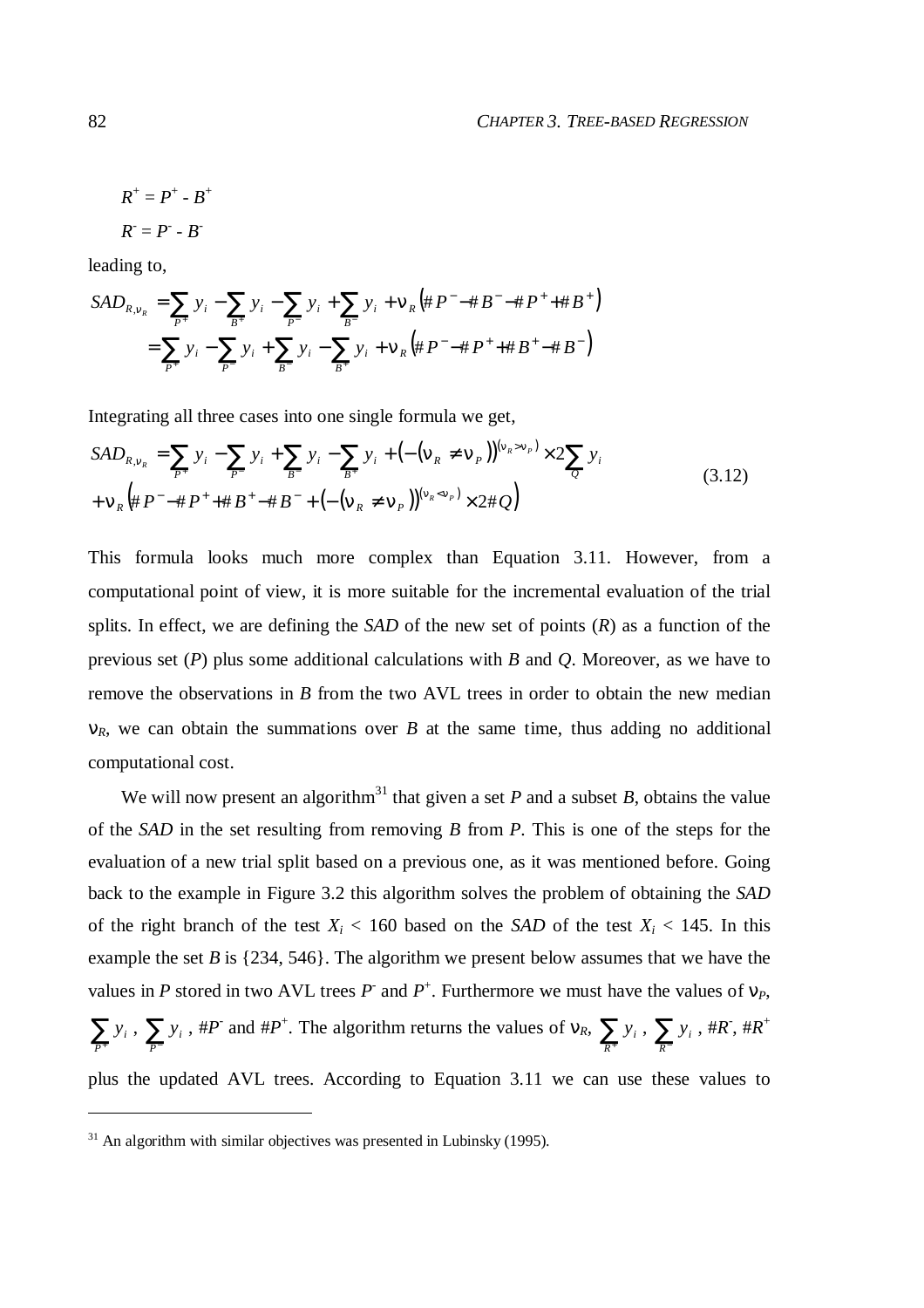$$R^+ = P^+ - B^+$$

$$R^- = P^- - B^-$$

leading to,

$$
\begin{aligned}
SAD_{R,\nu_R} &= \sum_{P^+} y_i - \sum_{B^+} y_i - \sum_{P^-} y_i + \sum_{B^-} y_i + \nu_R \left( \#P^- - \#B^- - \#P^+ + \#B^+ \right) \\
&= \sum_{P^+} y_i - \sum_{P^-} y_i + \sum_{B^-} y_i - \sum_{B^+} y_i + \nu_R \left( \#P^- - \#P^+ + \#B^+ - \#B^- \right)
\end{aligned}
$$

Integrating all three cases into one single formula we get,

$$
\begin{aligned}
SAD_{R,\nu_R} &= \sum_{P^+} y_i - \sum_{P^-} y_i + \sum_{B^-} y_i - \sum_{B^+} y_i + \left(-\left(\nu_R \neq \nu_P\right)\right)^{(\nu_R > \nu_P)} \times 2 \sum_{Q} y_i \\
&+ \nu_R \left( \#P^- - \#P^+ + \#B^+ - \#B^- + \left(-\left(\nu_R \neq \nu_P\right)\right)^{(\nu_R < \nu_P)} \times 2\#Q \right)
\end{aligned}
\tag{3.12}
$$

This formula looks much more complex than Equation 3.11. However, from a computational point of view, it is more suitable for the incremental evaluation of the trial splits. In effect, we are defining the *SAD* of the new set of points ($R$) as a function of the previous set ($P$) plus some additional calculations with $B$ and $Q$. Moreover, as we have to remove the observations in $B$ from the two AVL trees in order to obtain the new median $\nu_R$, we can obtain the summations over $B$ at the same time, thus adding no additional computational cost.

We will now present an algorithm[31] that given a set $P$ and a subset $B$, obtains the value of the *SAD* in the set resulting from removing $B$ from $P$. This is one of the steps for the evaluation of a new trial split based on a previous one, as it was mentioned before. Going back to the example in Figure 3.2 this algorithm solves the problem of obtaining the *SAD* of the right branch of the test $X_i < 160$ based on the *SAD* of the test $X_i < 145$. In this example the set $B$ is {234, 546}. The algorithm we present below assumes that we have the values in $P$ stored in two AVL trees $P^-$ and $P^+$. Furthermore we must have the values of $\nu_P$, $\sum_{P^+} y_i$ , $\sum_{P^-} y_i$ , $\#P^-$ and $\#P^+$. The algorithm returns the values of $\nu_R$, $\sum_{R^+} y_i$ , $\sum_{R^-} y_i$ , $\#R^-$, $\#R^+$ plus the updated AVL trees. According to Equation 3.11 we can use these values to

[31] An algorithm with similar objectives was presented in Lubinsky (1995).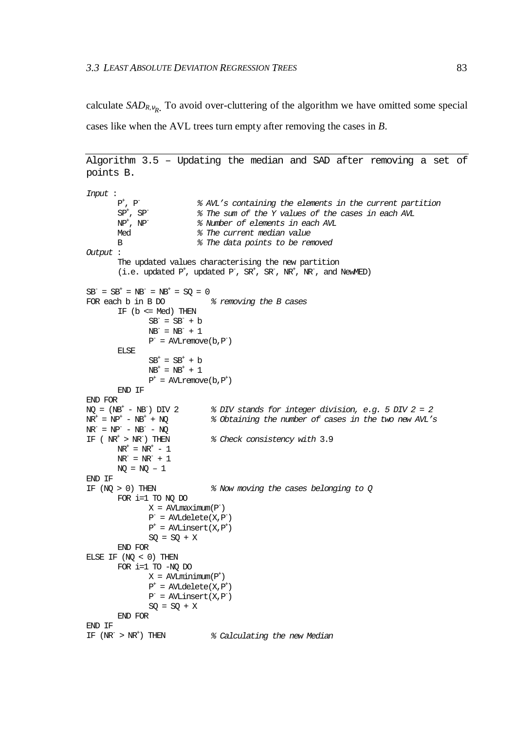calculate $SAD_{R,\nu_R}$. To avoid over-cluttering of the algorithm we have omitted some special cases like when the AVL trees turn empty after removing the cases in *B*.

Algorithm 3.5 – Updating the median and SAD after removing a set of points B.

```
Input :
      P+, P-            % AVL's containing the elements in the current partition
      SP+, SP-          % The sum of the Y values of the cases in each AVL
      NP+, NP-          % Number of elements in each AVL
      Med               % The current median value
      B                 % The data points to be removed
Output :
      The updated values characterising the new partition
      (i.e. updated P+, updated P-, SR+, SR-, NR+, NR-, and NewMED)

SB- = SB+ = NB- = NB+ = SQ = 0
FOR each b in B DO           % removing the B cases
      IF (b <= Med) THEN
            SB- = SB- + b
            NB- = NB- + 1
            P- = AVLremove(b,P-)
      ELSE
            SB+ = SB+ + b
            NB+ = NB+ + 1
            P+ = AVLremove(b,P+)
      END IF
END FOR
NQ = (NB+ - NB-) DIV 2       % DIV stands for integer division, e.g. 5 DIV 2 = 2
NR+ = NP+ - NB+ + NQ         % Obtaining the number of cases in the two new AVL's
NR- = NP- - NB- - NQ
IF ( NR+ > NR-) THEN         % Check consistency with 3.9
      NR+ = NR+ - 1
      NR- = NR- + 1
      NQ = NQ – 1
END IF
IF (NQ > 0) THEN             % Now moving the cases belonging to Q
      FOR i=1 TO NQ DO
            X = AVLmaximum(P-)
            P- = AVLdelete(X,P-)
            P+ = AVLinsert(X,P+)
            SQ = SQ + X
      END FOR
ELSE IF (NQ < 0) THEN
      FOR i=1 TO -NQ DO
            X = AVLminimum(P+)
            P+ = AVLdelete(X,P+)
            P- = AVLinsert(X,P-)
            SQ = SQ + X
      END FOR
END IF
IF (NR- > NR+) THEN          % Calculating the new Median
```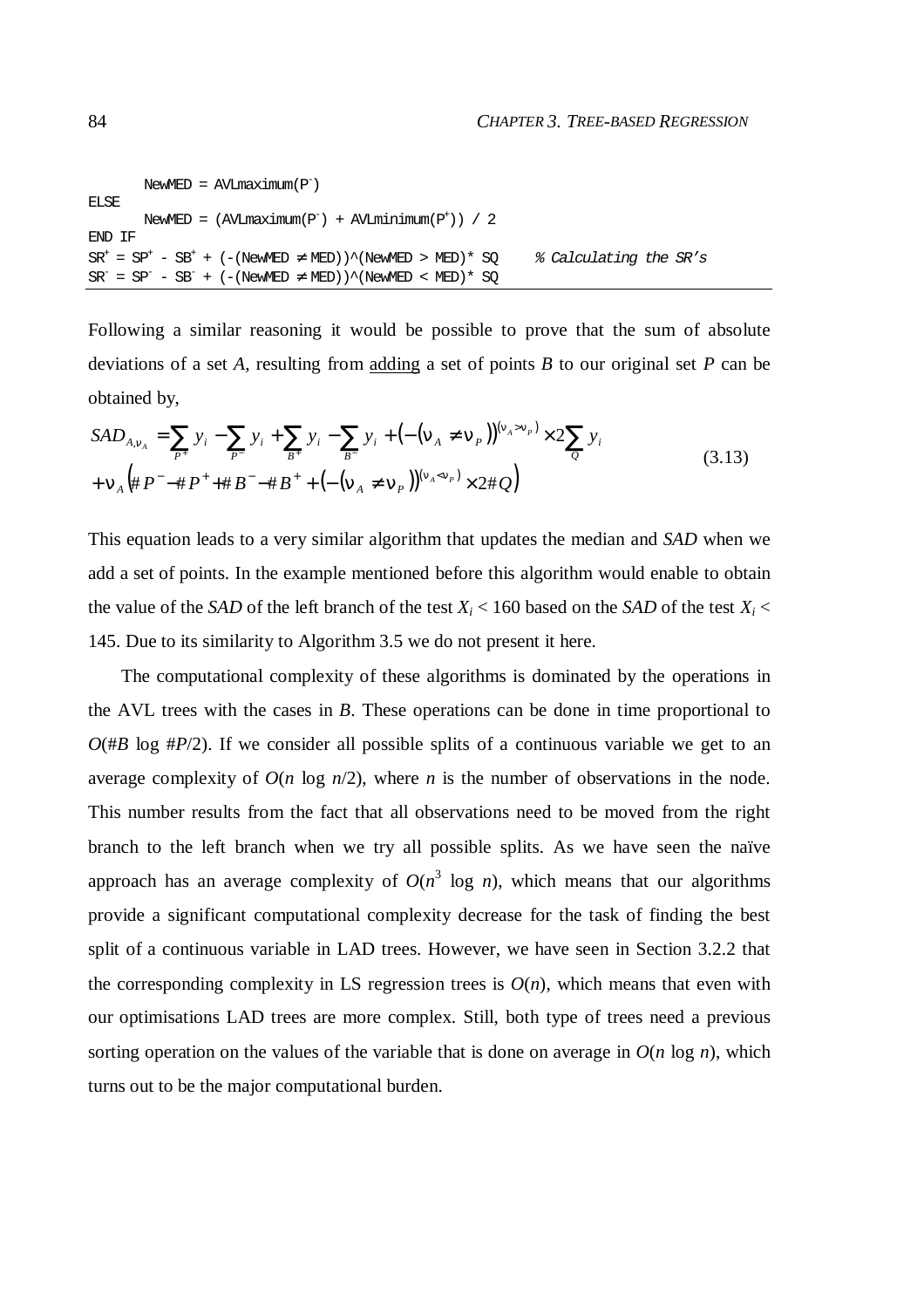```
      NewMED = AVLmaximum(P-)
ELSE
      NewMED = (AVLmaximum(P-) + AVLminimum(P+)) / 2
END IF
SR+ = SP+ - SB+ + (-(NewMED ≠ MED))^(NewMED > MED)* SQ     % Calculating the SR's
SR- = SP- - SB- + (-(NewMED ≠ MED))^(NewMED < MED)* SQ
```

Following a similar reasoning it would be possible to prove that the sum of absolute deviations of a set *A*, resulting from <u>adding</u> a set of points *B* to our original set *P* can be obtained by,

$$
\begin{aligned}
SAD_{A,\nu_A} &= \sum_{P^+} y_i - \sum_{P^-} y_i + \sum_{B^+} y_i - \sum_{B^-} y_i + \left(-\left(\nu_A \neq \nu_P\right)\right)^{(\nu_A > \nu_P)} \times 2\sum_{Q} y_i \\
&+ \nu_A\left(\#P^- - \#P^+ + \#B^- - \#B^+ + \left(-\left(\nu_A \neq \nu_P\right)\right)^{(\nu_A < \nu_P)} \times 2\#Q\right)
\end{aligned}
\tag{3.13}
$$

This equation leads to a very similar algorithm that updates the median and *SAD* when we add a set of points. In the example mentioned before this algorithm would enable to obtain the value of the *SAD* of the left branch of the test $X_i < 160$ based on the *SAD* of the test $X_i < 145$. Due to its similarity to Algorithm 3.5 we do not present it here.

The computational complexity of these algorithms is dominated by the operations in the AVL trees with the cases in *B*. These operations can be done in time proportional to $O(\#B \log \#P/2)$. If we consider all possible splits of a continuous variable we get to an average complexity of $O(n \log n/2)$, where $n$ is the number of observations in the node. This number results from the fact that all observations need to be moved from the right branch to the left branch when we try all possible splits. As we have seen the naïve approach has an average complexity of $O(n^3 \log n)$, which means that our algorithms provide a significant computational complexity decrease for the task of finding the best split of a continuous variable in LAD trees. However, we have seen in Section 3.2.2 that the corresponding complexity in LS regression trees is $O(n)$, which means that even with our optimisations LAD trees are more complex. Still, both type of trees need a previous sorting operation on the values of the variable that is done on average in $O(n \log n)$, which turns out to be the major computational burden.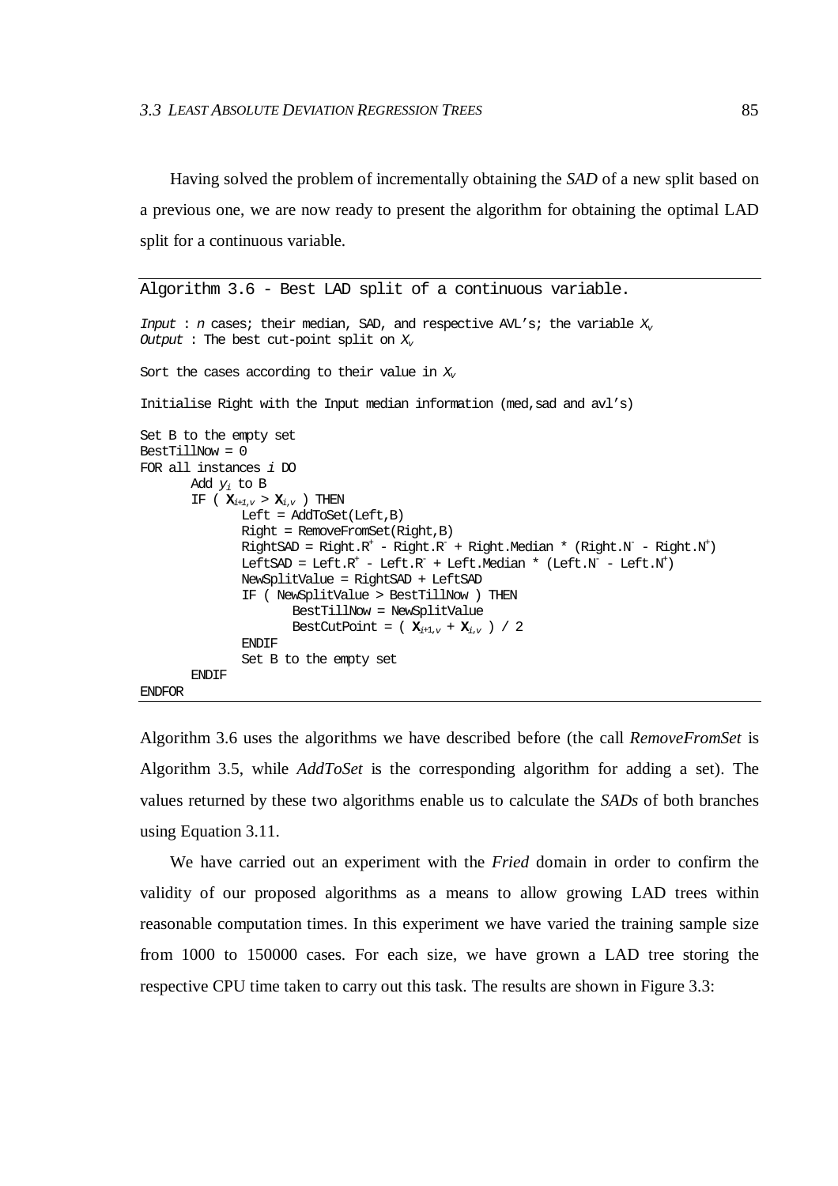Having solved the problem of incrementally obtaining the *SAD* of a new split based on a previous one, we are now ready to present the algorithm for obtaining the optimal LAD split for a continuous variable.

```
Algorithm 3.6 - Best LAD split of a continuous variable.

Input : n cases; their median, SAD, and respective AVL's; the variable Xv
Output : The best cut-point split on Xv

Sort the cases according to their value in Xv

Initialise Right with the Input median information (med,sad and avl's)

Set B to the empty set
BestTillNow = 0
FOR all instances i DO
       Add yi to B
       IF ( Xi+1,v > Xi,v ) THEN
              Left = AddToSet(Left,B)
              Right = RemoveFromSet(Right,B)
              RightSAD = Right.R+ - Right.R- + Right.Median * (Right.N- - Right.N+)
              LeftSAD = Left.R+ - Left.R- + Left.Median * (Left.N- - Left.N+)
              NewSplitValue = RightSAD + LeftSAD
              IF ( NewSplitValue > BestTillNow ) THEN
                     BestTillNow = NewSplitValue
                     BestCutPoint = ( Xi+1,v + Xi,v ) / 2
              ENDIF
              Set B to the empty set
       ENDIF
ENDFOR
```

Algorithm 3.6 uses the algorithms we have described before (the call *RemoveFromSet* is Algorithm 3.5, while *AddToSet* is the corresponding algorithm for adding a set). The values returned by these two algorithms enable us to calculate the *SADs* of both branches using Equation 3.11.

We have carried out an experiment with the *Fried* domain in order to confirm the validity of our proposed algorithms as a means to allow growing LAD trees within reasonable computation times. In this experiment we have varied the training sample size from 1000 to 150000 cases. For each size, we have grown a LAD tree storing the respective CPU time taken to carry out this task. The results are shown in Figure 3.3: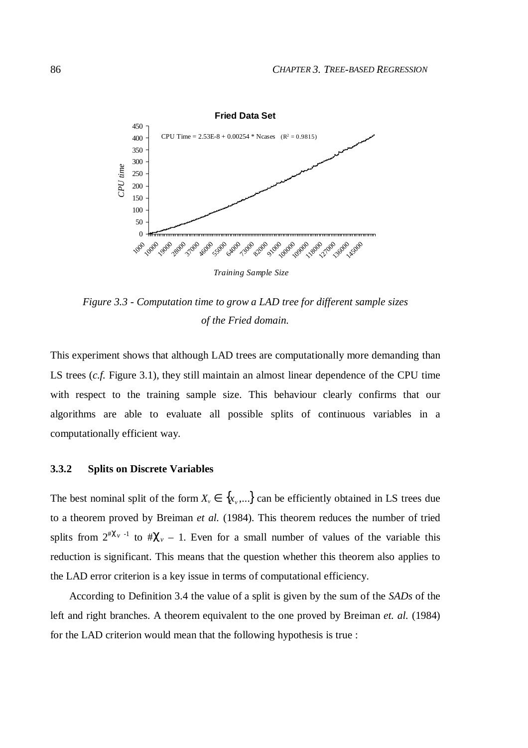Figure 3.3 - Computation time to grow a LAD tree for different sample sizes of the Fried domain.

This experiment shows that although LAD trees are computationally more demanding than LS trees (*c.f.* Figure 3.1), they still maintain an almost linear dependence of the CPU time with respect to the training sample size. This behaviour clearly confirms that our algorithms are able to evaluate all possible splits of continuous variables in a computationally efficient way.

### 3.3.2 Splits on Discrete Variables

The best nominal split of the form $X_v \in \{x_v, ...\}$ can be efficiently obtained in LS trees due to a theorem proved by Breiman *et al.* (1984). This theorem reduces the number of tried splits from $2^{\#\chi_v - 1}$ to $\#\chi_v - 1$. Even for a small number of values of the variable this reduction is significant. This means that the question whether this theorem also applies to the LAD error criterion is a key issue in terms of computational efficiency.

According to Definition 3.4 the value of a split is given by the sum of the *SADs* of the left and right branches. A theorem equivalent to the one proved by Breiman *et. al.* (1984) for the LAD criterion would mean that the following hypothesis is true :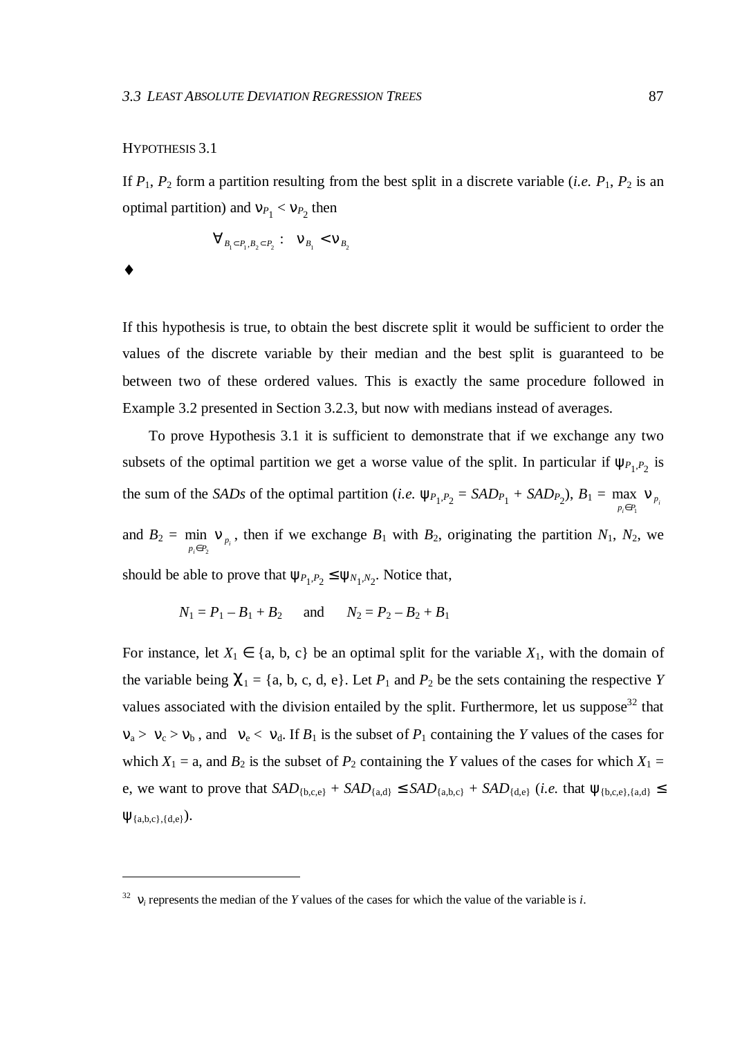HYPOTHESIS 3.1

If $P_1$, $P_2$ form a partition resulting from the best split in a discrete variable (*i.e.* $P_1$, $P_2$ is an optimal partition) and $\nu_{P_1} < \nu_{P_2}$ then

$$\forall_{B_1 \subset P_1, B_2 \subset P_2} : \quad \nu_{B_1} < \nu_{B_2}$$

♦

If this hypothesis is true, to obtain the best discrete split it would be sufficient to order the values of the discrete variable by their median and the best split is guaranteed to be between two of these ordered values. This is exactly the same procedure followed in Example 3.2 presented in Section 3.2.3, but now with medians instead of averages.

To prove Hypothesis 3.1 it is sufficient to demonstrate that if we exchange any two subsets of the optimal partition we get a worse value of the split. In particular if $\psi_{P_1,P_2}$ is the sum of the *SADs* of the optimal partition (*i.e.* $\psi_{P_1,P_2} = SAD_{P_1} + SAD_{P_2}$), $B_1 = \max_{p_i \in P_1} \nu_{p_i}$ and $B_2 = \min_{p_i \in P_2} \nu_{p_i}$, then if we exchange $B_1$ with $B_2$, originating the partition $N_1$, $N_2$, we should be able to prove that $\psi_{P_1,P_2} \leq \psi_{N_1,N_2}$. Notice that,

$$N_1 = P_1 - B_1 + B_2 \quad \text{and} \quad N_2 = P_2 - B_2 + B_1$$

For instance, let $X_1 \in \{a, b, c\}$ be an optimal split for the variable $X_1$, with the domain of the variable being $\chi_1 = \{a, b, c, d, e\}$. Let $P_1$ and $P_2$ be the sets containing the respective *Y* values associated with the division entailed by the split. Furthermore, let us suppose[32] that $\nu_a > \nu_c > \nu_b$, and $\nu_e < \nu_d$. If $B_1$ is the subset of $P_1$ containing the *Y* values of the cases for which $X_1 = a$, and $B_2$ is the subset of $P_2$ containing the *Y* values of the cases for which $X_1 = e$, we want to prove that $SAD_{\{b,c,e\}} + SAD_{\{a,d\}} \leq SAD_{\{a,b,c\}} + SAD_{\{d,e\}}$ (*i.e.* that $\psi_{\{b,c,e\},\{a,d\}} \leq \psi_{\{a,b,c\},\{d,e\}}$).

[32] $\nu_i$ represents the median of the *Y* values of the cases for which the value of the variable is *i*.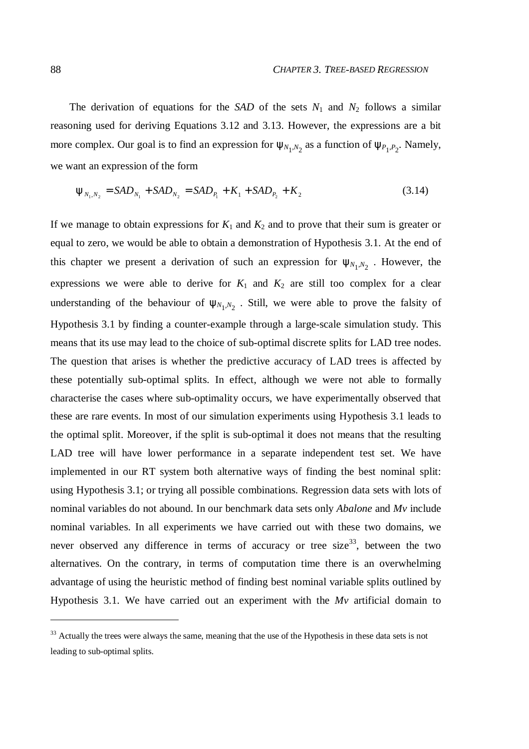The derivation of equations for the *SAD* of the sets $N_1$ and $N_2$ follows a similar reasoning used for deriving Equations 3.12 and 3.13. However, the expressions are a bit more complex. Our goal is to find an expression for $\psi_{N_1,N_2}$ as a function of $\psi_{P_1,P_2}$. Namely, we want an expression of the form

$$\psi_{N_1,N_2} = SAD_{N_1} + SAD_{N_2} = SAD_{P_1} + K_1 + SAD_{P_2} + K_2 \tag{3.14}$$

If we manage to obtain expressions for $K_1$ and $K_2$ and to prove that their sum is greater or equal to zero, we would be able to obtain a demonstration of Hypothesis 3.1. At the end of this chapter we present a derivation of such an expression for $\psi_{N_1,N_2}$ . However, the expressions we were able to derive for $K_1$ and $K_2$ are still too complex for a clear understanding of the behaviour of $\psi_{N_1,N_2}$ . Still, we were able to prove the falsity of Hypothesis 3.1 by finding a counter-example through a large-scale simulation study. This means that its use may lead to the choice of sub-optimal discrete splits for LAD tree nodes. The question that arises is whether the predictive accuracy of LAD trees is affected by these potentially sub-optimal splits. In effect, although we were not able to formally characterise the cases where sub-optimality occurs, we have experimentally observed that these are rare events. In most of our simulation experiments using Hypothesis 3.1 leads to the optimal split. Moreover, if the split is sub-optimal it does not means that the resulting LAD tree will have lower performance in a separate independent test set. We have implemented in our RT system both alternative ways of finding the best nominal split: using Hypothesis 3.1; or trying all possible combinations. Regression data sets with lots of nominal variables do not abound. In our benchmark data sets only *Abalone* and *Mv* include nominal variables. In all experiments we have carried out with these two domains, we never observed any difference in terms of accuracy or tree size[33], between the two alternatives. On the contrary, in terms of computation time there is an overwhelming advantage of using the heuristic method of finding best nominal variable splits outlined by Hypothesis 3.1. We have carried out an experiment with the *Mv* artificial domain to

[33] Actually the trees were always the same, meaning that the use of the Hypothesis in these data sets is not leading to sub-optimal splits.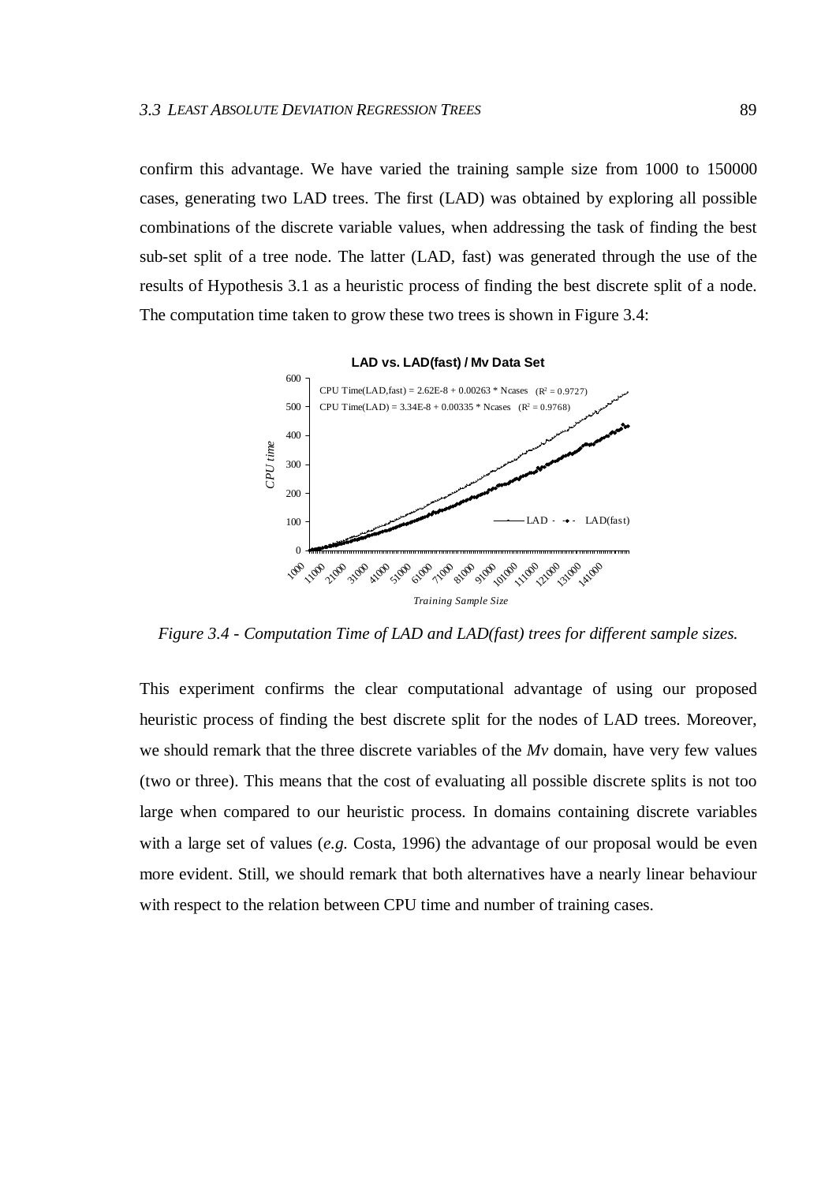confirm this advantage. We have varied the training sample size from 1000 to 150000 cases, generating two LAD trees. The first (LAD) was obtained by exploring all possible combinations of the discrete variable values, when addressing the task of finding the best sub-set split of a tree node. The latter (LAD, fast) was generated through the use of the results of Hypothesis 3.1 as a heuristic process of finding the best discrete split of a node. The computation time taken to grow these two trees is shown in Figure 3.4:

*Figure 3.4 - Computation Time of LAD and LAD(fast) trees for different sample sizes.*

This experiment confirms the clear computational advantage of using our proposed heuristic process of finding the best discrete split for the nodes of LAD trees. Moreover, we should remark that the three discrete variables of the *Mv* domain, have very few values (two or three). This means that the cost of evaluating all possible discrete splits is not too large when compared to our heuristic process. In domains containing discrete variables with a large set of values (*e.g.* Costa, 1996) the advantage of our proposal would be even more evident. Still, we should remark that both alternatives have a nearly linear behaviour with respect to the relation between CPU time and number of training cases.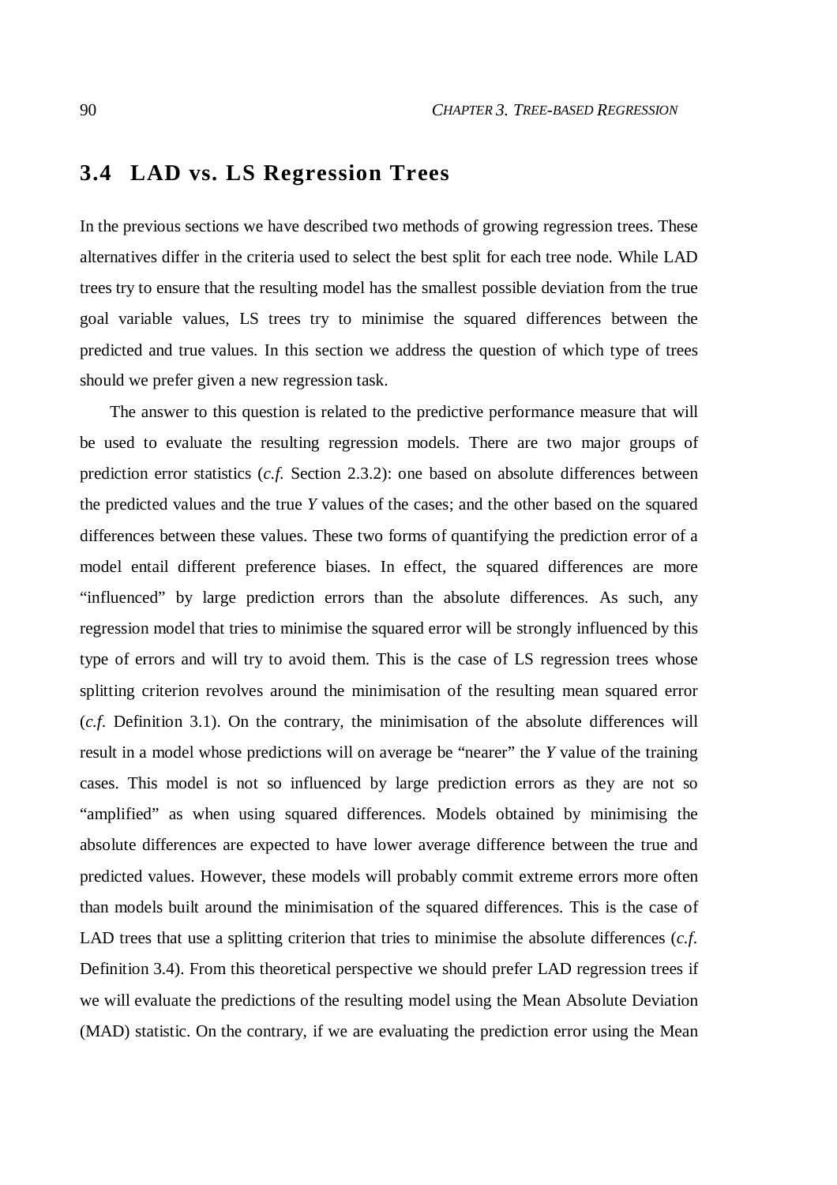## 3.4 LAD vs. LS Regression Trees

In the previous sections we have described two methods of growing regression trees. These alternatives differ in the criteria used to select the best split for each tree node. While LAD trees try to ensure that the resulting model has the smallest possible deviation from the true goal variable values, LS trees try to minimise the squared differences between the predicted and true values. In this section we address the question of which type of trees should we prefer given a new regression task.

The answer to this question is related to the predictive performance measure that will be used to evaluate the resulting regression models. There are two major groups of prediction error statistics (*c.f.* Section 2.3.2): one based on absolute differences between the predicted values and the true *Y* values of the cases; and the other based on the squared differences between these values. These two forms of quantifying the prediction error of a model entail different preference biases. In effect, the squared differences are more "influenced" by large prediction errors than the absolute differences. As such, any regression model that tries to minimise the squared error will be strongly influenced by this type of errors and will try to avoid them. This is the case of LS regression trees whose splitting criterion revolves around the minimisation of the resulting mean squared error (*c.f.* Definition 3.1). On the contrary, the minimisation of the absolute differences will result in a model whose predictions will on average be "nearer" the *Y* value of the training cases. This model is not so influenced by large prediction errors as they are not so "amplified" as when using squared differences. Models obtained by minimising the absolute differences are expected to have lower average difference between the true and predicted values. However, these models will probably commit extreme errors more often than models built around the minimisation of the squared differences. This is the case of LAD trees that use a splitting criterion that tries to minimise the absolute differences (*c.f.* Definition 3.4). From this theoretical perspective we should prefer LAD regression trees if we will evaluate the predictions of the resulting model using the Mean Absolute Deviation (MAD) statistic. On the contrary, if we are evaluating the prediction error using the Mean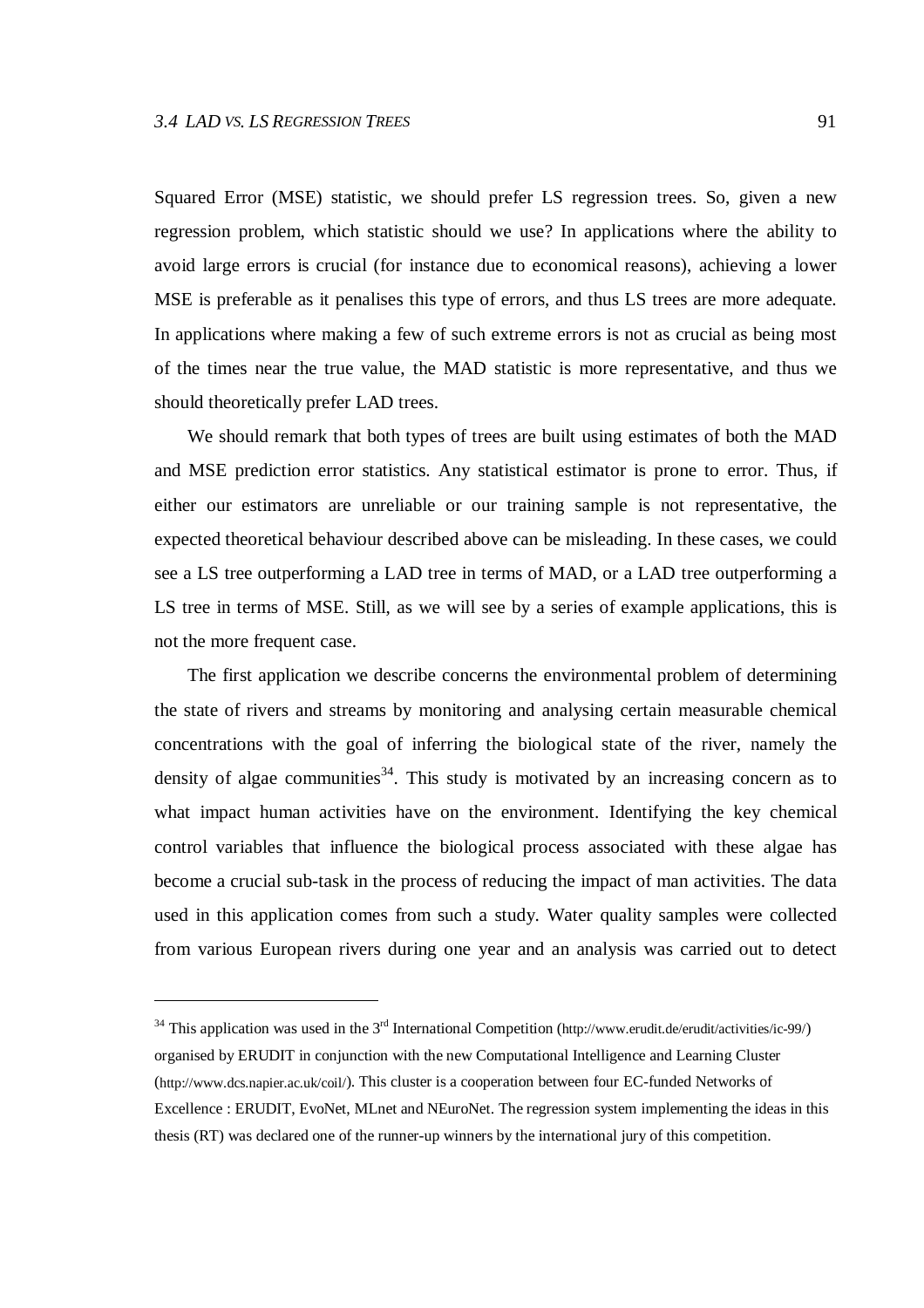Squared Error (MSE) statistic, we should prefer LS regression trees. So, given a new regression problem, which statistic should we use? In applications where the ability to avoid large errors is crucial (for instance due to economical reasons), achieving a lower MSE is preferable as it penalises this type of errors, and thus LS trees are more adequate. In applications where making a few of such extreme errors is not as crucial as being most of the times near the true value, the MAD statistic is more representative, and thus we should theoretically prefer LAD trees.

We should remark that both types of trees are built using estimates of both the MAD and MSE prediction error statistics. Any statistical estimator is prone to error. Thus, if either our estimators are unreliable or our training sample is not representative, the expected theoretical behaviour described above can be misleading. In these cases, we could see a LS tree outperforming a LAD tree in terms of MAD, or a LAD tree outperforming a LS tree in terms of MSE. Still, as we will see by a series of example applications, this is not the more frequent case.

The first application we describe concerns the environmental problem of determining the state of rivers and streams by monitoring and analysing certain measurable chemical concentrations with the goal of inferring the biological state of the river, namely the density of algae communities[34]. This study is motivated by an increasing concern as to what impact human activities have on the environment. Identifying the key chemical control variables that influence the biological process associated with these algae has become a crucial sub-task in the process of reducing the impact of man activities. The data used in this application comes from such a study. Water quality samples were collected from various European rivers during one year and an analysis was carried out to detect

---

[34] This application was used in the 3rd International Competition (http://www.erudit.de/erudit/activities/ic-99/) organised by ERUDIT in conjunction with the new Computational Intelligence and Learning Cluster (http://www.dcs.napier.ac.uk/coil/). This cluster is a cooperation between four EC-funded Networks of Excellence : ERUDIT, EvoNet, MLnet and NEuroNet. The regression system implementing the ideas in this thesis (RT) was declared one of the runner-up winners by the international jury of this competition.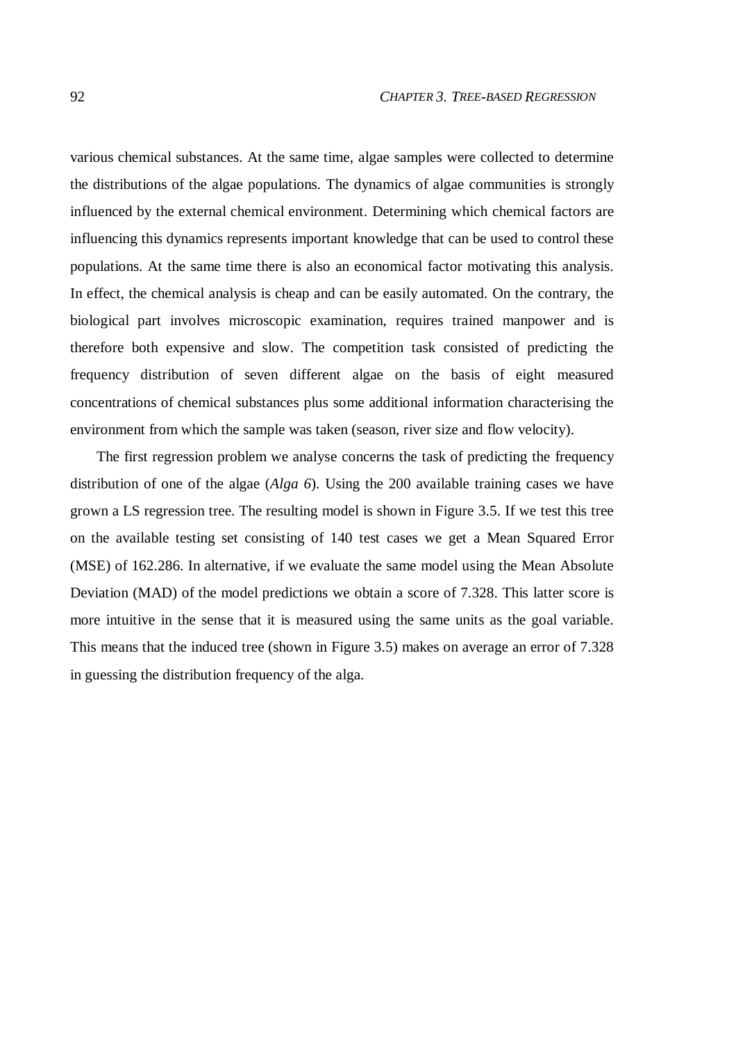various chemical substances. At the same time, algae samples were collected to determine the distributions of the algae populations. The dynamics of algae communities is strongly influenced by the external chemical environment. Determining which chemical factors are influencing this dynamics represents important knowledge that can be used to control these populations. At the same time there is also an economical factor motivating this analysis. In effect, the chemical analysis is cheap and can be easily automated. On the contrary, the biological part involves microscopic examination, requires trained manpower and is therefore both expensive and slow. The competition task consisted of predicting the frequency distribution of seven different algae on the basis of eight measured concentrations of chemical substances plus some additional information characterising the environment from which the sample was taken (season, river size and flow velocity).

The first regression problem we analyse concerns the task of predicting the frequency distribution of one of the algae (*Alga 6*). Using the 200 available training cases we have grown a LS regression tree. The resulting model is shown in Figure 3.5. If we test this tree on the available testing set consisting of 140 test cases we get a Mean Squared Error (MSE) of 162.286. In alternative, if we evaluate the same model using the Mean Absolute Deviation (MAD) of the model predictions we obtain a score of 7.328. This latter score is more intuitive in the sense that it is measured using the same units as the goal variable. This means that the induced tree (shown in Figure 3.5) makes on average an error of 7.328 in guessing the distribution frequency of the alga.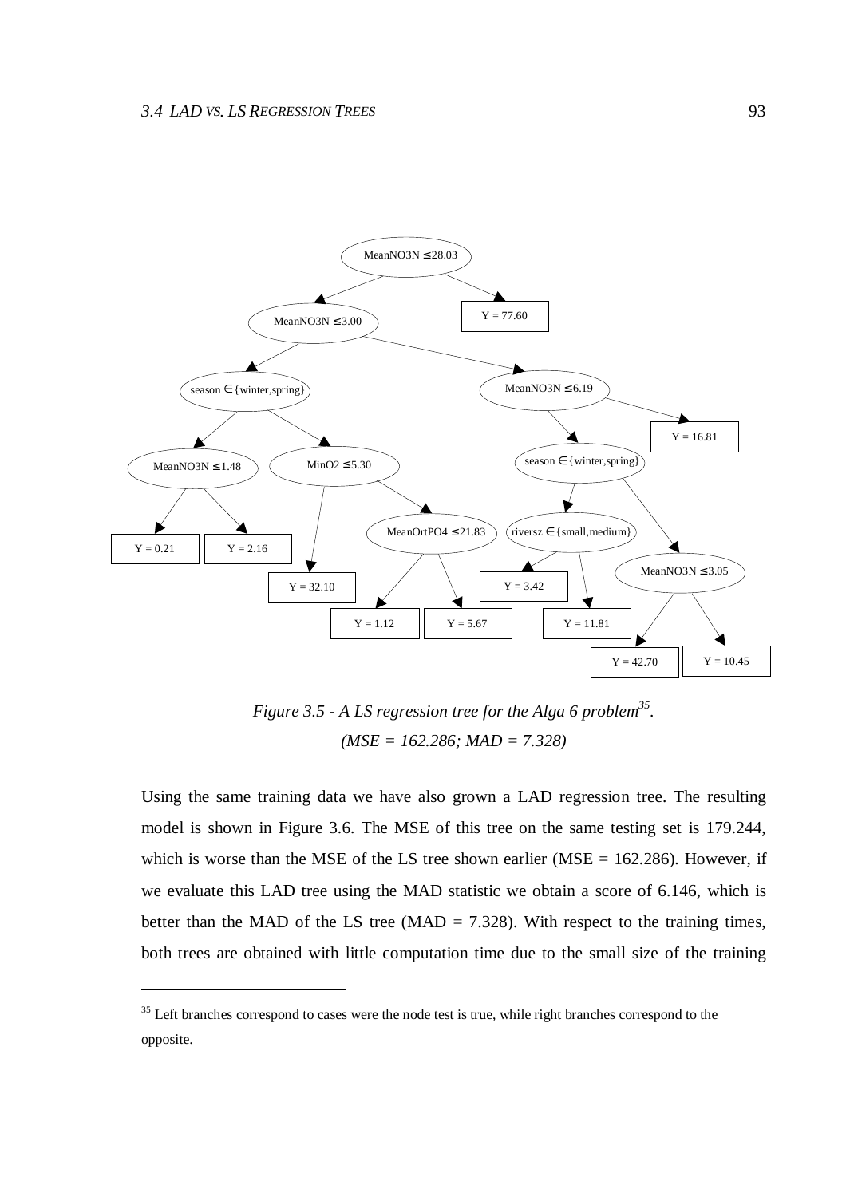Figure 3.5 - A LS regression tree for the Alga 6 problem[35].
(MSE = 162.286; MAD = 7.328)

Using the same training data we have also grown a LAD regression tree. The resulting model is shown in Figure 3.6. The MSE of this tree on the same testing set is 179.244, which is worse than the MSE of the LS tree shown earlier (MSE = 162.286). However, if we evaluate this LAD tree using the MAD statistic we obtain a score of 6.146, which is better than the MAD of the LS tree (MAD = 7.328). With respect to the training times, both trees are obtained with little computation time due to the small size of the training

[35] Left branches correspond to cases were the node test is true, while right branches correspond to the opposite.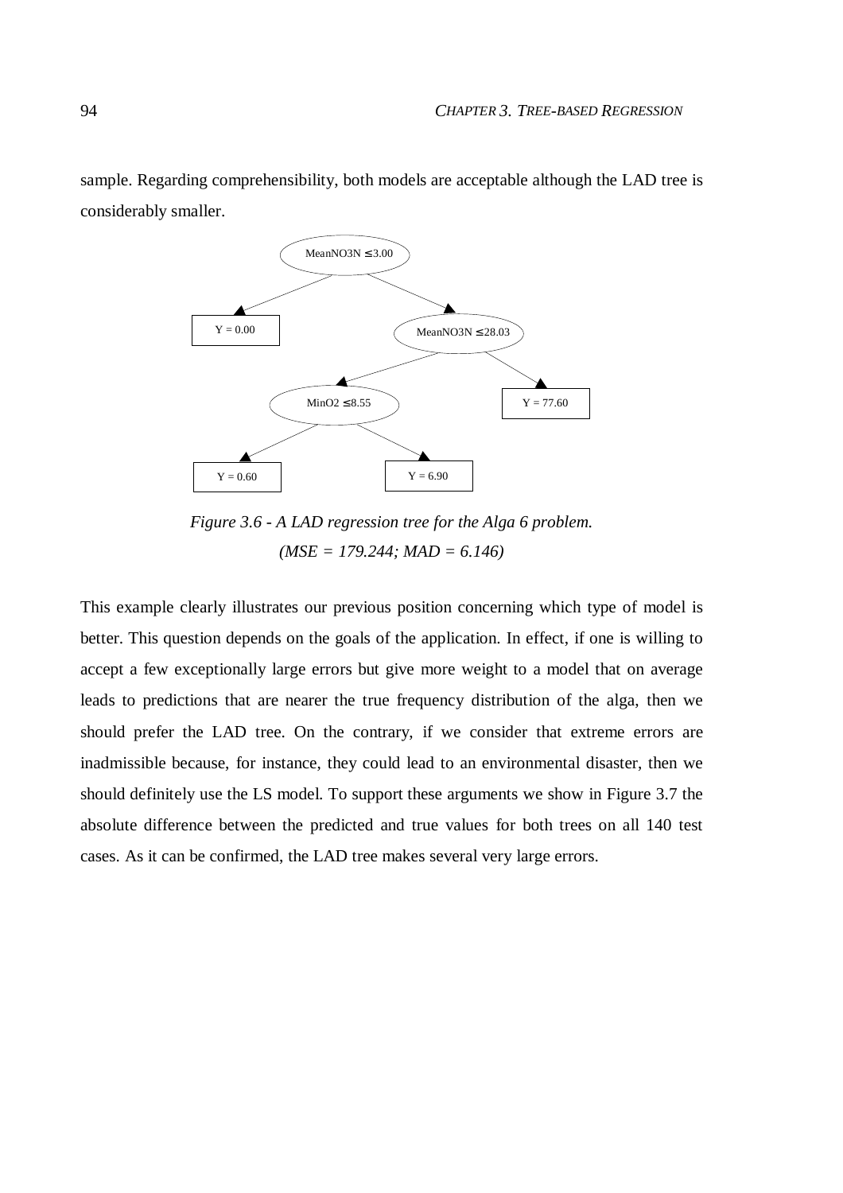sample. Regarding comprehensibility, both models are acceptable although the LAD tree is considerably smaller.

*Figure 3.6 - A LAD regression tree for the Alga 6 problem.*
*(MSE = 179.244; MAD = 6.146)*

This example clearly illustrates our previous position concerning which type of model is better. This question depends on the goals of the application. In effect, if one is willing to accept a few exceptionally large errors but give more weight to a model that on average leads to predictions that are nearer the true frequency distribution of the alga, then we should prefer the LAD tree. On the contrary, if we consider that extreme errors are inadmissible because, for instance, they could lead to an environmental disaster, then we should definitely use the LS model. To support these arguments we show in Figure 3.7 the absolute difference between the predicted and true values for both trees on all 140 test cases. As it can be confirmed, the LAD tree makes several very large errors.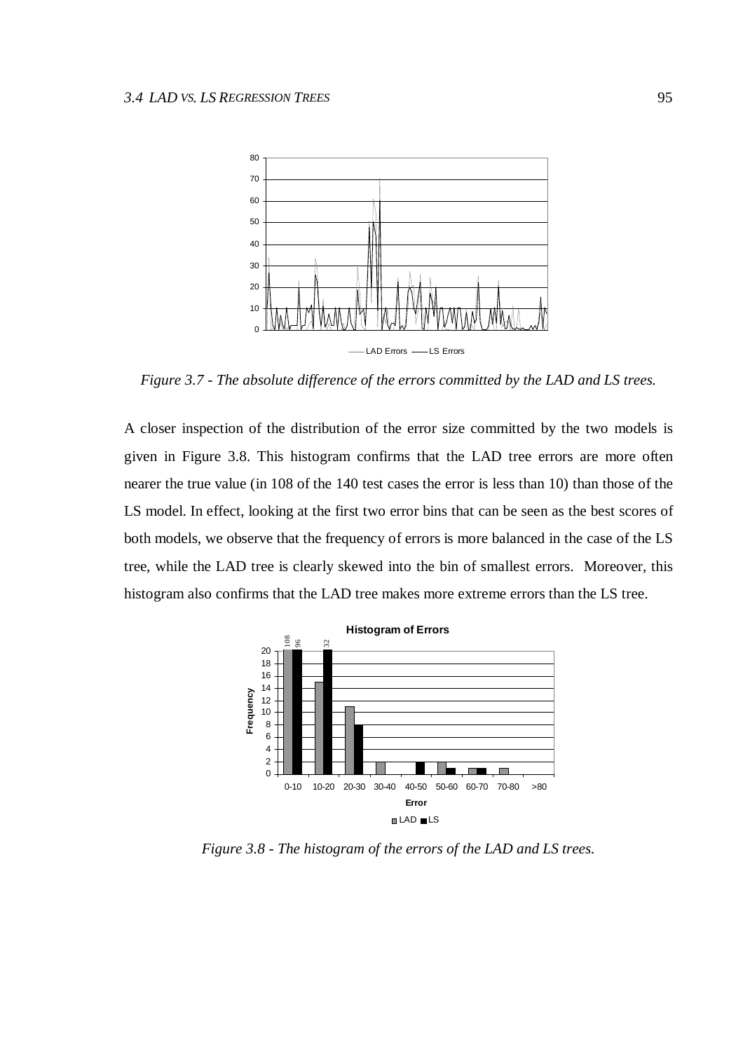*Figure 3.7 - The absolute difference of the errors committed by the LAD and LS trees.*

A closer inspection of the distribution of the error size committed by the two models is given in Figure 3.8. This histogram confirms that the LAD tree errors are more often nearer the true value (in 108 of the 140 test cases the error is less than 10) than those of the LS model. In effect, looking at the first two error bins that can be seen as the best scores of both models, we observe that the frequency of errors is more balanced in the case of the LS tree, while the LAD tree is clearly skewed into the bin of smallest errors. Moreover, this histogram also confirms that the LAD tree makes more extreme errors than the LS tree.

*Figure 3.8 - The histogram of the errors of the LAD and LS trees.*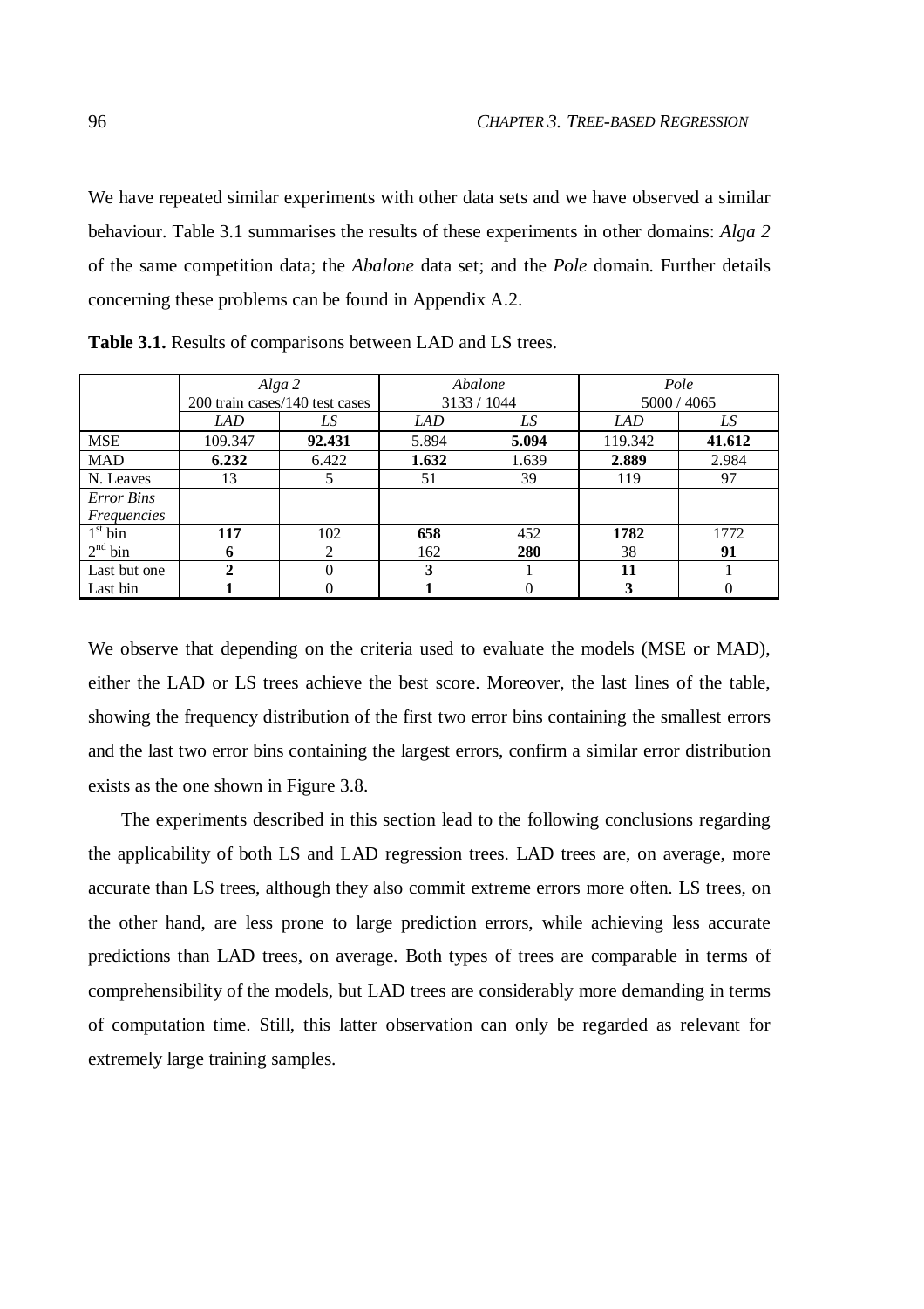We have repeated similar experiments with other data sets and we have observed a similar behaviour. Table 3.1 summarises the results of these experiments in other domains: *Alga 2* of the same competition data; the *Abalone* data set; and the *Pole* domain. Further details concerning these problems can be found in Appendix A.2.

**Table 3.1.** Results of comparisons between LAD and LS trees.

| | *Alga 2* 200 train cases/140 test cases | | *Abalone* 3133 / 1044 | | *Pole* 5000 / 4065 | |
|---|---|---|---|---|---|---|
| | *LAD* | *LS* | *LAD* | *LS* | *LAD* | *LS* |
| MSE | 109.347 | **92.431** | 5.894 | **5.094** | 119.342 | **41.612** |
| MAD | **6.232** | 6.422 | **1.632** | 1.639 | **2.889** | 2.984 |
| N. Leaves | 13 | 5 | 51 | 39 | 119 | 97 |
| *Error Bins Frequencies* | | | | | | |
| 1st bin | **117** | 102 | **658** | 452 | **1782** | 1772 |
| 2nd bin | **6** | 2 | 162 | **280** | 38 | **91** |
| Last but one | **2** | 0 | **3** | 1 | **11** | 1 |
| Last bin | **1** | 0 | **1** | 0 | **3** | 0 |

We observe that depending on the criteria used to evaluate the models (MSE or MAD), either the LAD or LS trees achieve the best score. Moreover, the last lines of the table, showing the frequency distribution of the first two error bins containing the smallest errors and the last two error bins containing the largest errors, confirm a similar error distribution exists as the one shown in Figure 3.8.

The experiments described in this section lead to the following conclusions regarding the applicability of both LS and LAD regression trees. LAD trees are, on average, more accurate than LS trees, although they also commit extreme errors more often. LS trees, on the other hand, are less prone to large prediction errors, while achieving less accurate predictions than LAD trees, on average. Both types of trees are comparable in terms of comprehensibility of the models, but LAD trees are considerably more demanding in terms of computation time. Still, this latter observation can only be regarded as relevant for extremely large training samples.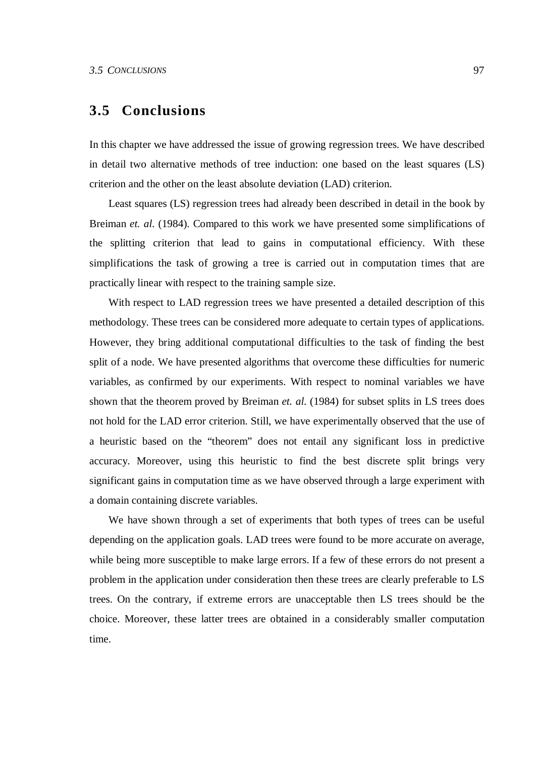## 3.5 Conclusions

In this chapter we have addressed the issue of growing regression trees. We have described in detail two alternative methods of tree induction: one based on the least squares (LS) criterion and the other on the least absolute deviation (LAD) criterion.

Least squares (LS) regression trees had already been described in detail in the book by Breiman *et. al.* (1984). Compared to this work we have presented some simplifications of the splitting criterion that lead to gains in computational efficiency. With these simplifications the task of growing a tree is carried out in computation times that are practically linear with respect to the training sample size.

With respect to LAD regression trees we have presented a detailed description of this methodology. These trees can be considered more adequate to certain types of applications. However, they bring additional computational difficulties to the task of finding the best split of a node. We have presented algorithms that overcome these difficulties for numeric variables, as confirmed by our experiments. With respect to nominal variables we have shown that the theorem proved by Breiman *et. al.* (1984) for subset splits in LS trees does not hold for the LAD error criterion. Still, we have experimentally observed that the use of a heuristic based on the "theorem" does not entail any significant loss in predictive accuracy. Moreover, using this heuristic to find the best discrete split brings very significant gains in computation time as we have observed through a large experiment with a domain containing discrete variables.

We have shown through a set of experiments that both types of trees can be useful depending on the application goals. LAD trees were found to be more accurate on average, while being more susceptible to make large errors. If a few of these errors do not present a problem in the application under consideration then these trees are clearly preferable to LS trees. On the contrary, if extreme errors are unacceptable then LS trees should be the choice. Moreover, these latter trees are obtained in a considerably smaller computation time.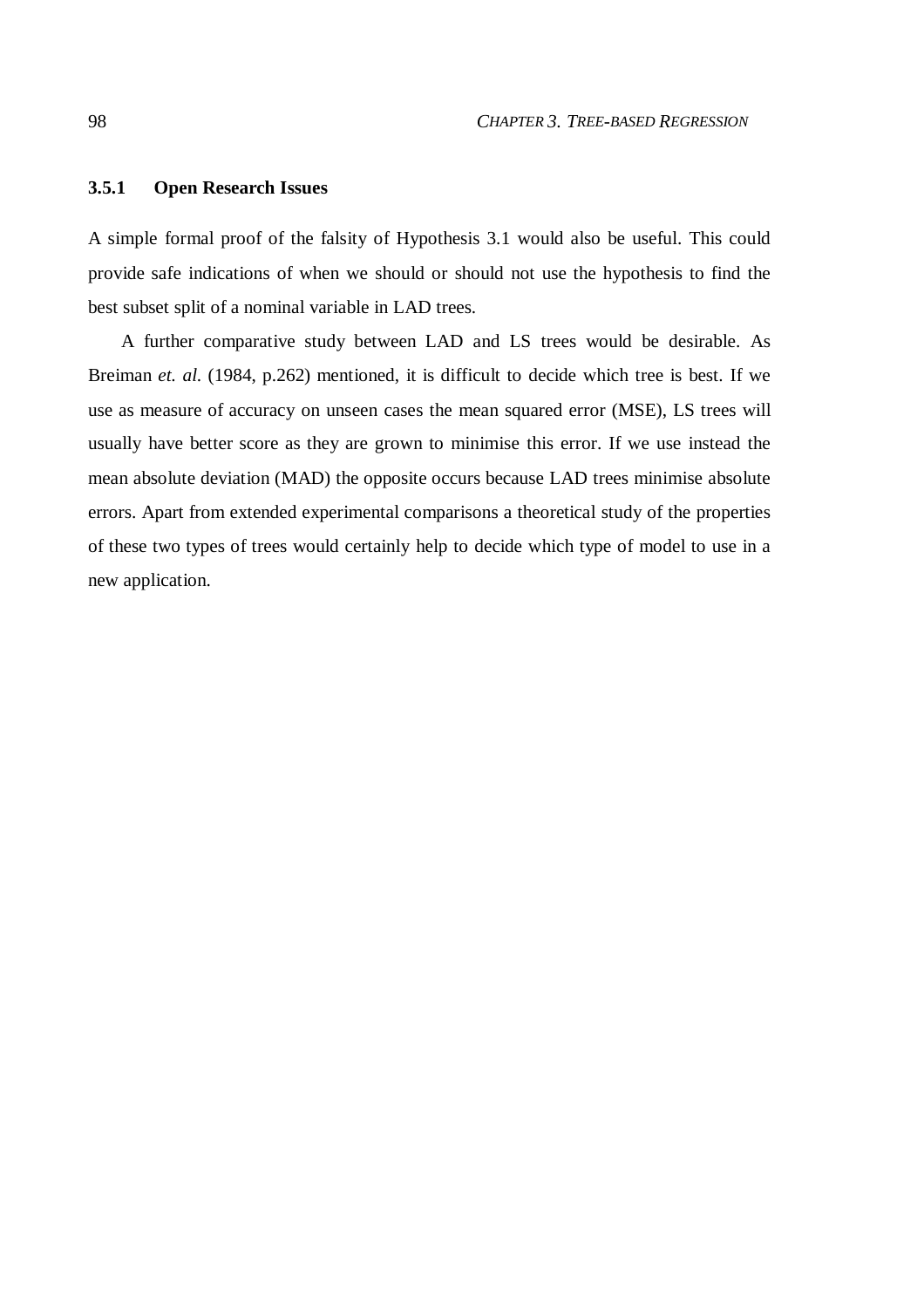### 3.5.1 Open Research Issues

A simple formal proof of the falsity of Hypothesis 3.1 would also be useful. This could provide safe indications of when we should or should not use the hypothesis to find the best subset split of a nominal variable in LAD trees.

A further comparative study between LAD and LS trees would be desirable. As Breiman *et. al.* (1984, p.262) mentioned, it is difficult to decide which tree is best. If we use as measure of accuracy on unseen cases the mean squared error (MSE), LS trees will usually have better score as they are grown to minimise this error. If we use instead the mean absolute deviation (MAD) the opposite occurs because LAD trees minimise absolute errors. Apart from extended experimental comparisons a theoretical study of the properties of these two types of trees would certainly help to decide which type of model to use in a new application.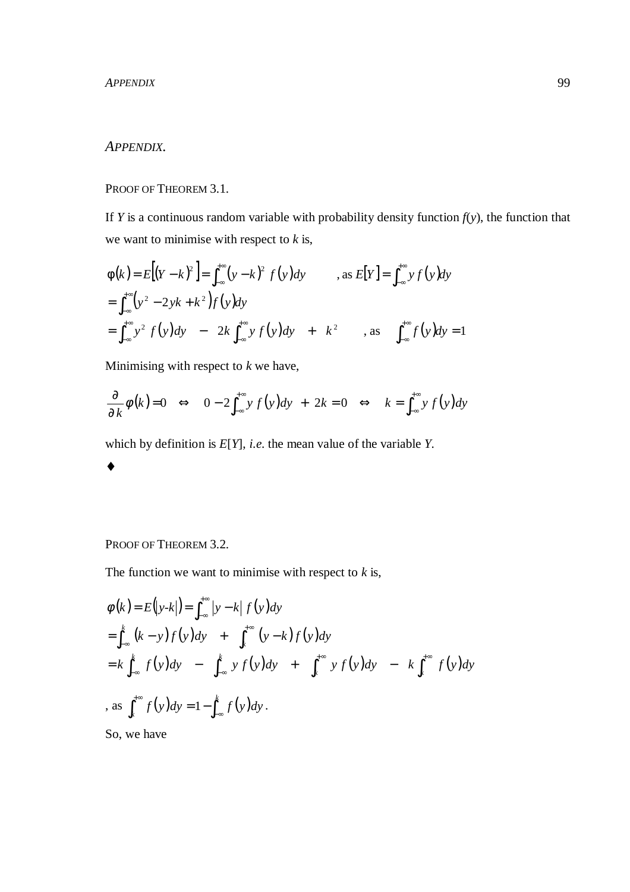## *APPENDIX.*

PROOF OF THEOREM 3.1.

If $Y$ is a continuous random variable with probability density function $f(y)$, the function that we want to minimise with respect to $k$ is,

$$
\begin{aligned}
\varphi(k) &= E\left[(Y-k)^2\right] = \int_{-\infty}^{+\infty} (y-k)^2 \, f(y)dy \qquad \text{, as } E[Y] = \int_{-\infty}^{+\infty} y \, f(y)dy \\
&= \int_{-\infty}^{+\infty} \left(y^2 - 2yk + k^2\right) f(y)dy \\
&= \int_{-\infty}^{+\infty} y^2 \, f(y)dy \quad - \quad 2k\int_{-\infty}^{+\infty} y \, f(y)dy \quad + \quad k^2 \qquad \text{, as} \quad \int_{-\infty}^{+\infty} f(y)dy = 1
\end{aligned}
$$

Minimising with respect to $k$ we have,

$$
\frac{\partial}{\partial k}\varphi(k) = 0 \quad \Leftrightarrow \quad 0 - 2\int_{-\infty}^{+\infty} y \, f(y)dy \; + \; 2k = 0 \quad \Leftrightarrow \quad k = \int_{-\infty}^{+\infty} y \, f(y)dy
$$

which by definition is $E[Y]$, *i.e.* the mean value of the variable $Y$.

♦

PROOF OF THEOREM 3.2.

The function we want to minimise with respect to $k$ is,

$$
\begin{aligned}
\phi(k) &= E\left(|y\text{-}k|\right) = \int_{-\infty}^{+\infty} |y-k| \, f(y)dy \\
&= \int_{-\infty}^{k} (k-y) \, f(y)dy \quad + \quad \int_{k}^{+\infty} (y-k) \, f(y)dy \\
&= k\int_{-\infty}^{k} f(y)dy \quad - \quad \int_{-\infty}^{k} y \, f(y)dy \quad + \quad \int_{k}^{+\infty} y \, f(y)dy \quad - \quad k\int_{k}^{+\infty} f(y)dy
\end{aligned}
$$

, as $\int_{k}^{+\infty} f(y)dy = 1 - \int_{-\infty}^{k} f(y)dy$.

So, we have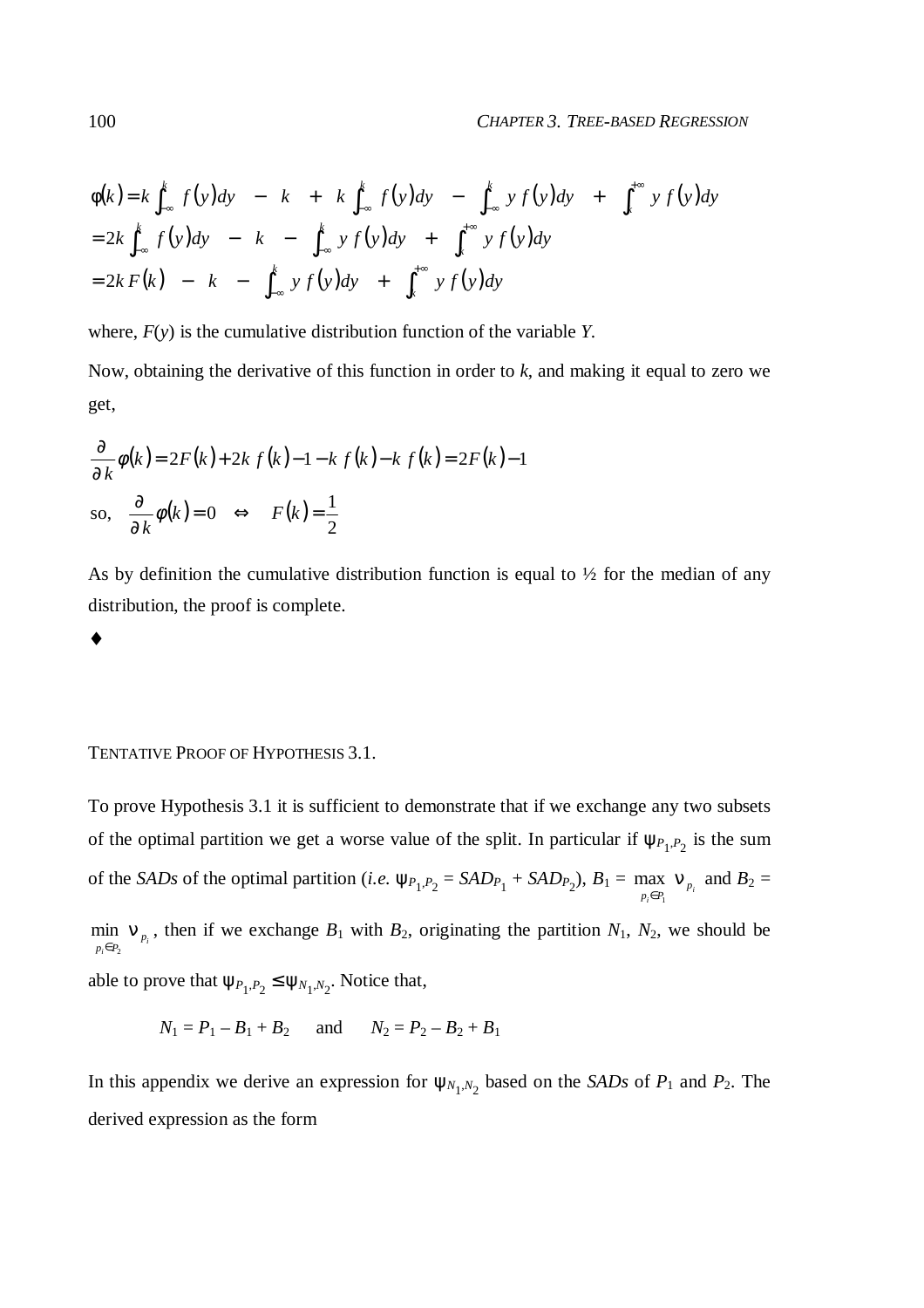$$
\begin{aligned}
\phi(k) &= k\int_{-\infty}^{k} f(y)dy \;-\; k \;+\; k\int_{-\infty}^{k} f(y)dy \;-\; \int_{-\infty}^{k} y\, f(y)dy \;+\; \int_{k}^{+\infty} y\, f(y)dy \\
&= 2k\int_{-\infty}^{k} f(y)dy \;-\; k \;-\; \int_{-\infty}^{k} y\, f(y)dy \;+\; \int_{k}^{+\infty} y\, f(y)dy \\
&= 2k\,F(k) \;-\; k \;-\; \int_{-\infty}^{k} y\, f(y)dy \;+\; \int_{k}^{+\infty} y\, f(y)dy
\end{aligned}
$$

where, $F(y)$ is the cumulative distribution function of the variable $Y$.

Now, obtaining the derivative of this function in order to $k$, and making it equal to zero we get,

$$
\frac{\partial}{\partial k}\phi(k) = 2F(k) + 2k\, f(k) - 1 - k\, f(k) - k\, f(k) = 2F(k) - 1
$$

$$
\text{so,}\quad \frac{\partial}{\partial k}\phi(k) = 0 \quad \Leftrightarrow \quad F(k) = \frac{1}{2}
$$

As by definition the cumulative distribution function is equal to ½ for the median of any distribution, the proof is complete.

♦

TENTATIVE PROOF OF HYPOTHESIS 3.1.

To prove Hypothesis 3.1 it is sufficient to demonstrate that if we exchange any two subsets of the optimal partition we get a worse value of the split. In particular if $\psi_{P_1,P_2}$ is the sum of the *SADs* of the optimal partition (*i.e.* $\psi_{P_1,P_2} = SAD_{P_1} + SAD_{P_2}$), $B_1 = \max_{p_i \in P_1} \nu_{p_i}$ and $B_2 = \min_{p_i \in P_2} \nu_{p_i}$, then if we exchange $B_1$ with $B_2$, originating the partition $N_1$, $N_2$, we should be able to prove that $\psi_{P_1,P_2} \leq \psi_{N_1,N_2}$. Notice that,

$$
N_1 = P_1 - B_1 + B_2 \qquad \text{and} \qquad N_2 = P_2 - B_2 + B_1
$$

In this appendix we derive an expression for $\psi_{N_1,N_2}$ based on the *SADs* of $P_1$ and $P_2$. The derived expression as the form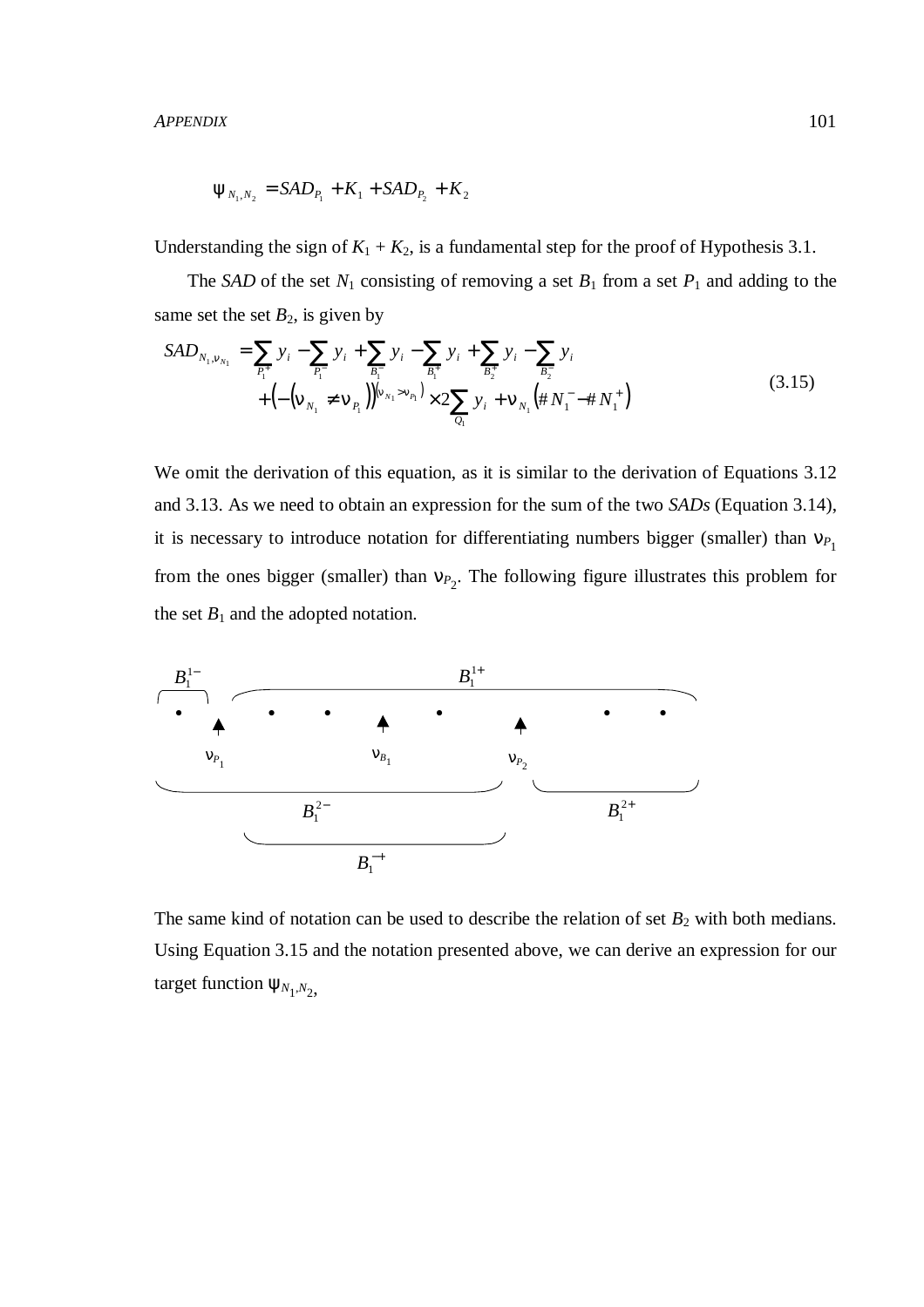$$\psi_{N_1,N_2} = SAD_{P_1} + K_1 + SAD_{P_2} + K_2$$

Understanding the sign of $K_1 + K_2$, is a fundamental step for the proof of Hypothesis 3.1.

The *SAD* of the set $N_1$ consisting of removing a set $B_1$ from a set $P_1$ and adding to the same set the set $B_2$, is given by

$$\begin{aligned} SAD_{N_1,\nu_{N_1}} &= \sum_{P_1^+} y_i - \sum_{P_1^-} y_i + \sum_{B_1^-} y_i - \sum_{B_1^+} y_i + \sum_{B_2^+} y_i - \sum_{B_2^-} y_i \\ &\quad + \left(-\left(\nu_{N_1} \neq \nu_{P_1}\right)\right)^{\left(\nu_{N_1} > \nu_{P_1}\right)} \times 2\sum_{Q_1} y_i + \nu_{N_1}\left(\# N_1^- - \# N_1^+\right) \end{aligned} \tag{3.15}$$

We omit the derivation of this equation, as it is similar to the derivation of Equations 3.12 and 3.13. As we need to obtain an expression for the sum of the two *SADs* (Equation 3.14), it is necessary to introduce notation for differentiating numbers bigger (smaller) than $\nu_{P_1}$ from the ones bigger (smaller) than $\nu_{P_2}$. The following figure illustrates this problem for the set $B_1$ and the adopted notation.

$B_1^{1-}$ $B_1^{1+}$

$\nu_{P_1}$ $\nu_{B_1}$ $\nu_{P_2}$

$B_1^{2-}$ $B_1^{2+}$

$B_1^{-+}$

The same kind of notation can be used to describe the relation of set $B_2$ with both medians. Using Equation 3.15 and the notation presented above, we can derive an expression for our target function $\psi_{N_1,N_2}$,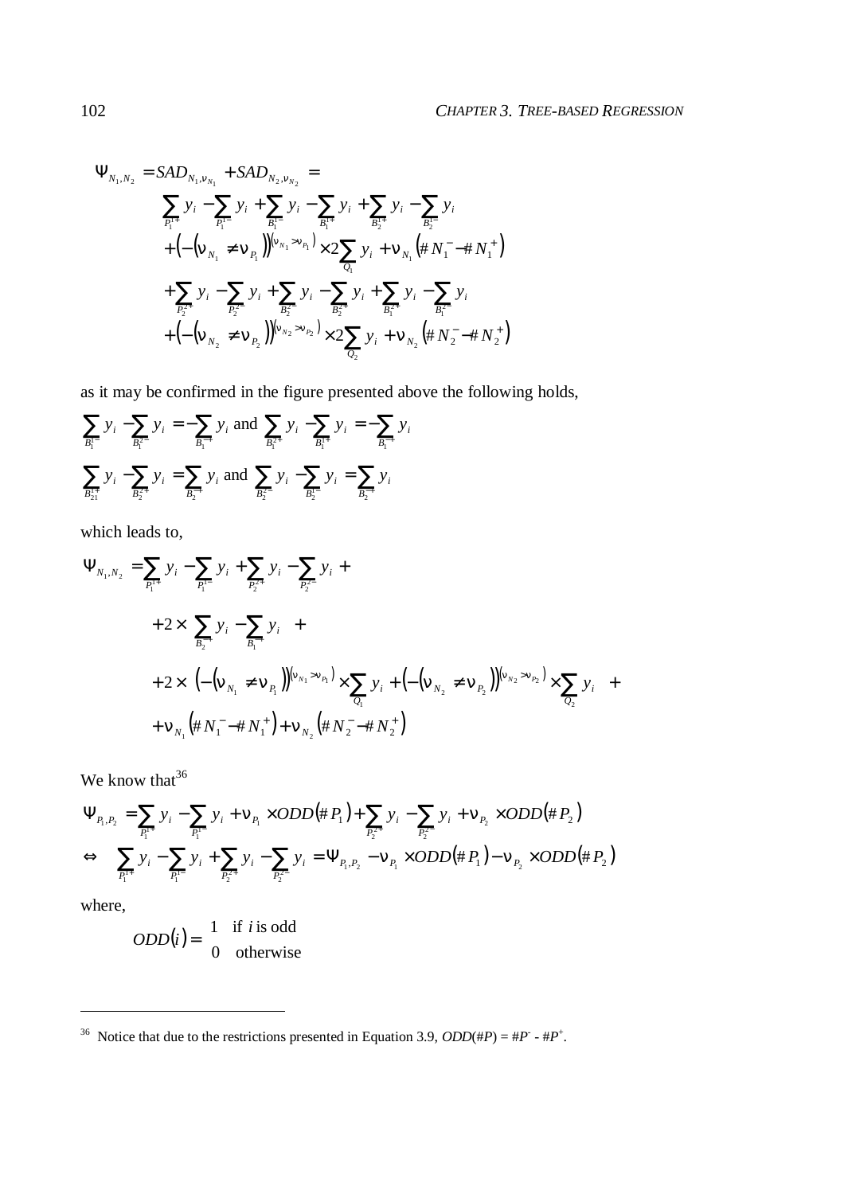$$
\begin{aligned}
\Psi_{N_1,N_2} = & SAD_{N_1,\nu_{N_1}} + SAD_{N_2,\nu_{N_2}} = \\
& \sum_{P_1^{1+}} y_i - \sum_{P_1^{1-}} y_i + \sum_{B_1^{1-}} y_i - \sum_{B_1^{1+}} y_i + \sum_{B_2^{1+}} y_i - \sum_{B_2^{1-}} y_i \\
& + \left(-\left(\nu_{N_1} \neq \nu_{P_1}\right)\right)^{\left(\nu_{N_1} > \nu_{P_1}\right)} \times 2 \sum_{Q_1} y_i + \nu_{N_1}\left(\# N_1^- - \# N_1^+\right) \\
& + \sum_{P_2^{2+}} y_i - \sum_{P_2^{2-}} y_i + \sum_{B_2^{2-}} y_i - \sum_{B_2^{2+}} y_i + \sum_{B_1^{2+}} y_i - \sum_{B_1^{2-}} y_i \\
& + \left(-\left(\nu_{N_2} \neq \nu_{P_2}\right)\right)^{\left(\nu_{N_2} > \nu_{P_2}\right)} \times 2 \sum_{Q_2} y_i + \nu_{N_2}\left(\# N_2^- - \# N_2^+\right)
\end{aligned}
$$

as it may be confirmed in the figure presented above the following holds,

$$
\sum_{B_1^{1-}} y_i - \sum_{B_1^{2-}} y_i = -\sum_{B_1^{-+}} y_i \text{ and } \sum_{B_1^{2+}} y_i - \sum_{B_1^{1+}} y_i = -\sum_{B_1^{-+}} y_i
$$

$$
\sum_{B_{21}^{1+}} y_i - \sum_{B_2^{2+}} y_i = \sum_{B_2^{-+}} y_i \text{ and } \sum_{B_2^{2-}} y_i - \sum_{B_2^{1-}} y_i = \sum_{B_2^{-+}} y_i
$$

which leads to,

$$
\begin{aligned}
\Psi_{N_1,N_2} = & \sum_{P_1^{1+}} y_i - \sum_{P_1^{1-}} y_i + \sum_{P_2^{2+}} y_i - \sum_{P_2^{2-}} y_i + \\
& + 2 \times \left( \sum_{B_2^{-+}} y_i - \sum_{B_1^{-+}} y_i \right) + \\
& + 2 \times \left( \left(-\left(\nu_{N_1} \neq \nu_{P_1}\right)\right)^{\left(\nu_{N_1} > \nu_{P_1}\right)} \times \sum_{Q_1} y_i + \left(-\left(\nu_{N_2} \neq \nu_{P_2}\right)\right)^{\left(\nu_{N_2} > \nu_{P_2}\right)} \times \sum_{Q_2} y_i \right) + \\
& + \nu_{N_1}\left(\# N_1^- - \# N_1^+\right) + \nu_{N_2}\left(\# N_2^- - \# N_2^+\right)
\end{aligned}
$$

We know that[36]

$$
\begin{aligned}
& \Psi_{P_1,P_2} = \sum_{P_1^{1+}} y_i - \sum_{P_1^{1-}} y_i + \nu_{P_1} \times ODD\left(\# P_1\right) + \sum_{P_2^{2+}} y_i - \sum_{P_2^{2-}} y_i + \nu_{P_2} \times ODD\left(\# P_2\right) \\
\Leftrightarrow \quad & \sum_{P_1^{1+}} y_i - \sum_{P_1^{1-}} y_i + \sum_{P_2^{2+}} y_i - \sum_{P_2^{2-}} y_i = \Psi_{P_1,P_2} - \nu_{P_1} \times ODD\left(\# P_1\right) - \nu_{P_2} \times ODD\left(\# P_2\right)
\end{aligned}
$$

where,

$$
ODD(i) = \begin{cases} 1 & \text{if } i \text{ is odd} \\ 0 & \text{otherwise} \end{cases}
$$

---

[36] Notice that due to the restrictions presented in Equation 3.9, $ODD(\#P) = \#P^- - \#P^+$.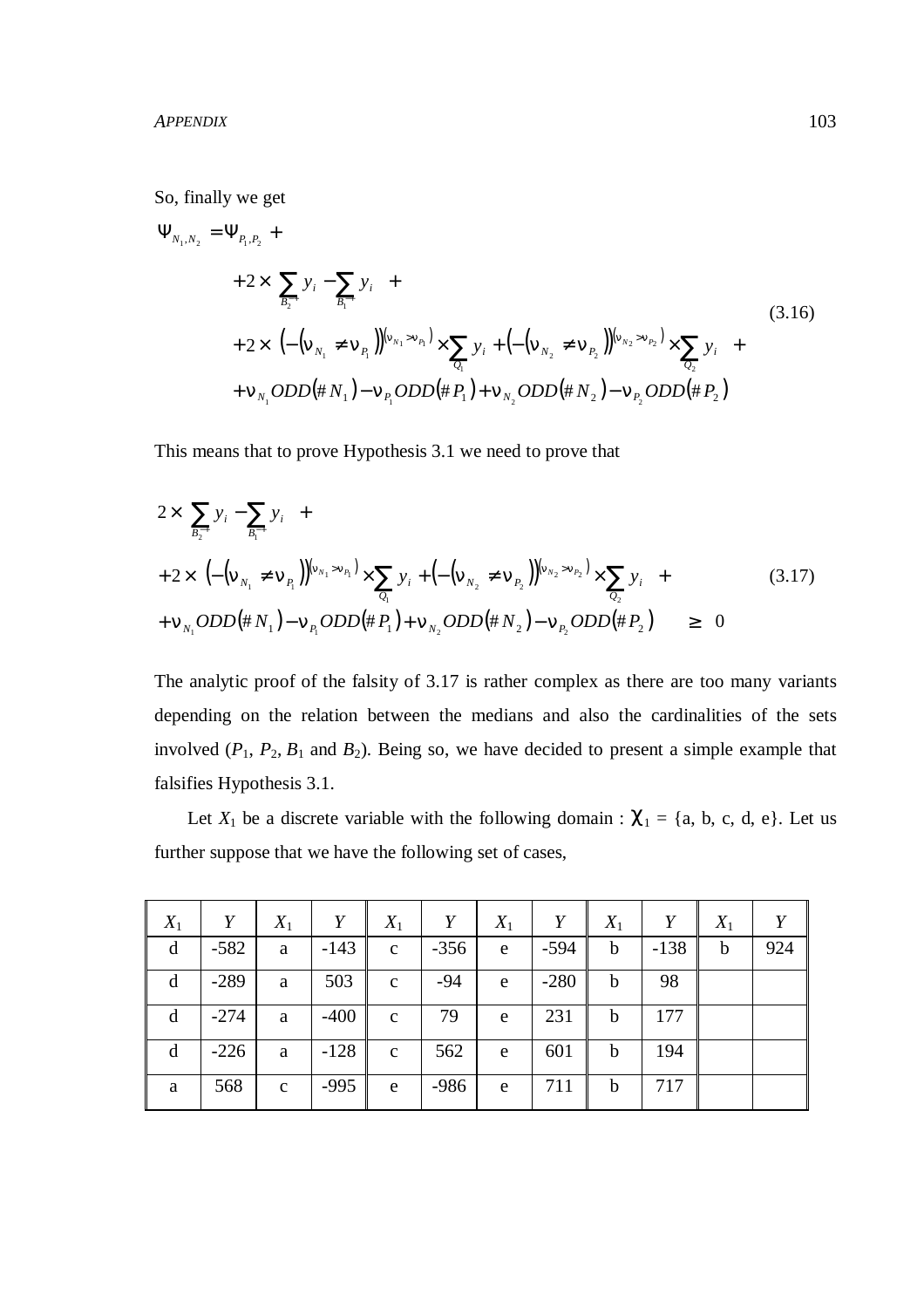So, finally we get

$$
\begin{aligned}
\Psi_{N_1,N_2} = \Psi_{P_1,P_2} &+ \\
&+2 \times \left( \sum_{B_2^{\to +}} y_i - \sum_{B_1^{\to +}} y_i \right) + \\
&+2 \times \left( \left(-\left(\nu_{N_1} \neq \nu_{P_1}\right)\right)^{\left(\nu_{N_1} > \nu_{P_1}\right)} \times \sum_{Q_1} y_i + \left(-\left(\nu_{N_2} \neq \nu_{P_2}\right)\right)^{\left(\nu_{N_2} > \nu_{P_2}\right)} \times \sum_{Q_2} y_i \right) + \\
&+\nu_{N_1} ODD(\# N_1) - \nu_{P_1} ODD(\# P_1) + \nu_{N_2} ODD(\# N_2) - \nu_{P_2} ODD(\# P_2)
\end{aligned}
\tag{3.16}
$$

This means that to prove Hypothesis 3.1 we need to prove that

$$
\begin{aligned}
&2 \times \left( \sum_{B_2^{\to +}} y_i - \sum_{B_1^{\to +}} y_i \right) + \\
&+2 \times \left( \left(-\left(\nu_{N_1} \neq \nu_{P_1}\right)\right)^{\left(\nu_{N_1} > \nu_{P_1}\right)} \times \sum_{Q_1} y_i + \left(-\left(\nu_{N_2} \neq \nu_{P_2}\right)\right)^{\left(\nu_{N_2} > \nu_{P_2}\right)} \times \sum_{Q_2} y_i \right) + \\
&+\nu_{N_1} ODD(\# N_1) - \nu_{P_1} ODD(\# P_1) + \nu_{N_2} ODD(\# N_2) - \nu_{P_2} ODD(\# P_2) \quad \geq \; 0
\end{aligned}
\tag{3.17}
$$

The analytic proof of the falsity of 3.17 is rather complex as there are too many variants depending on the relation between the medians and also the cardinalities of the sets involved ($P_1$, $P_2$, $B_1$ and $B_2$). Being so, we have decided to present a simple example that falsifies Hypothesis 3.1.

Let $X_1$ be a discrete variable with the following domain : $\chi_1$ = {a, b, c, d, e}. Let us further suppose that we have the following set of cases,

| $X_1$ | $Y$ | $X_1$ | $Y$ | $X_1$ | $Y$ | $X_1$ | $Y$ | $X_1$ | $Y$ | $X_1$ | $Y$ |
|---|---|---|---|---|---|---|---|---|---|---|---|
| d | -582 | a | -143 | c | -356 | e | -594 | b | -138 | b | 924 |
| d | -289 | a | 503 | c | -94 | e | -280 | b | 98 | | |
| d | -274 | a | -400 | c | 79 | e | 231 | b | 177 | | |
| d | -226 | a | -128 | c | 562 | e | 601 | b | 194 | | |
| a | 568 | c | -995 | e | -986 | e | 711 | b | 717 | | |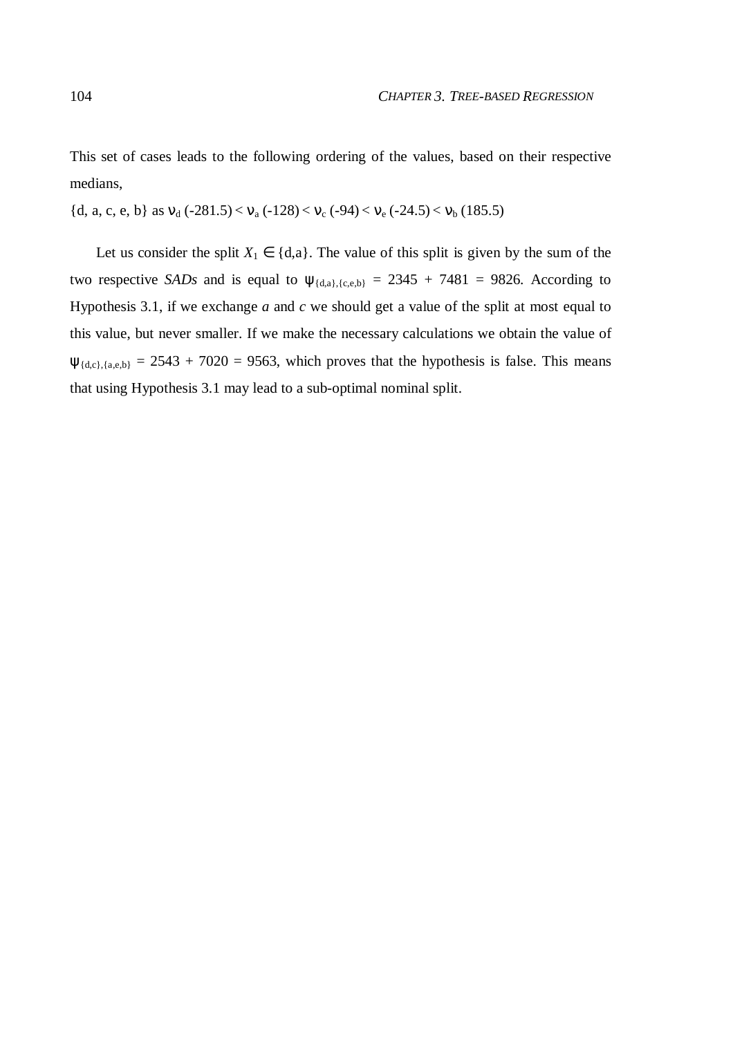This set of cases leads to the following ordering of the values, based on their respective medians,

{d, a, c, e, b} as $\nu_d$ (-281.5) < $\nu_a$ (-128) < $\nu_c$ (-94) < $\nu_e$ (-24.5) < $\nu_b$ (185.5)

Let us consider the split $X_1 \in \{d,a\}$. The value of this split is given by the sum of the two respective *SADs* and is equal to $\psi_{\{d,a\},\{c,e,b\}} = 2345 + 7481 = 9826$. According to Hypothesis 3.1, if we exchange *a* and *c* we should get a value of the split at most equal to this value, but never smaller. If we make the necessary calculations we obtain the value of $\psi_{\{d,c\},\{a,e,b\}} = 2543 + 7020 = 9563$, which proves that the hypothesis is false. This means that using Hypothesis 3.1 may lead to a sub-optimal nominal split.